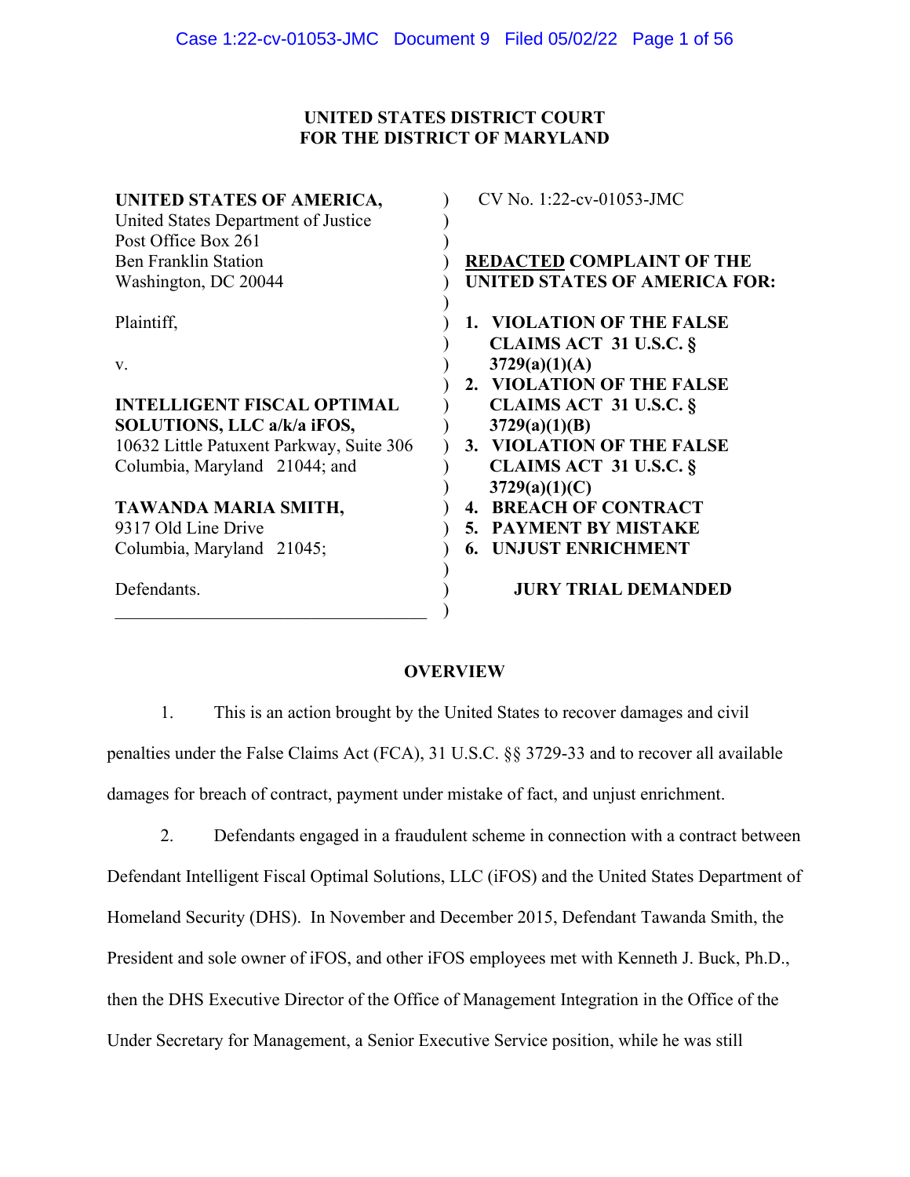**UNITED STATES DISTRICT COURT**
**FOR THE DISTRICT OF MARYLAND**

| | |
|---|---|
| **UNITED STATES OF AMERICA,**<br>United States Department of Justice<br>Post Office Box 261<br>Ben Franklin Station<br>Washington, DC 20044<br><br>Plaintiff,<br><br>v.<br><br>**INTELLIGENT FISCAL OPTIMAL SOLUTIONS, LLC a/k/a iFOS,**<br>10632 Little Patuxent Parkway, Suite 306<br>Columbia, Maryland 21044; and<br><br>**TAWANDA MARIA SMITH,**<br>9317 Old Line Drive<br>Columbia, Maryland 21045;<br><br>Defendants. | CV No. 1:22-cv-01053-JMC<br><br>**REDACTED COMPLAINT OF THE UNITED STATES OF AMERICA FOR:**<br><br>**1. VIOLATION OF THE FALSE CLAIMS ACT 31 U.S.C. § 3729(a)(1)(A)**<br>**2. VIOLATION OF THE FALSE CLAIMS ACT 31 U.S.C. § 3729(a)(1)(B)**<br>**3. VIOLATION OF THE FALSE CLAIMS ACT 31 U.S.C. § 3729(a)(1)(C)**<br>**4. BREACH OF CONTRACT**<br>**5. PAYMENT BY MISTAKE**<br>**6. UNJUST ENRICHMENT**<br><br>**JURY TRIAL DEMANDED** |

## OVERVIEW

1. This is an action brought by the United States to recover damages and civil penalties under the False Claims Act (FCA), 31 U.S.C. §§ 3729-33 and to recover all available damages for breach of contract, payment under mistake of fact, and unjust enrichment.

2. Defendants engaged in a fraudulent scheme in connection with a contract between Defendant Intelligent Fiscal Optimal Solutions, LLC (iFOS) and the United States Department of Homeland Security (DHS). In November and December 2015, Defendant Tawanda Smith, the President and sole owner of iFOS, and other iFOS employees met with Kenneth J. Buck, Ph.D., then the DHS Executive Director of the Office of Management Integration in the Office of the Under Secretary for Management, a Senior Executive Service position, while he was still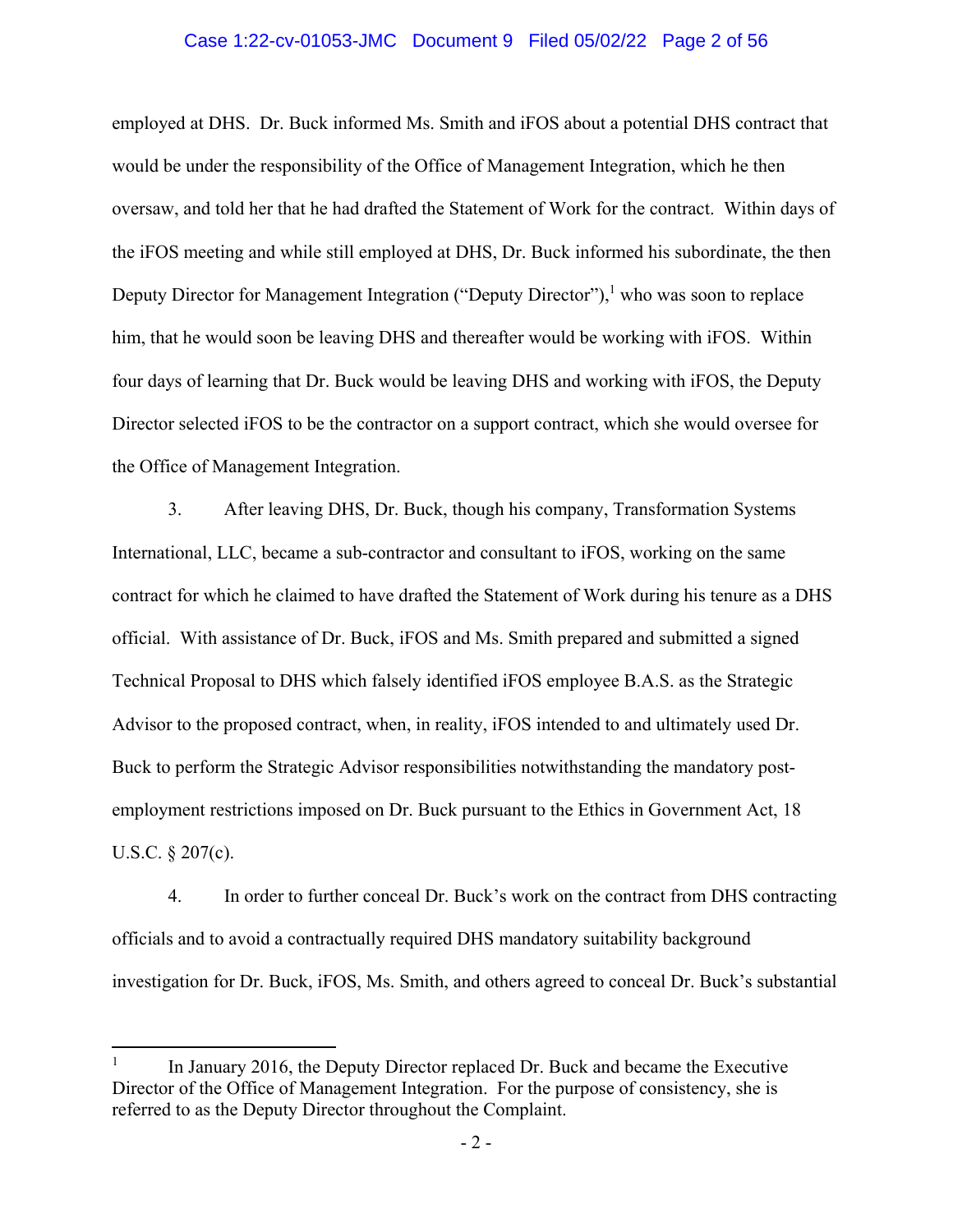employed at DHS. Dr. Buck informed Ms. Smith and iFOS about a potential DHS contract that would be under the responsibility of the Office of Management Integration, which he then oversaw, and told her that he had drafted the Statement of Work for the contract. Within days of the iFOS meeting and while still employed at DHS, Dr. Buck informed his subordinate, the then Deputy Director for Management Integration ("Deputy Director"),[1] who was soon to replace him, that he would soon be leaving DHS and thereafter would be working with iFOS. Within four days of learning that Dr. Buck would be leaving DHS and working with iFOS, the Deputy Director selected iFOS to be the contractor on a support contract, which she would oversee for the Office of Management Integration.

3. After leaving DHS, Dr. Buck, though his company, Transformation Systems International, LLC, became a sub-contractor and consultant to iFOS, working on the same contract for which he claimed to have drafted the Statement of Work during his tenure as a DHS official. With assistance of Dr. Buck, iFOS and Ms. Smith prepared and submitted a signed Technical Proposal to DHS which falsely identified iFOS employee B.A.S. as the Strategic Advisor to the proposed contract, when, in reality, iFOS intended to and ultimately used Dr. Buck to perform the Strategic Advisor responsibilities notwithstanding the mandatory post-employment restrictions imposed on Dr. Buck pursuant to the Ethics in Government Act, 18 U.S.C. § 207(c).

4. In order to further conceal Dr. Buck's work on the contract from DHS contracting officials and to avoid a contractually required DHS mandatory suitability background investigation for Dr. Buck, iFOS, Ms. Smith, and others agreed to conceal Dr. Buck's substantial

[1] In January 2016, the Deputy Director replaced Dr. Buck and became the Executive Director of the Office of Management Integration. For the purpose of consistency, she is referred to as the Deputy Director throughout the Complaint.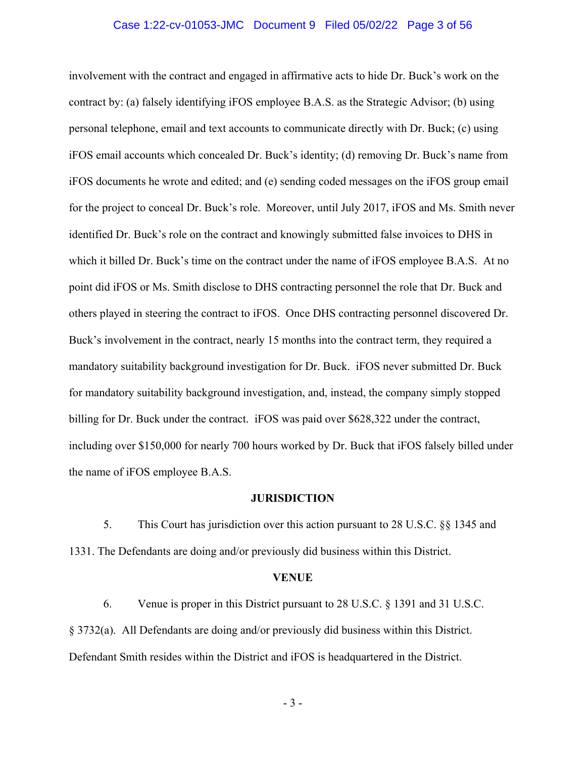involvement with the contract and engaged in affirmative acts to hide Dr. Buck's work on the contract by: (a) falsely identifying iFOS employee B.A.S. as the Strategic Advisor; (b) using personal telephone, email and text accounts to communicate directly with Dr. Buck; (c) using iFOS email accounts which concealed Dr. Buck's identity; (d) removing Dr. Buck's name from iFOS documents he wrote and edited; and (e) sending coded messages on the iFOS group email for the project to conceal Dr. Buck's role. Moreover, until July 2017, iFOS and Ms. Smith never identified Dr. Buck's role on the contract and knowingly submitted false invoices to DHS in which it billed Dr. Buck's time on the contract under the name of iFOS employee B.A.S. At no point did iFOS or Ms. Smith disclose to DHS contracting personnel the role that Dr. Buck and others played in steering the contract to iFOS. Once DHS contracting personnel discovered Dr. Buck's involvement in the contract, nearly 15 months into the contract term, they required a mandatory suitability background investigation for Dr. Buck. iFOS never submitted Dr. Buck for mandatory suitability background investigation, and, instead, the company simply stopped billing for Dr. Buck under the contract. iFOS was paid over $628,322 under the contract, including over $150,000 for nearly 700 hours worked by Dr. Buck that iFOS falsely billed under the name of iFOS employee B.A.S.

## JURISDICTION

5. This Court has jurisdiction over this action pursuant to 28 U.S.C. §§ 1345 and 1331. The Defendants are doing and/or previously did business within this District.

## VENUE

6. Venue is proper in this District pursuant to 28 U.S.C. § 1391 and 31 U.S.C. § 3732(a). All Defendants are doing and/or previously did business within this District. Defendant Smith resides within the District and iFOS is headquartered in the District.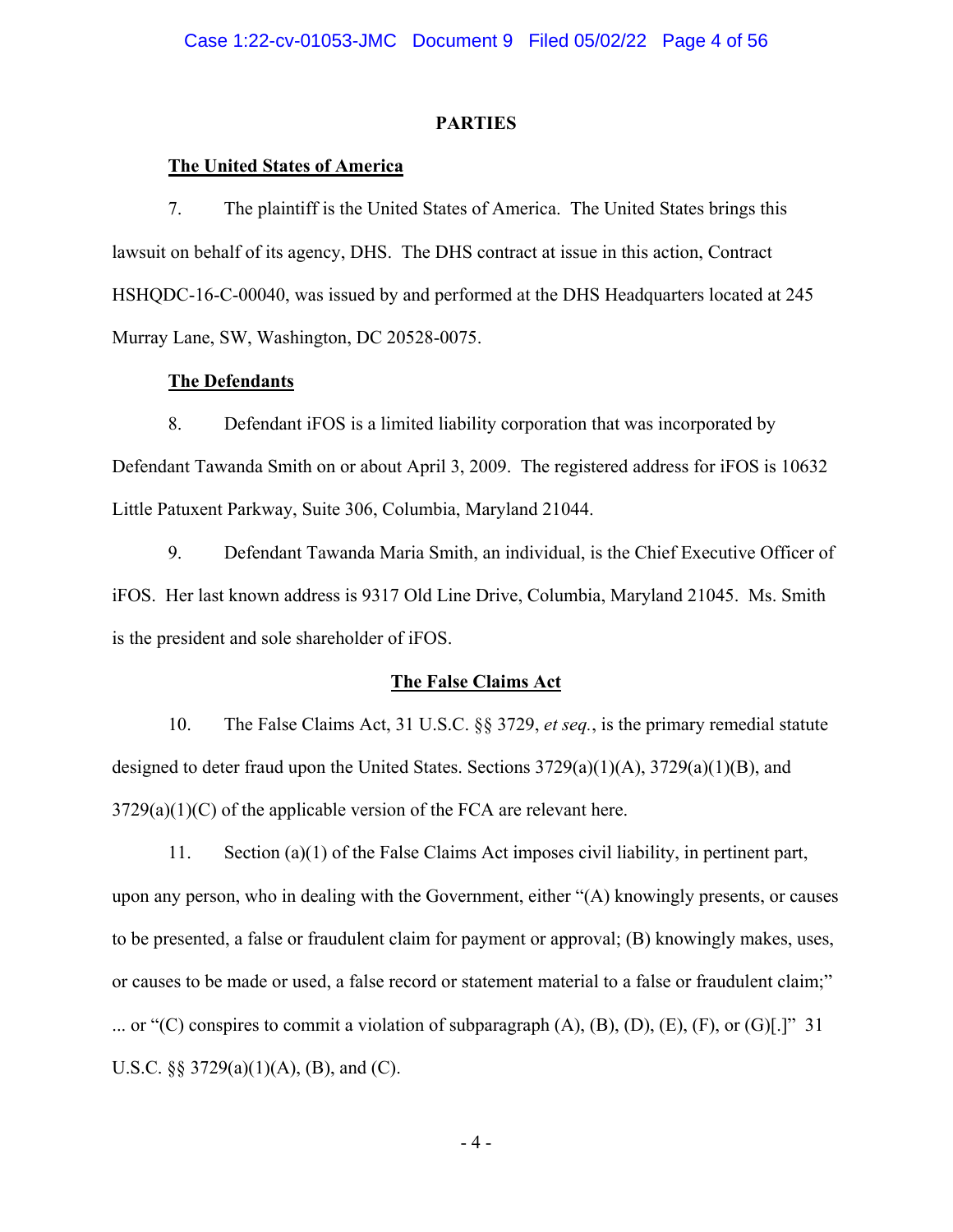## PARTIES

### The United States of America

7. The plaintiff is the United States of America. The United States brings this lawsuit on behalf of its agency, DHS. The DHS contract at issue in this action, Contract HSHQDC-16-C-00040, was issued by and performed at the DHS Headquarters located at 245 Murray Lane, SW, Washington, DC 20528-0075.

### The Defendants

8. Defendant iFOS is a limited liability corporation that was incorporated by Defendant Tawanda Smith on or about April 3, 2009. The registered address for iFOS is 10632 Little Patuxent Parkway, Suite 306, Columbia, Maryland 21044.

9. Defendant Tawanda Maria Smith, an individual, is the Chief Executive Officer of iFOS. Her last known address is 9317 Old Line Drive, Columbia, Maryland 21045. Ms. Smith is the president and sole shareholder of iFOS.

## The False Claims Act

10. The False Claims Act, 31 U.S.C. §§ 3729, *et seq.*, is the primary remedial statute designed to deter fraud upon the United States. Sections 3729(a)(1)(A), 3729(a)(1)(B), and 3729(a)(1)(C) of the applicable version of the FCA are relevant here.

11. Section (a)(1) of the False Claims Act imposes civil liability, in pertinent part, upon any person, who in dealing with the Government, either "(A) knowingly presents, or causes to be presented, a false or fraudulent claim for payment or approval; (B) knowingly makes, uses, or causes to be made or used, a false record or statement material to a false or fraudulent claim;" ... or "(C) conspires to commit a violation of subparagraph (A), (B), (D), (E), (F), or (G)[.]" 31 U.S.C. §§ 3729(a)(1)(A), (B), and (C).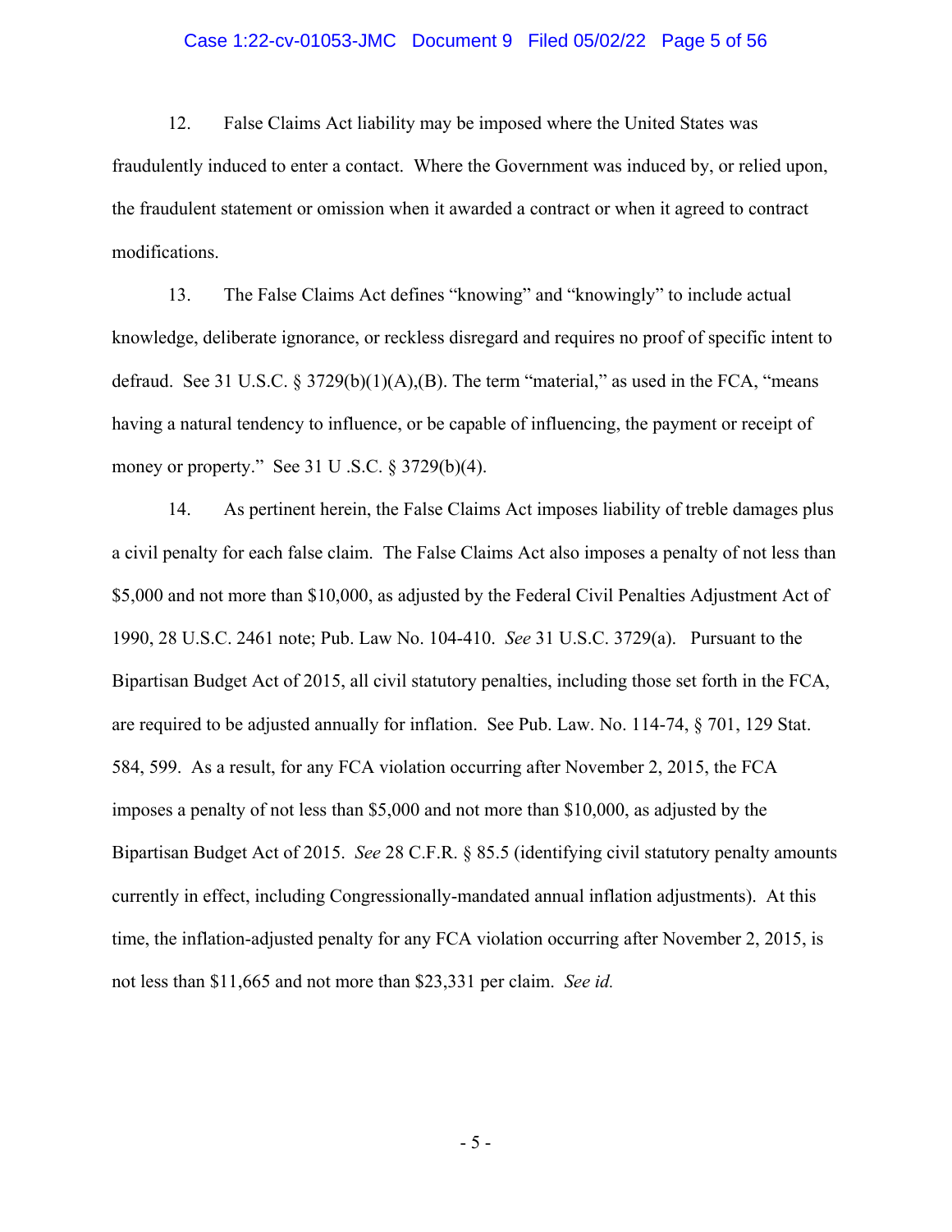12. False Claims Act liability may be imposed where the United States was fraudulently induced to enter a contact. Where the Government was induced by, or relied upon, the fraudulent statement or omission when it awarded a contract or when it agreed to contract modifications.

13. The False Claims Act defines "knowing" and "knowingly" to include actual knowledge, deliberate ignorance, or reckless disregard and requires no proof of specific intent to defraud. See 31 U.S.C. § 3729(b)(1)(A),(B). The term "material," as used in the FCA, "means having a natural tendency to influence, or be capable of influencing, the payment or receipt of money or property." See 31 U .S.C. § 3729(b)(4).

14. As pertinent herein, the False Claims Act imposes liability of treble damages plus a civil penalty for each false claim. The False Claims Act also imposes a penalty of not less than $5,000 and not more than $10,000, as adjusted by the Federal Civil Penalties Adjustment Act of 1990, 28 U.S.C. 2461 note; Pub. Law No. 104-410. *See* 31 U.S.C. 3729(a). Pursuant to the Bipartisan Budget Act of 2015, all civil statutory penalties, including those set forth in the FCA, are required to be adjusted annually for inflation. See Pub. Law. No. 114-74, § 701, 129 Stat. 584, 599. As a result, for any FCA violation occurring after November 2, 2015, the FCA imposes a penalty of not less than $5,000 and not more than $10,000, as adjusted by the Bipartisan Budget Act of 2015. *See* 28 C.F.R. § 85.5 (identifying civil statutory penalty amounts currently in effect, including Congressionally-mandated annual inflation adjustments). At this time, the inflation-adjusted penalty for any FCA violation occurring after November 2, 2015, is not less than $11,665 and not more than $23,331 per claim. *See id.*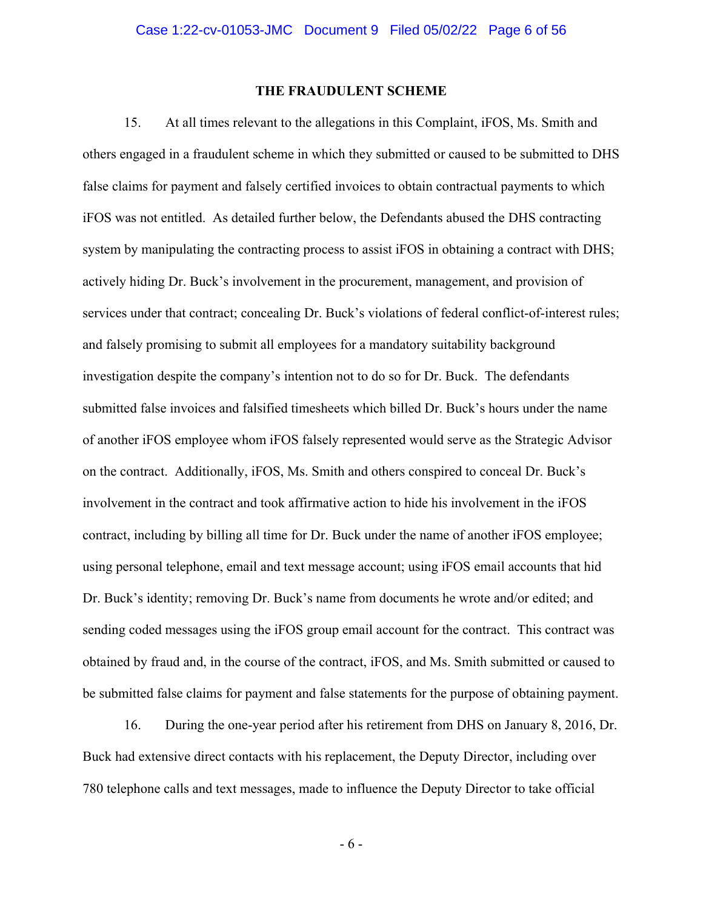## THE FRAUDULENT SCHEME

15. At all times relevant to the allegations in this Complaint, iFOS, Ms. Smith and others engaged in a fraudulent scheme in which they submitted or caused to be submitted to DHS false claims for payment and falsely certified invoices to obtain contractual payments to which iFOS was not entitled. As detailed further below, the Defendants abused the DHS contracting system by manipulating the contracting process to assist iFOS in obtaining a contract with DHS; actively hiding Dr. Buck's involvement in the procurement, management, and provision of services under that contract; concealing Dr. Buck's violations of federal conflict-of-interest rules; and falsely promising to submit all employees for a mandatory suitability background investigation despite the company's intention not to do so for Dr. Buck. The defendants submitted false invoices and falsified timesheets which billed Dr. Buck's hours under the name of another iFOS employee whom iFOS falsely represented would serve as the Strategic Advisor on the contract. Additionally, iFOS, Ms. Smith and others conspired to conceal Dr. Buck's involvement in the contract and took affirmative action to hide his involvement in the iFOS contract, including by billing all time for Dr. Buck under the name of another iFOS employee; using personal telephone, email and text message account; using iFOS email accounts that hid Dr. Buck's identity; removing Dr. Buck's name from documents he wrote and/or edited; and sending coded messages using the iFOS group email account for the contract. This contract was obtained by fraud and, in the course of the contract, iFOS, and Ms. Smith submitted or caused to be submitted false claims for payment and false statements for the purpose of obtaining payment.

16. During the one-year period after his retirement from DHS on January 8, 2016, Dr. Buck had extensive direct contacts with his replacement, the Deputy Director, including over 780 telephone calls and text messages, made to influence the Deputy Director to take official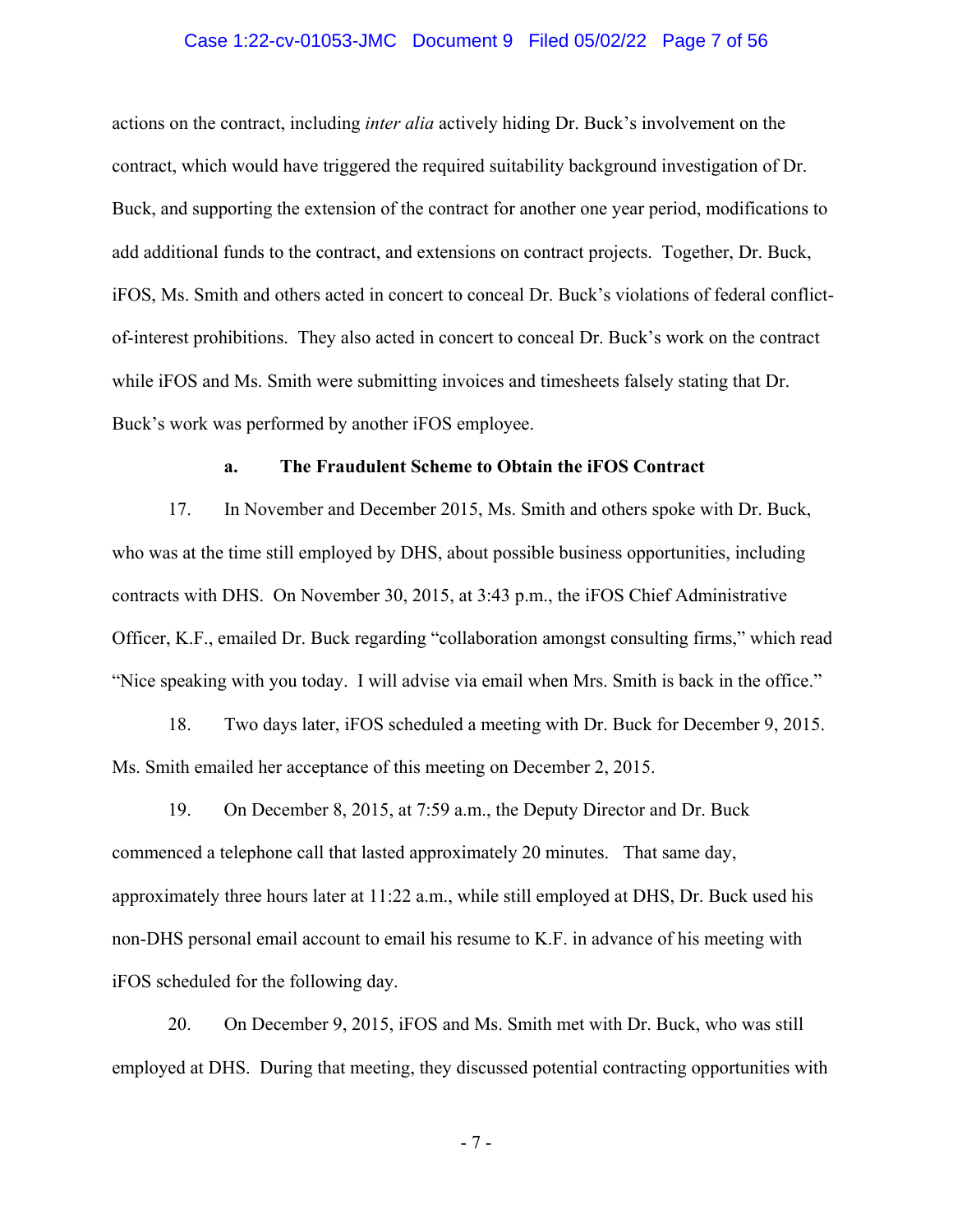actions on the contract, including *inter alia* actively hiding Dr. Buck's involvement on the contract, which would have triggered the required suitability background investigation of Dr. Buck, and supporting the extension of the contract for another one year period, modifications to add additional funds to the contract, and extensions on contract projects. Together, Dr. Buck, iFOS, Ms. Smith and others acted in concert to conceal Dr. Buck's violations of federal conflict-of-interest prohibitions. They also acted in concert to conceal Dr. Buck's work on the contract while iFOS and Ms. Smith were submitting invoices and timesheets falsely stating that Dr. Buck's work was performed by another iFOS employee.

**a. The Fraudulent Scheme to Obtain the iFOS Contract**

17. In November and December 2015, Ms. Smith and others spoke with Dr. Buck, who was at the time still employed by DHS, about possible business opportunities, including contracts with DHS. On November 30, 2015, at 3:43 p.m., the iFOS Chief Administrative Officer, K.F., emailed Dr. Buck regarding "collaboration amongst consulting firms," which read "Nice speaking with you today. I will advise via email when Mrs. Smith is back in the office."

18. Two days later, iFOS scheduled a meeting with Dr. Buck for December 9, 2015. Ms. Smith emailed her acceptance of this meeting on December 2, 2015.

19. On December 8, 2015, at 7:59 a.m., the Deputy Director and Dr. Buck commenced a telephone call that lasted approximately 20 minutes. That same day, approximately three hours later at 11:22 a.m., while still employed at DHS, Dr. Buck used his non-DHS personal email account to email his resume to K.F. in advance of his meeting with iFOS scheduled for the following day.

20. On December 9, 2015, iFOS and Ms. Smith met with Dr. Buck, who was still employed at DHS. During that meeting, they discussed potential contracting opportunities with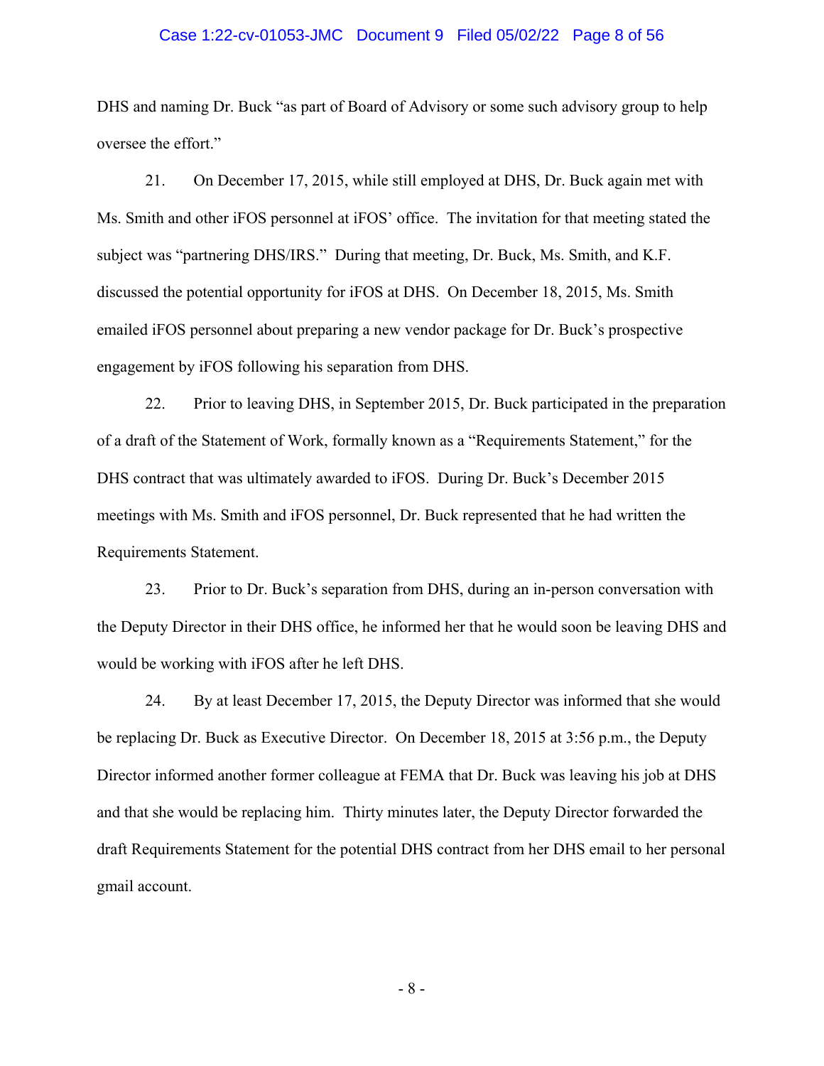DHS and naming Dr. Buck "as part of Board of Advisory or some such advisory group to help oversee the effort."

21. On December 17, 2015, while still employed at DHS, Dr. Buck again met with Ms. Smith and other iFOS personnel at iFOS' office. The invitation for that meeting stated the subject was "partnering DHS/IRS." During that meeting, Dr. Buck, Ms. Smith, and K.F. discussed the potential opportunity for iFOS at DHS. On December 18, 2015, Ms. Smith emailed iFOS personnel about preparing a new vendor package for Dr. Buck's prospective engagement by iFOS following his separation from DHS.

22. Prior to leaving DHS, in September 2015, Dr. Buck participated in the preparation of a draft of the Statement of Work, formally known as a "Requirements Statement," for the DHS contract that was ultimately awarded to iFOS. During Dr. Buck's December 2015 meetings with Ms. Smith and iFOS personnel, Dr. Buck represented that he had written the Requirements Statement.

23. Prior to Dr. Buck's separation from DHS, during an in-person conversation with the Deputy Director in their DHS office, he informed her that he would soon be leaving DHS and would be working with iFOS after he left DHS.

24. By at least December 17, 2015, the Deputy Director was informed that she would be replacing Dr. Buck as Executive Director. On December 18, 2015 at 3:56 p.m., the Deputy Director informed another former colleague at FEMA that Dr. Buck was leaving his job at DHS and that she would be replacing him. Thirty minutes later, the Deputy Director forwarded the draft Requirements Statement for the potential DHS contract from her DHS email to her personal gmail account.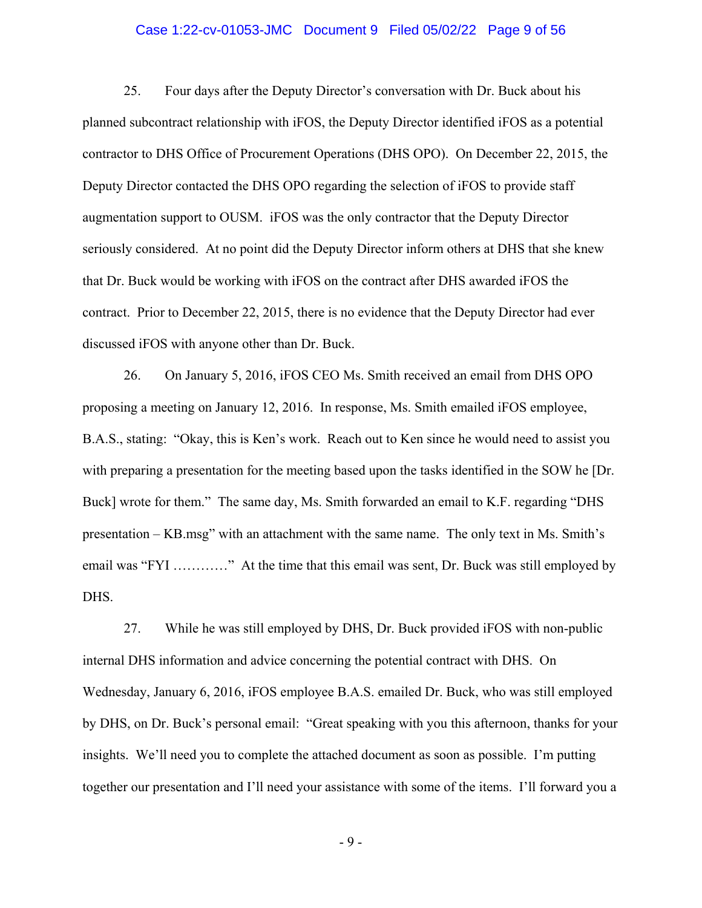25. Four days after the Deputy Director's conversation with Dr. Buck about his planned subcontract relationship with iFOS, the Deputy Director identified iFOS as a potential contractor to DHS Office of Procurement Operations (DHS OPO). On December 22, 2015, the Deputy Director contacted the DHS OPO regarding the selection of iFOS to provide staff augmentation support to OUSM. iFOS was the only contractor that the Deputy Director seriously considered. At no point did the Deputy Director inform others at DHS that she knew that Dr. Buck would be working with iFOS on the contract after DHS awarded iFOS the contract. Prior to December 22, 2015, there is no evidence that the Deputy Director had ever discussed iFOS with anyone other than Dr. Buck.

26. On January 5, 2016, iFOS CEO Ms. Smith received an email from DHS OPO proposing a meeting on January 12, 2016. In response, Ms. Smith emailed iFOS employee, B.A.S., stating: "Okay, this is Ken's work. Reach out to Ken since he would need to assist you with preparing a presentation for the meeting based upon the tasks identified in the SOW he [Dr. Buck] wrote for them." The same day, Ms. Smith forwarded an email to K.F. regarding "DHS presentation – KB.msg" with an attachment with the same name. The only text in Ms. Smith's email was "FYI …………" At the time that this email was sent, Dr. Buck was still employed by DHS.

27. While he was still employed by DHS, Dr. Buck provided iFOS with non-public internal DHS information and advice concerning the potential contract with DHS. On Wednesday, January 6, 2016, iFOS employee B.A.S. emailed Dr. Buck, who was still employed by DHS, on Dr. Buck's personal email: "Great speaking with you this afternoon, thanks for your insights. We'll need you to complete the attached document as soon as possible. I'm putting together our presentation and I'll need your assistance with some of the items. I'll forward you a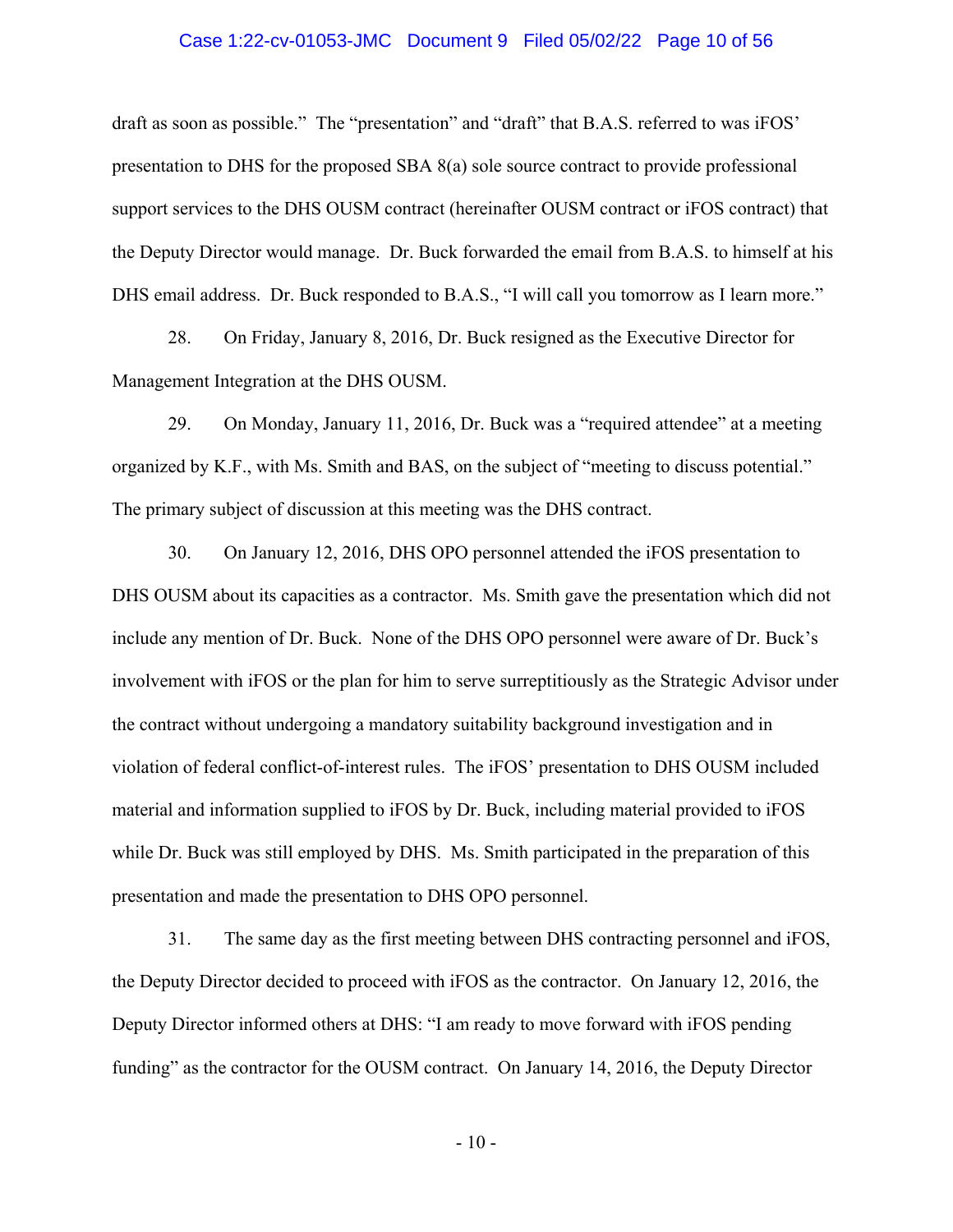draft as soon as possible." The "presentation" and "draft" that B.A.S. referred to was iFOS' presentation to DHS for the proposed SBA 8(a) sole source contract to provide professional support services to the DHS OUSM contract (hereinafter OUSM contract or iFOS contract) that the Deputy Director would manage. Dr. Buck forwarded the email from B.A.S. to himself at his DHS email address. Dr. Buck responded to B.A.S., "I will call you tomorrow as I learn more."

28. On Friday, January 8, 2016, Dr. Buck resigned as the Executive Director for Management Integration at the DHS OUSM.

29. On Monday, January 11, 2016, Dr. Buck was a "required attendee" at a meeting organized by K.F., with Ms. Smith and BAS, on the subject of "meeting to discuss potential." The primary subject of discussion at this meeting was the DHS contract.

30. On January 12, 2016, DHS OPO personnel attended the iFOS presentation to DHS OUSM about its capacities as a contractor. Ms. Smith gave the presentation which did not include any mention of Dr. Buck. None of the DHS OPO personnel were aware of Dr. Buck's involvement with iFOS or the plan for him to serve surreptitiously as the Strategic Advisor under the contract without undergoing a mandatory suitability background investigation and in violation of federal conflict-of-interest rules. The iFOS' presentation to DHS OUSM included material and information supplied to iFOS by Dr. Buck, including material provided to iFOS while Dr. Buck was still employed by DHS. Ms. Smith participated in the preparation of this presentation and made the presentation to DHS OPO personnel.

31. The same day as the first meeting between DHS contracting personnel and iFOS, the Deputy Director decided to proceed with iFOS as the contractor. On January 12, 2016, the Deputy Director informed others at DHS: "I am ready to move forward with iFOS pending funding" as the contractor for the OUSM contract. On January 14, 2016, the Deputy Director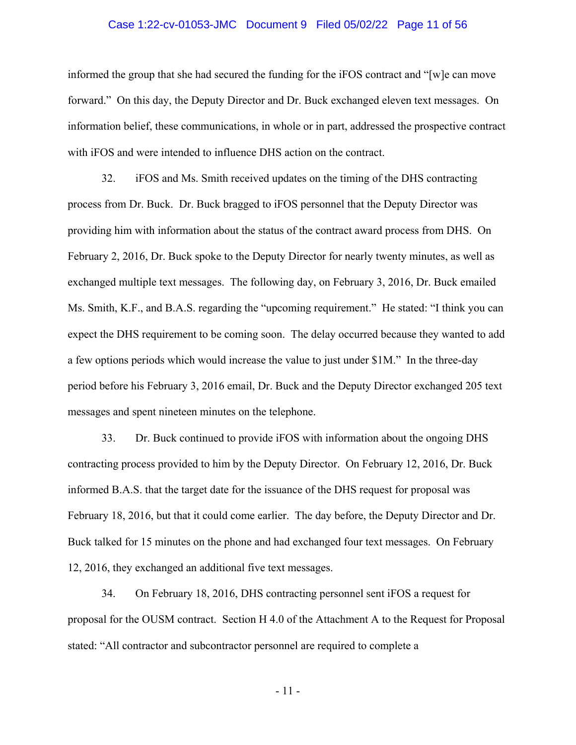informed the group that she had secured the funding for the iFOS contract and "[w]e can move forward." On this day, the Deputy Director and Dr. Buck exchanged eleven text messages. On information belief, these communications, in whole or in part, addressed the prospective contract with iFOS and were intended to influence DHS action on the contract.

32. iFOS and Ms. Smith received updates on the timing of the DHS contracting process from Dr. Buck. Dr. Buck bragged to iFOS personnel that the Deputy Director was providing him with information about the status of the contract award process from DHS. On February 2, 2016, Dr. Buck spoke to the Deputy Director for nearly twenty minutes, as well as exchanged multiple text messages. The following day, on February 3, 2016, Dr. Buck emailed Ms. Smith, K.F., and B.A.S. regarding the "upcoming requirement." He stated: "I think you can expect the DHS requirement to be coming soon. The delay occurred because they wanted to add a few options periods which would increase the value to just under $1M." In the three-day period before his February 3, 2016 email, Dr. Buck and the Deputy Director exchanged 205 text messages and spent nineteen minutes on the telephone.

33. Dr. Buck continued to provide iFOS with information about the ongoing DHS contracting process provided to him by the Deputy Director. On February 12, 2016, Dr. Buck informed B.A.S. that the target date for the issuance of the DHS request for proposal was February 18, 2016, but that it could come earlier. The day before, the Deputy Director and Dr. Buck talked for 15 minutes on the phone and had exchanged four text messages. On February 12, 2016, they exchanged an additional five text messages.

34. On February 18, 2016, DHS contracting personnel sent iFOS a request for proposal for the OUSM contract. Section H 4.0 of the Attachment A to the Request for Proposal stated: "All contractor and subcontractor personnel are required to complete a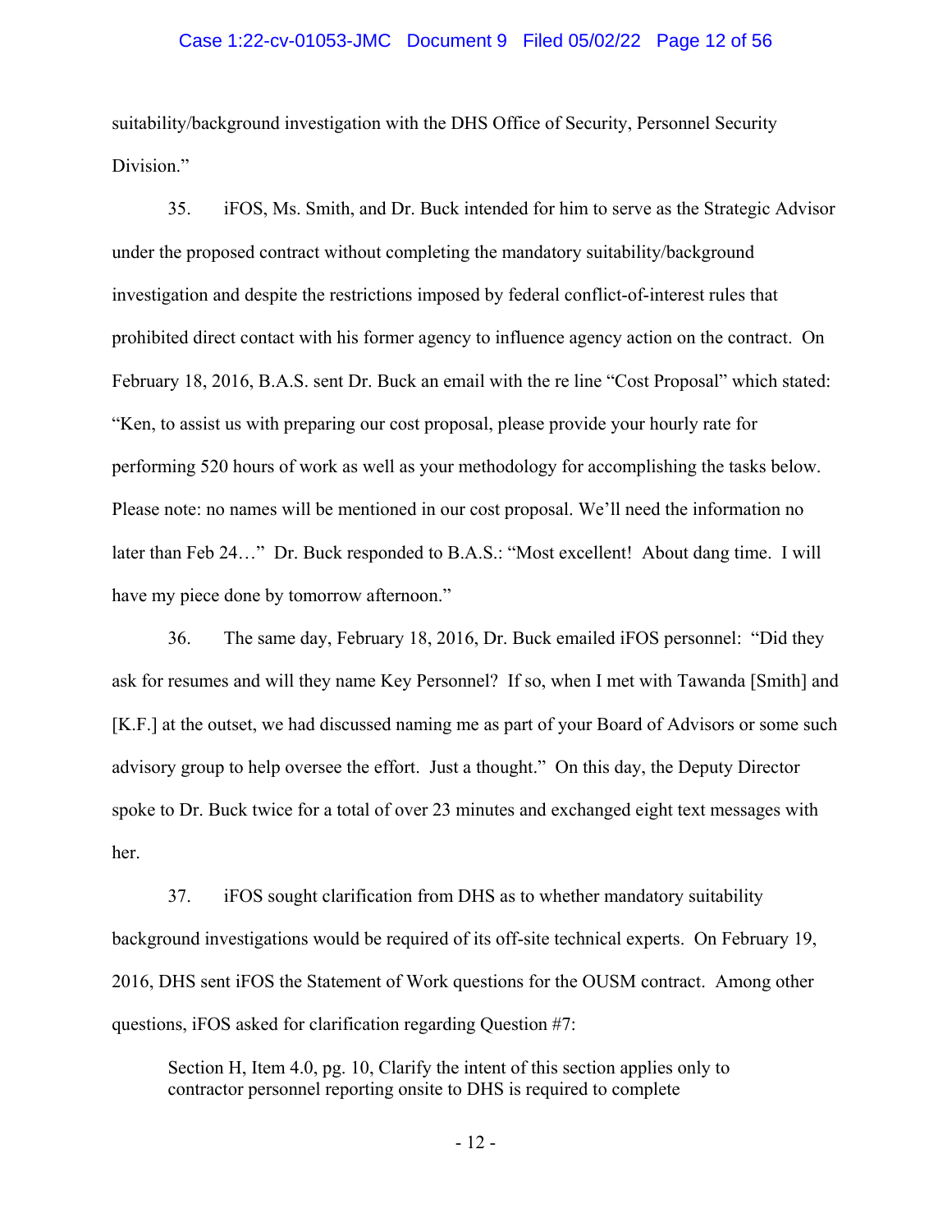suitability/background investigation with the DHS Office of Security, Personnel Security Division."

35. iFOS, Ms. Smith, and Dr. Buck intended for him to serve as the Strategic Advisor under the proposed contract without completing the mandatory suitability/background investigation and despite the restrictions imposed by federal conflict-of-interest rules that prohibited direct contact with his former agency to influence agency action on the contract. On February 18, 2016, B.A.S. sent Dr. Buck an email with the re line "Cost Proposal" which stated: "Ken, to assist us with preparing our cost proposal, please provide your hourly rate for performing 520 hours of work as well as your methodology for accomplishing the tasks below. Please note: no names will be mentioned in our cost proposal. We'll need the information no later than Feb 24…" Dr. Buck responded to B.A.S.: "Most excellent! About dang time. I will have my piece done by tomorrow afternoon."

36. The same day, February 18, 2016, Dr. Buck emailed iFOS personnel: "Did they ask for resumes and will they name Key Personnel? If so, when I met with Tawanda [Smith] and [K.F.] at the outset, we had discussed naming me as part of your Board of Advisors or some such advisory group to help oversee the effort. Just a thought." On this day, the Deputy Director spoke to Dr. Buck twice for a total of over 23 minutes and exchanged eight text messages with her.

37. iFOS sought clarification from DHS as to whether mandatory suitability background investigations would be required of its off-site technical experts. On February 19, 2016, DHS sent iFOS the Statement of Work questions for the OUSM contract. Among other questions, iFOS asked for clarification regarding Question #7:

> Section H, Item 4.0, pg. 10, Clarify the intent of this section applies only to contractor personnel reporting onsite to DHS is required to complete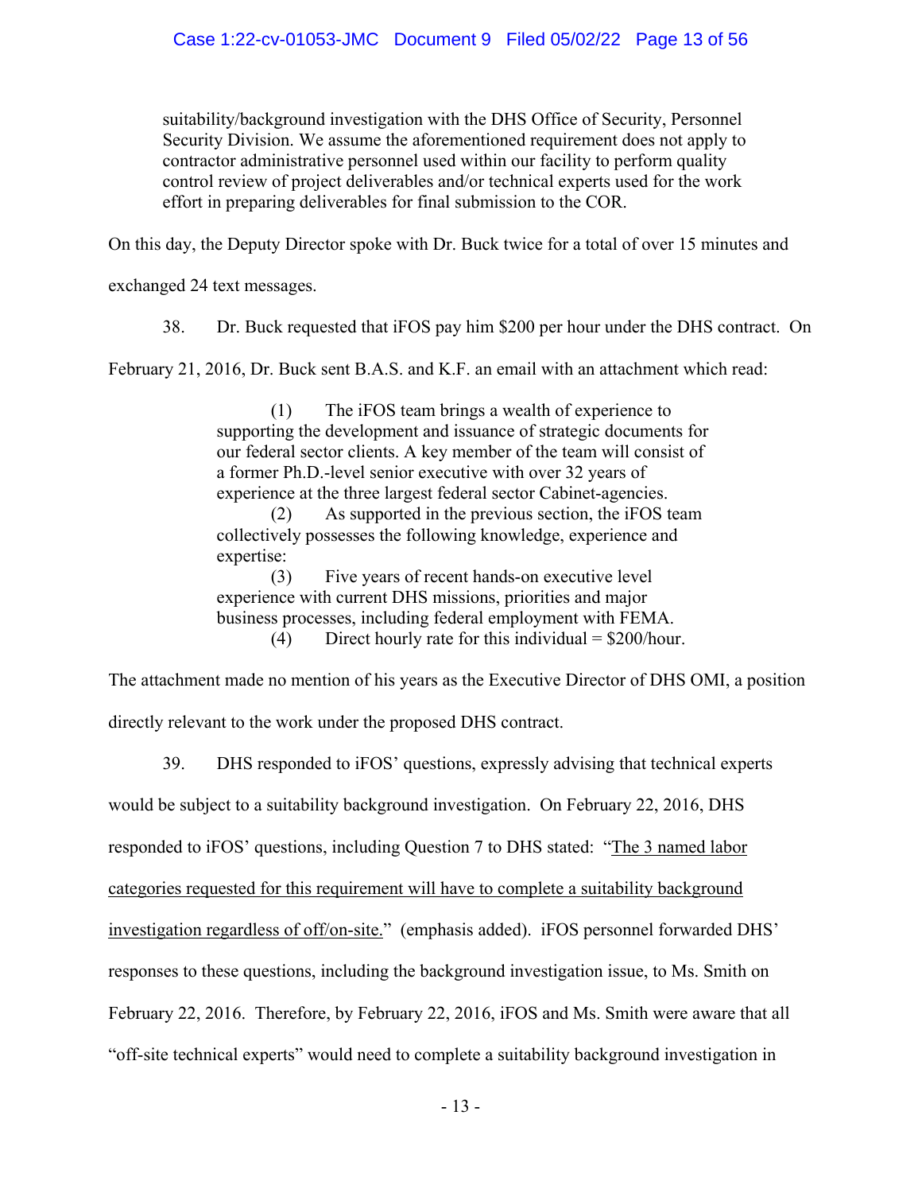> suitability/background investigation with the DHS Office of Security, Personnel Security Division. We assume the aforementioned requirement does not apply to contractor administrative personnel used within our facility to perform quality control review of project deliverables and/or technical experts used for the work effort in preparing deliverables for final submission to the COR.

On this day, the Deputy Director spoke with Dr. Buck twice for a total of over 15 minutes and exchanged 24 text messages.

38. Dr. Buck requested that iFOS pay him $200 per hour under the DHS contract. On February 21, 2016, Dr. Buck sent B.A.S. and K.F. an email with an attachment which read:

> (1) The iFOS team brings a wealth of experience to supporting the development and issuance of strategic documents for our federal sector clients. A key member of the team will consist of a former Ph.D.-level senior executive with over 32 years of experience at the three largest federal sector Cabinet-agencies.
>
> (2) As supported in the previous section, the iFOS team collectively possesses the following knowledge, experience and expertise:
>
> (3) Five years of recent hands-on executive level experience with current DHS missions, priorities and major business processes, including federal employment with FEMA.
>
> (4) Direct hourly rate for this individual = $200/hour.

The attachment made no mention of his years as the Executive Director of DHS OMI, a position directly relevant to the work under the proposed DHS contract.

39. DHS responded to iFOS' questions, expressly advising that technical experts would be subject to a suitability background investigation. On February 22, 2016, DHS responded to iFOS' questions, including Question 7 to DHS stated: "<u>The 3 named labor categories requested for this requirement will have to complete a suitability background investigation regardless of off/on-site.</u>" (emphasis added). iFOS personnel forwarded DHS' responses to these questions, including the background investigation issue, to Ms. Smith on February 22, 2016. Therefore, by February 22, 2016, iFOS and Ms. Smith were aware that all "off-site technical experts" would need to complete a suitability background investigation in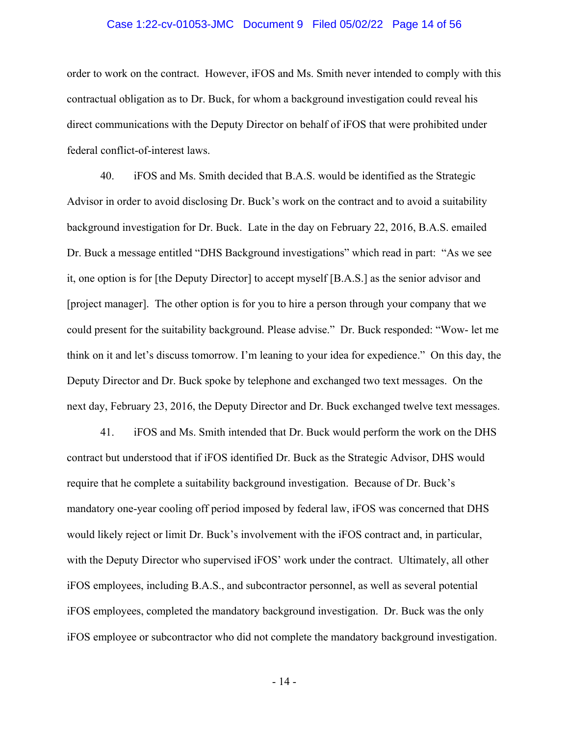order to work on the contract. However, iFOS and Ms. Smith never intended to comply with this contractual obligation as to Dr. Buck, for whom a background investigation could reveal his direct communications with the Deputy Director on behalf of iFOS that were prohibited under federal conflict-of-interest laws.

40. iFOS and Ms. Smith decided that B.A.S. would be identified as the Strategic Advisor in order to avoid disclosing Dr. Buck's work on the contract and to avoid a suitability background investigation for Dr. Buck. Late in the day on February 22, 2016, B.A.S. emailed Dr. Buck a message entitled "DHS Background investigations" which read in part: "As we see it, one option is for [the Deputy Director] to accept myself [B.A.S.] as the senior advisor and [project manager]. The other option is for you to hire a person through your company that we could present for the suitability background. Please advise." Dr. Buck responded: "Wow- let me think on it and let's discuss tomorrow. I'm leaning to your idea for expedience." On this day, the Deputy Director and Dr. Buck spoke by telephone and exchanged two text messages. On the next day, February 23, 2016, the Deputy Director and Dr. Buck exchanged twelve text messages.

41. iFOS and Ms. Smith intended that Dr. Buck would perform the work on the DHS contract but understood that if iFOS identified Dr. Buck as the Strategic Advisor, DHS would require that he complete a suitability background investigation. Because of Dr. Buck's mandatory one-year cooling off period imposed by federal law, iFOS was concerned that DHS would likely reject or limit Dr. Buck's involvement with the iFOS contract and, in particular, with the Deputy Director who supervised iFOS' work under the contract. Ultimately, all other iFOS employees, including B.A.S., and subcontractor personnel, as well as several potential iFOS employees, completed the mandatory background investigation. Dr. Buck was the only iFOS employee or subcontractor who did not complete the mandatory background investigation.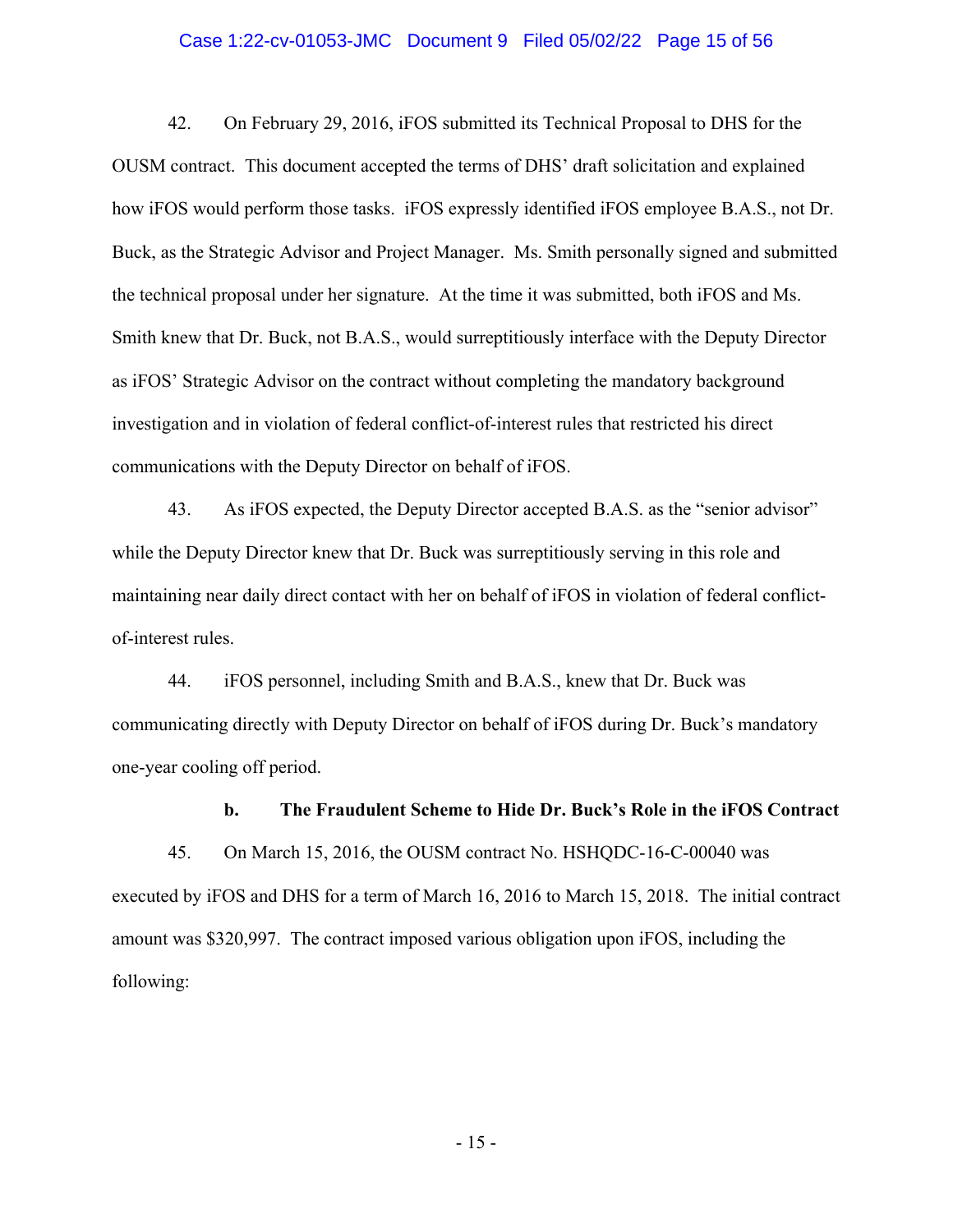42. On February 29, 2016, iFOS submitted its Technical Proposal to DHS for the OUSM contract. This document accepted the terms of DHS' draft solicitation and explained how iFOS would perform those tasks. iFOS expressly identified iFOS employee B.A.S., not Dr. Buck, as the Strategic Advisor and Project Manager. Ms. Smith personally signed and submitted the technical proposal under her signature. At the time it was submitted, both iFOS and Ms. Smith knew that Dr. Buck, not B.A.S., would surreptitiously interface with the Deputy Director as iFOS' Strategic Advisor on the contract without completing the mandatory background investigation and in violation of federal conflict-of-interest rules that restricted his direct communications with the Deputy Director on behalf of iFOS.

43. As iFOS expected, the Deputy Director accepted B.A.S. as the "senior advisor" while the Deputy Director knew that Dr. Buck was surreptitiously serving in this role and maintaining near daily direct contact with her on behalf of iFOS in violation of federal conflict-of-interest rules.

44. iFOS personnel, including Smith and B.A.S., knew that Dr. Buck was communicating directly with Deputy Director on behalf of iFOS during Dr. Buck's mandatory one-year cooling off period.

**b. The Fraudulent Scheme to Hide Dr. Buck's Role in the iFOS Contract**

45. On March 15, 2016, the OUSM contract No. HSHQDC-16-C-00040 was executed by iFOS and DHS for a term of March 16, 2016 to March 15, 2018. The initial contract amount was $320,997. The contract imposed various obligation upon iFOS, including the following: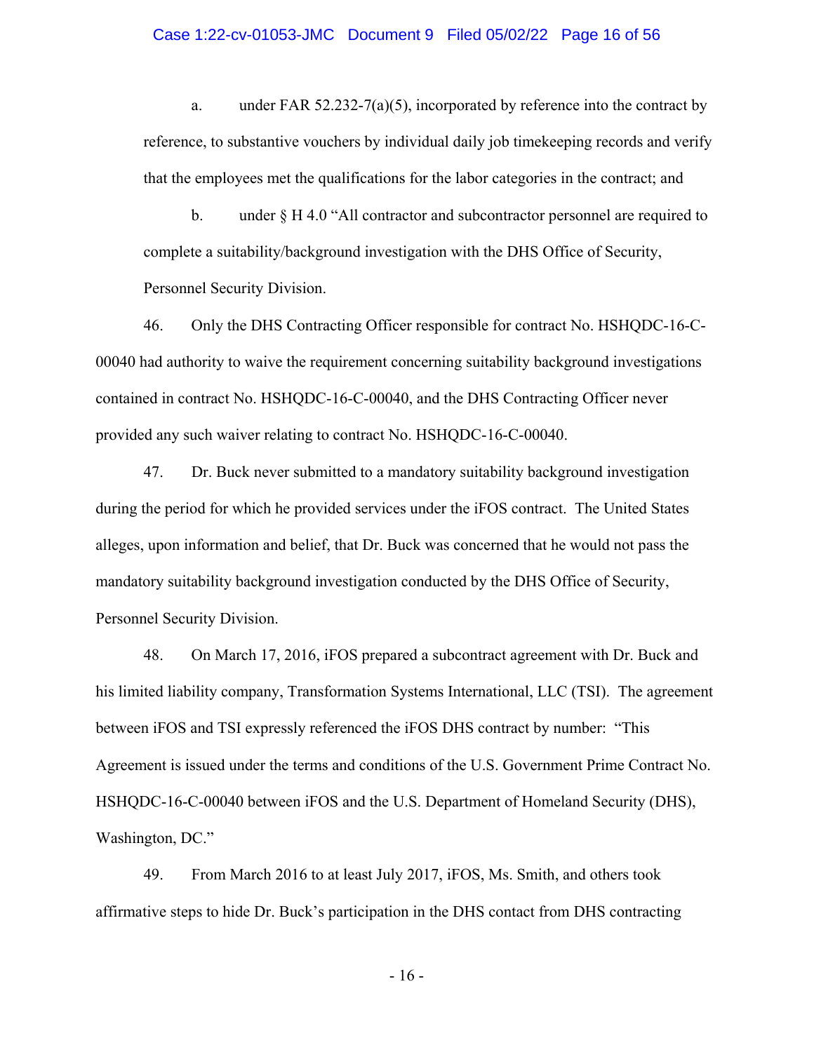a. under FAR 52.232-7(a)(5), incorporated by reference into the contract by reference, to substantive vouchers by individual daily job timekeeping records and verify that the employees met the qualifications for the labor categories in the contract; and

b. under § H 4.0 "All contractor and subcontractor personnel are required to complete a suitability/background investigation with the DHS Office of Security, Personnel Security Division.

46. Only the DHS Contracting Officer responsible for contract No. HSHQDC-16-C-00040 had authority to waive the requirement concerning suitability background investigations contained in contract No. HSHQDC-16-C-00040, and the DHS Contracting Officer never provided any such waiver relating to contract No. HSHQDC-16-C-00040.

47. Dr. Buck never submitted to a mandatory suitability background investigation during the period for which he provided services under the iFOS contract. The United States alleges, upon information and belief, that Dr. Buck was concerned that he would not pass the mandatory suitability background investigation conducted by the DHS Office of Security, Personnel Security Division.

48. On March 17, 2016, iFOS prepared a subcontract agreement with Dr. Buck and his limited liability company, Transformation Systems International, LLC (TSI). The agreement between iFOS and TSI expressly referenced the iFOS DHS contract by number: "This Agreement is issued under the terms and conditions of the U.S. Government Prime Contract No. HSHQDC-16-C-00040 between iFOS and the U.S. Department of Homeland Security (DHS), Washington, DC."

49. From March 2016 to at least July 2017, iFOS, Ms. Smith, and others took affirmative steps to hide Dr. Buck's participation in the DHS contact from DHS contracting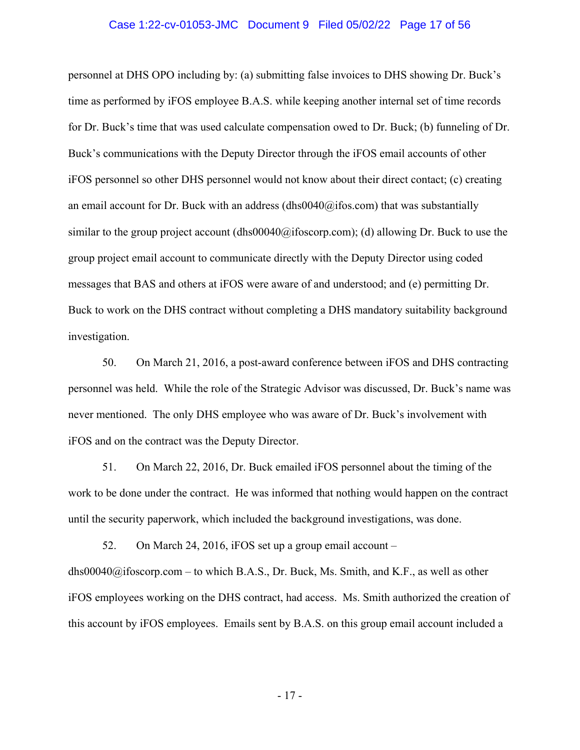personnel at DHS OPO including by: (a) submitting false invoices to DHS showing Dr. Buck's time as performed by iFOS employee B.A.S. while keeping another internal set of time records for Dr. Buck's time that was used calculate compensation owed to Dr. Buck; (b) funneling of Dr. Buck's communications with the Deputy Director through the iFOS email accounts of other iFOS personnel so other DHS personnel would not know about their direct contact; (c) creating an email account for Dr. Buck with an address (dhs0040@ifos.com) that was substantially similar to the group project account (dhs00040@ifoscorp.com); (d) allowing Dr. Buck to use the group project email account to communicate directly with the Deputy Director using coded messages that BAS and others at iFOS were aware of and understood; and (e) permitting Dr. Buck to work on the DHS contract without completing a DHS mandatory suitability background investigation.

50. On March 21, 2016, a post-award conference between iFOS and DHS contracting personnel was held. While the role of the Strategic Advisor was discussed, Dr. Buck's name was never mentioned. The only DHS employee who was aware of Dr. Buck's involvement with iFOS and on the contract was the Deputy Director.

51. On March 22, 2016, Dr. Buck emailed iFOS personnel about the timing of the work to be done under the contract. He was informed that nothing would happen on the contract until the security paperwork, which included the background investigations, was done.

52. On March 24, 2016, iFOS set up a group email account – dhs00040@ifoscorp.com – to which B.A.S., Dr. Buck, Ms. Smith, and K.F., as well as other iFOS employees working on the DHS contract, had access. Ms. Smith authorized the creation of this account by iFOS employees. Emails sent by B.A.S. on this group email account included a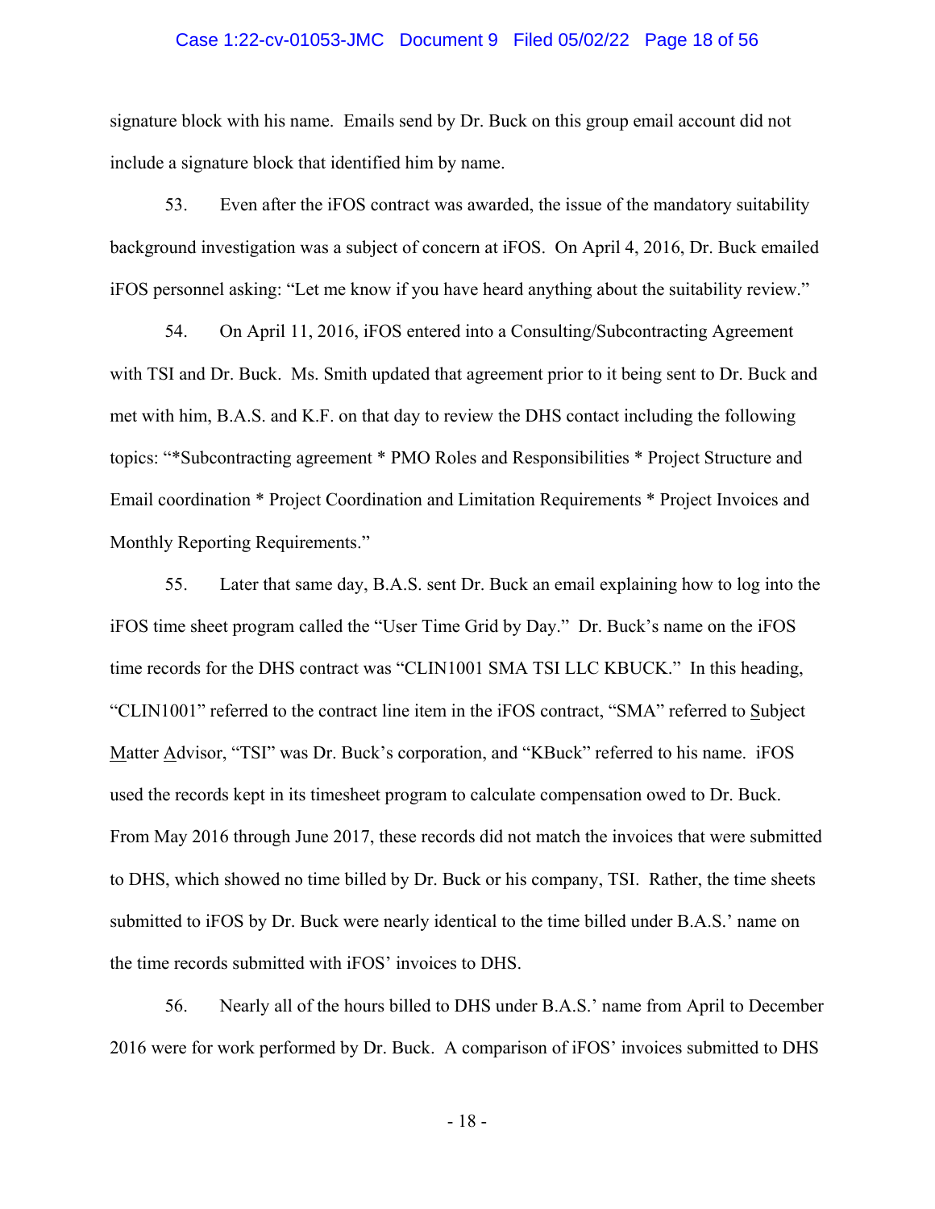signature block with his name. Emails send by Dr. Buck on this group email account did not include a signature block that identified him by name.

53. Even after the iFOS contract was awarded, the issue of the mandatory suitability background investigation was a subject of concern at iFOS. On April 4, 2016, Dr. Buck emailed iFOS personnel asking: "Let me know if you have heard anything about the suitability review."

54. On April 11, 2016, iFOS entered into a Consulting/Subcontracting Agreement with TSI and Dr. Buck. Ms. Smith updated that agreement prior to it being sent to Dr. Buck and met with him, B.A.S. and K.F. on that day to review the DHS contact including the following topics: "*Subcontracting agreement * PMO Roles and Responsibilities * Project Structure and Email coordination * Project Coordination and Limitation Requirements * Project Invoices and Monthly Reporting Requirements."

55. Later that same day, B.A.S. sent Dr. Buck an email explaining how to log into the iFOS time sheet program called the "User Time Grid by Day." Dr. Buck's name on the iFOS time records for the DHS contract was "CLIN1001 SMA TSI LLC KBUCK." In this heading, "CLIN1001" referred to the contract line item in the iFOS contract, "SMA" referred to <u>S</u>ubject <u>M</u>atter <u>A</u>dvisor, "TSI" was Dr. Buck's corporation, and "KBuck" referred to his name. iFOS used the records kept in its timesheet program to calculate compensation owed to Dr. Buck. From May 2016 through June 2017, these records did not match the invoices that were submitted to DHS, which showed no time billed by Dr. Buck or his company, TSI. Rather, the time sheets submitted to iFOS by Dr. Buck were nearly identical to the time billed under B.A.S.' name on the time records submitted with iFOS' invoices to DHS.

56. Nearly all of the hours billed to DHS under B.A.S.' name from April to December 2016 were for work performed by Dr. Buck. A comparison of iFOS' invoices submitted to DHS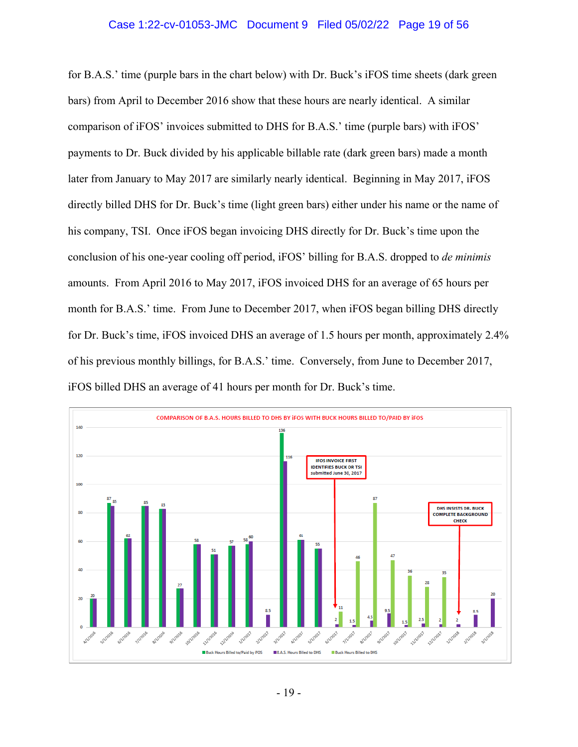for B.A.S.' time (purple bars in the chart below) with Dr. Buck's iFOS time sheets (dark green bars) from April to December 2016 show that these hours are nearly identical. A similar comparison of iFOS' invoices submitted to DHS for B.A.S.' time (purple bars) with iFOS' payments to Dr. Buck divided by his applicable billable rate (dark green bars) made a month later from January to May 2017 are similarly nearly identical. Beginning in May 2017, iFOS directly billed DHS for Dr. Buck's time (light green bars) either under his name or the name of his company, TSI. Once iFOS began invoicing DHS directly for Dr. Buck's time upon the conclusion of his one-year cooling off period, iFOS' billing for B.A.S. dropped to *de minimis* amounts. From April 2016 to May 2017, iFOS invoiced DHS for an average of 65 hours per month for B.A.S.' time. From June to December 2017, when iFOS began billing DHS directly for Dr. Buck's time, iFOS invoiced DHS an average of 1.5 hours per month, approximately 2.4% of his previous monthly billings, for B.A.S.' time. Conversely, from June to December 2017, iFOS billed DHS an average of 41 hours per month for Dr. Buck's time.

**COMPARISON OF B.A.S. HOURS BILLED TO DHS BY iFOS WITH BUCK HOURS BILLED TO/PAID BY iFOS**

| Month | Buck Hours Billed to/Paid by iFOS | B.A.S. Hours Billed to DHS | Buck Hours Billed to DHS |
|---|---|---|---|
| 4/1/2016 | 20 | 20 | |
| 5/1/2016 | 87 | 85 | |
| 6/1/2016 | 62 | 62 | |
| 7/1/2016 | 85 | 85 | |
| 8/1/2016 | 83 | 83 | |
| 9/1/2016 | 27 | 27 | |
| 10/1/2016 | 58 | 58 | |
| 11/1/2016 | 51 | 51 | |
| 12/1/2016 | 57 | 57 | |
| 1/1/2017 | 58 | 60 | |
| 2/1/2017 | | 8.5 | |
| 3/1/2017 | 136 | 116 | |
| 4/1/2017 | 61 | 61 | |
| 5/1/2017 | 55 | 55 | |
| 6/1/2017 | | 2 | 11 |
| 7/1/2017 | | 1.5 | 46 |
| 8/1/2017 | | 4.5 | 87 |
| 9/1/2017 | | 9.5 | 47 |
| 10/1/2017 | | 1.5 | 36 |
| 11/1/2017 | | 2.5 | 28 |
| 12/1/2017 | | 2 | 35 |
| 1/1/2018 | | 2 | |
| 2/1/2018 | | 8.5 | |
| 3/1/2018 | | 20 | |

Chart annotations: "IFOS INVOICE FIRST IDENTIFIES BUCK OR TSI submitted June 30, 2017" (pointing to 6/1/2017); "DHS INSISTS DR. BUCK COMPLETE BACKGROUND CHECK" (pointing to 1/1/2018).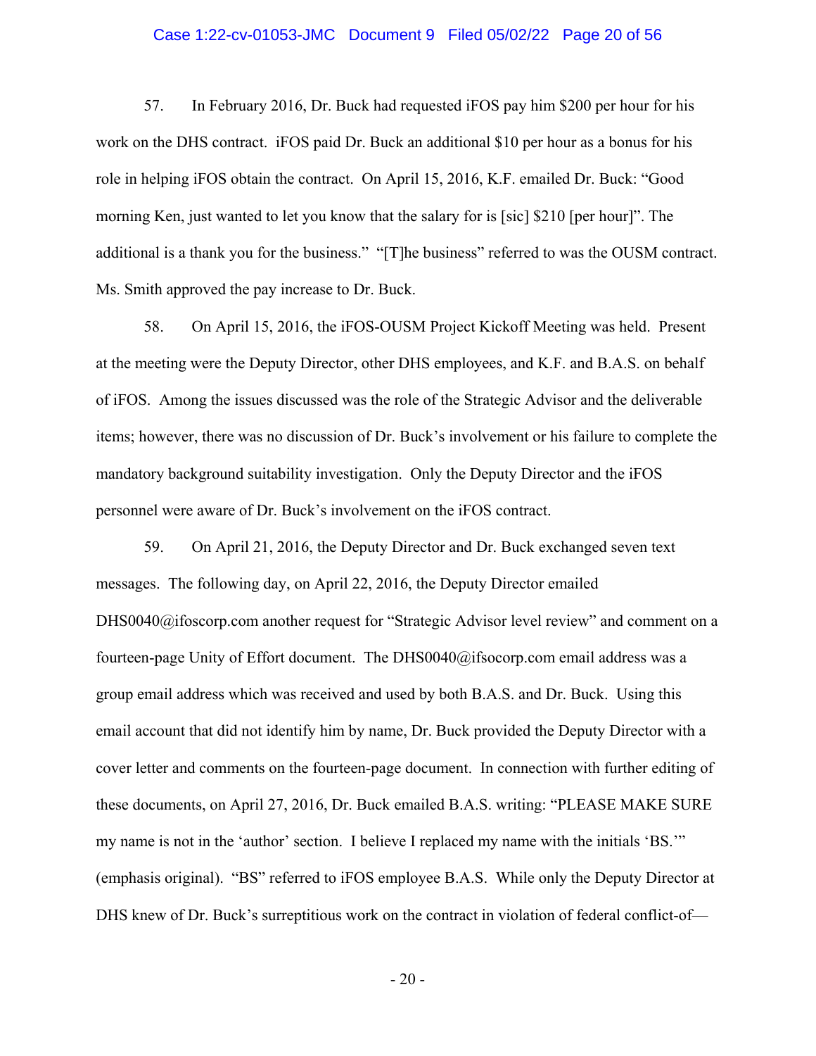57. In February 2016, Dr. Buck had requested iFOS pay him $200 per hour for his work on the DHS contract. iFOS paid Dr. Buck an additional $10 per hour as a bonus for his role in helping iFOS obtain the contract. On April 15, 2016, K.F. emailed Dr. Buck: "Good morning Ken, just wanted to let you know that the salary for is [sic] $210 [per hour]". The additional is a thank you for the business." "[T]he business" referred to was the OUSM contract. Ms. Smith approved the pay increase to Dr. Buck.

58. On April 15, 2016, the iFOS-OUSM Project Kickoff Meeting was held. Present at the meeting were the Deputy Director, other DHS employees, and K.F. and B.A.S. on behalf of iFOS. Among the issues discussed was the role of the Strategic Advisor and the deliverable items; however, there was no discussion of Dr. Buck's involvement or his failure to complete the mandatory background suitability investigation. Only the Deputy Director and the iFOS personnel were aware of Dr. Buck's involvement on the iFOS contract.

59. On April 21, 2016, the Deputy Director and Dr. Buck exchanged seven text messages. The following day, on April 22, 2016, the Deputy Director emailed DHS0040@ifoscorp.com another request for "Strategic Advisor level review" and comment on a fourteen-page Unity of Effort document. The DHS0040@ifsocorp.com email address was a group email address which was received and used by both B.A.S. and Dr. Buck. Using this email account that did not identify him by name, Dr. Buck provided the Deputy Director with a cover letter and comments on the fourteen-page document. In connection with further editing of these documents, on April 27, 2016, Dr. Buck emailed B.A.S. writing: "PLEASE MAKE SURE my name is not in the 'author' section. I believe I replaced my name with the initials 'BS.'" (emphasis original). "BS" referred to iFOS employee B.A.S. While only the Deputy Director at DHS knew of Dr. Buck's surreptitious work on the contract in violation of federal conflict-of—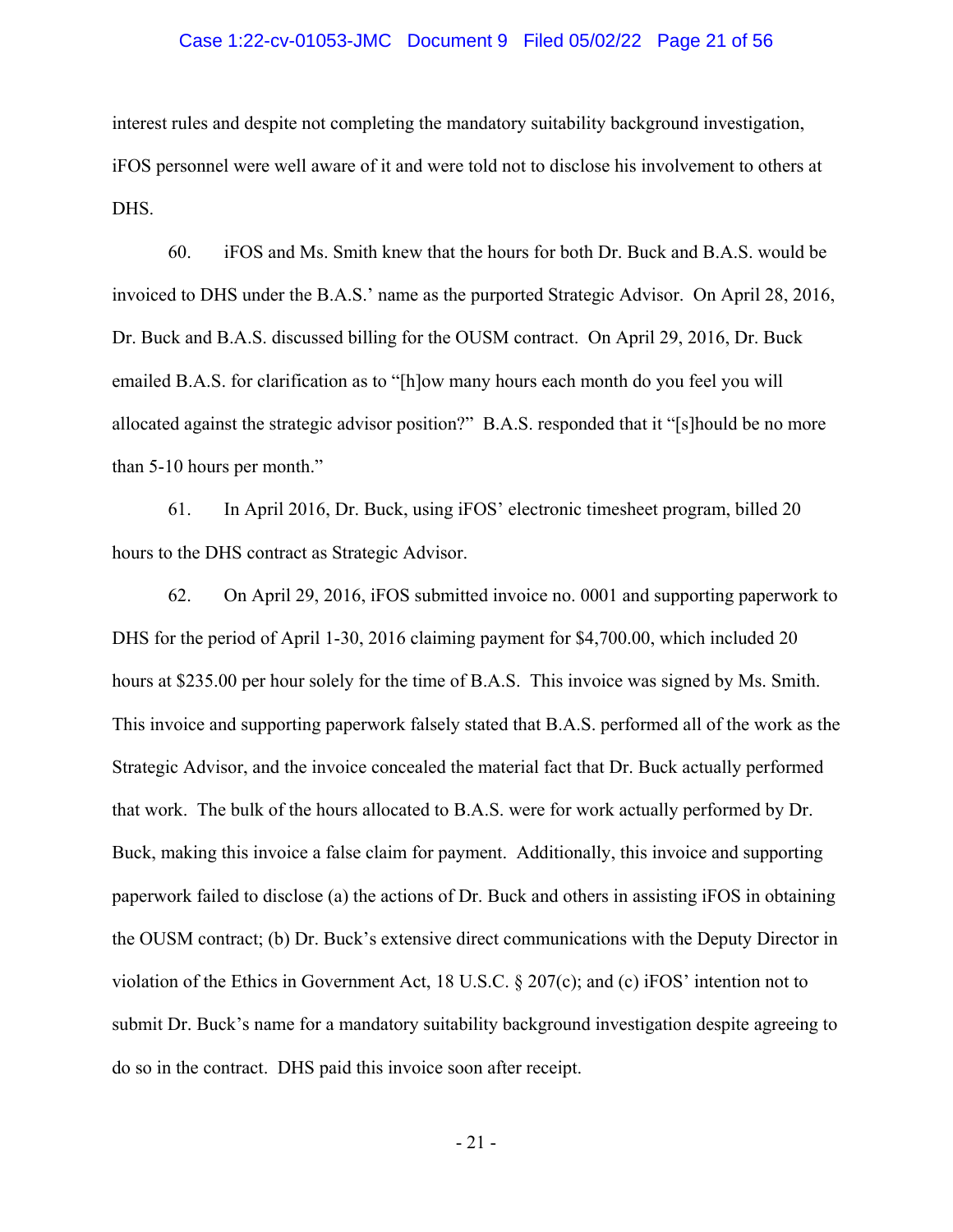interest rules and despite not completing the mandatory suitability background investigation, iFOS personnel were well aware of it and were told not to disclose his involvement to others at DHS.

60. iFOS and Ms. Smith knew that the hours for both Dr. Buck and B.A.S. would be invoiced to DHS under the B.A.S.' name as the purported Strategic Advisor. On April 28, 2016, Dr. Buck and B.A.S. discussed billing for the OUSM contract. On April 29, 2016, Dr. Buck emailed B.A.S. for clarification as to "[h]ow many hours each month do you feel you will allocated against the strategic advisor position?" B.A.S. responded that it "[s]hould be no more than 5-10 hours per month."

61. In April 2016, Dr. Buck, using iFOS' electronic timesheet program, billed 20 hours to the DHS contract as Strategic Advisor.

62. On April 29, 2016, iFOS submitted invoice no. 0001 and supporting paperwork to DHS for the period of April 1-30, 2016 claiming payment for $4,700.00, which included 20 hours at $235.00 per hour solely for the time of B.A.S. This invoice was signed by Ms. Smith. This invoice and supporting paperwork falsely stated that B.A.S. performed all of the work as the Strategic Advisor, and the invoice concealed the material fact that Dr. Buck actually performed that work. The bulk of the hours allocated to B.A.S. were for work actually performed by Dr. Buck, making this invoice a false claim for payment. Additionally, this invoice and supporting paperwork failed to disclose (a) the actions of Dr. Buck and others in assisting iFOS in obtaining the OUSM contract; (b) Dr. Buck's extensive direct communications with the Deputy Director in violation of the Ethics in Government Act, 18 U.S.C. § 207(c); and (c) iFOS' intention not to submit Dr. Buck's name for a mandatory suitability background investigation despite agreeing to do so in the contract. DHS paid this invoice soon after receipt.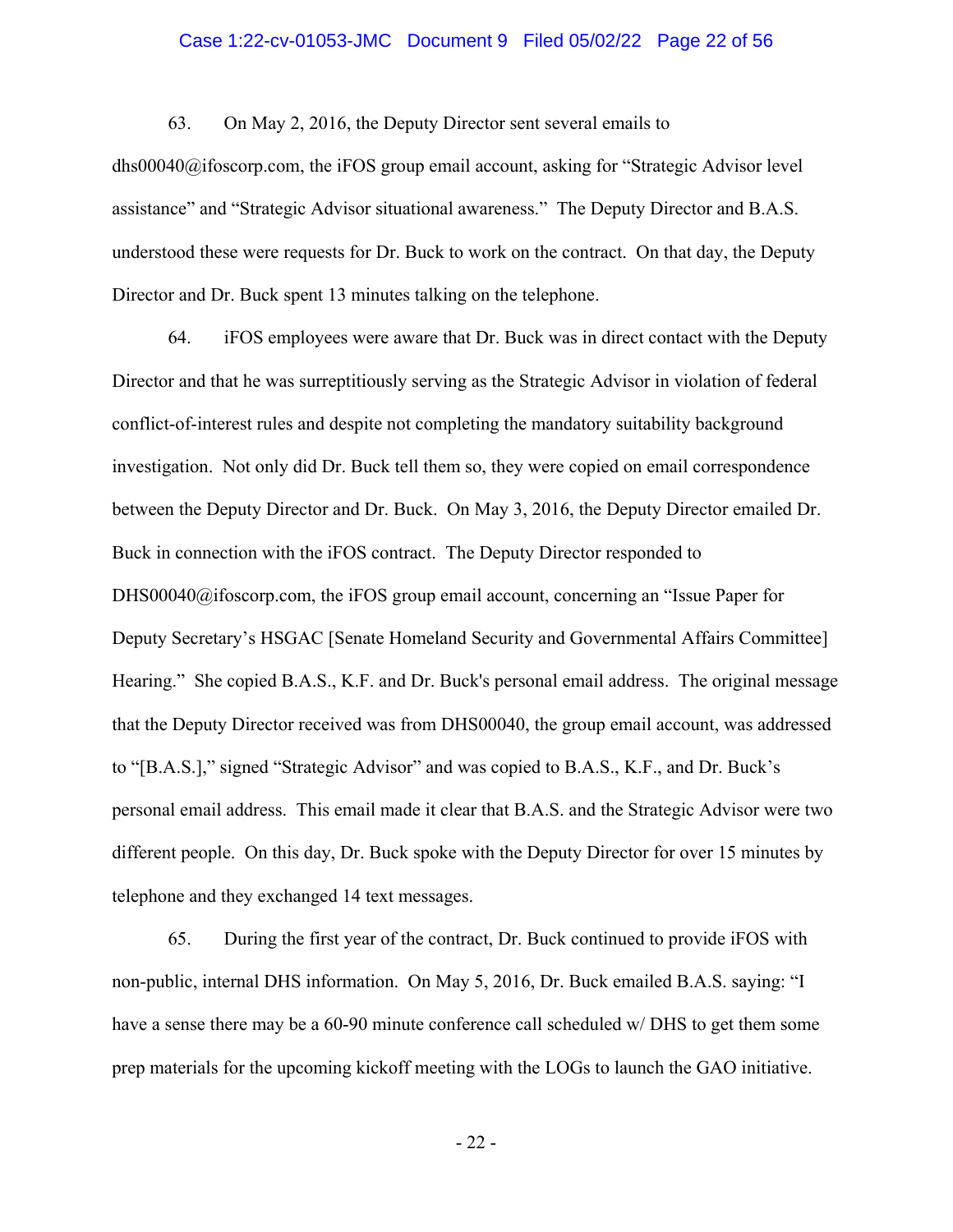63. On May 2, 2016, the Deputy Director sent several emails to dhs00040@ifoscorp.com, the iFOS group email account, asking for "Strategic Advisor level assistance" and "Strategic Advisor situational awareness." The Deputy Director and B.A.S. understood these were requests for Dr. Buck to work on the contract. On that day, the Deputy Director and Dr. Buck spent 13 minutes talking on the telephone.

64. iFOS employees were aware that Dr. Buck was in direct contact with the Deputy Director and that he was surreptitiously serving as the Strategic Advisor in violation of federal conflict-of-interest rules and despite not completing the mandatory suitability background investigation. Not only did Dr. Buck tell them so, they were copied on email correspondence between the Deputy Director and Dr. Buck. On May 3, 2016, the Deputy Director emailed Dr. Buck in connection with the iFOS contract. The Deputy Director responded to DHS00040@ifoscorp.com, the iFOS group email account, concerning an "Issue Paper for Deputy Secretary's HSGAC [Senate Homeland Security and Governmental Affairs Committee] Hearing." She copied B.A.S., K.F. and Dr. Buck's personal email address. The original message that the Deputy Director received was from DHS00040, the group email account, was addressed to "[B.A.S.]," signed "Strategic Advisor" and was copied to B.A.S., K.F., and Dr. Buck's personal email address. This email made it clear that B.A.S. and the Strategic Advisor were two different people. On this day, Dr. Buck spoke with the Deputy Director for over 15 minutes by telephone and they exchanged 14 text messages.

65. During the first year of the contract, Dr. Buck continued to provide iFOS with non-public, internal DHS information. On May 5, 2016, Dr. Buck emailed B.A.S. saying: "I have a sense there may be a 60-90 minute conference call scheduled w/ DHS to get them some prep materials for the upcoming kickoff meeting with the LOGs to launch the GAO initiative.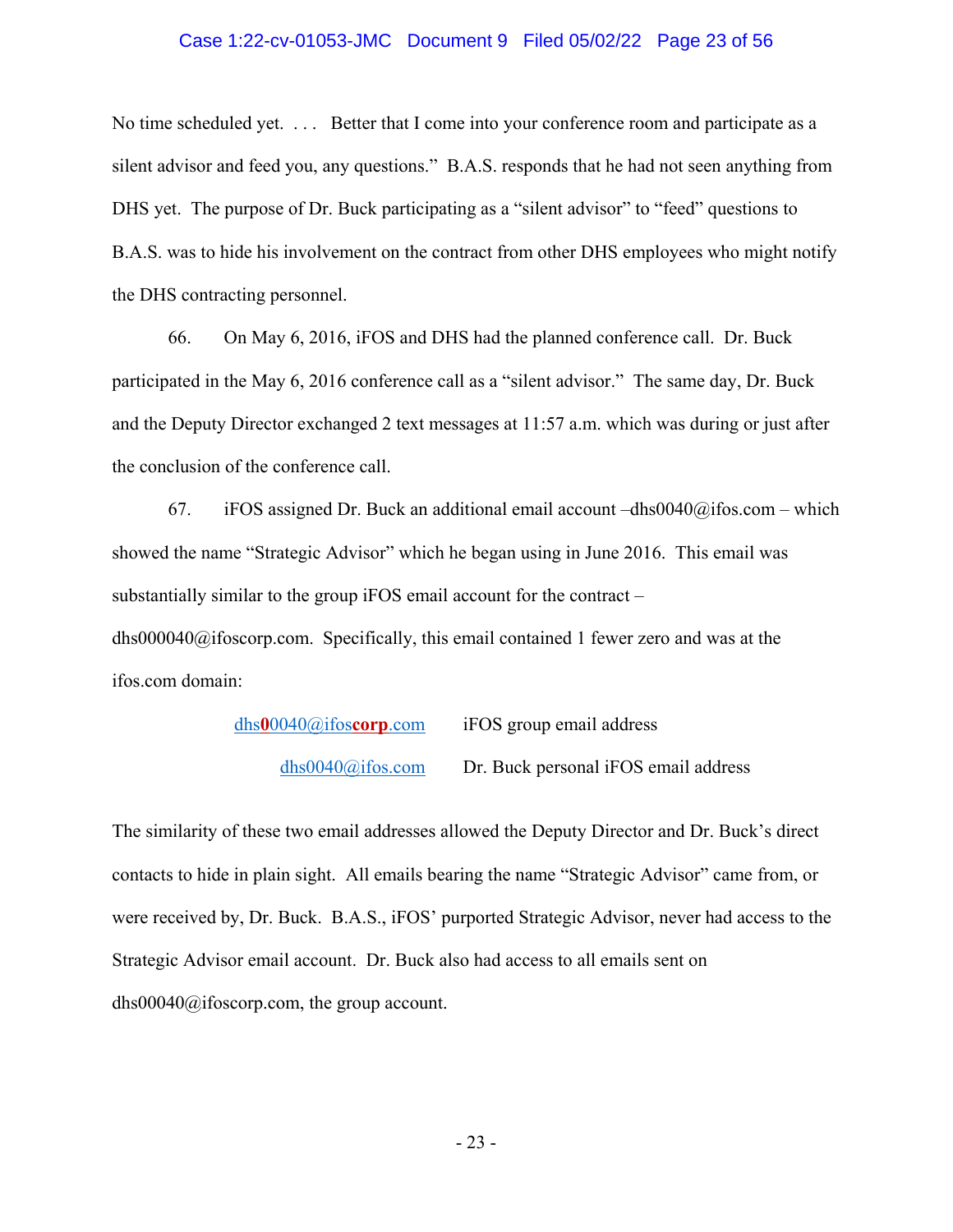No time scheduled yet. . . . Better that I come into your conference room and participate as a silent advisor and feed you, any questions." B.A.S. responds that he had not seen anything from DHS yet. The purpose of Dr. Buck participating as a "silent advisor" to "feed" questions to B.A.S. was to hide his involvement on the contract from other DHS employees who might notify the DHS contracting personnel.

66. On May 6, 2016, iFOS and DHS had the planned conference call. Dr. Buck participated in the May 6, 2016 conference call as a "silent advisor." The same day, Dr. Buck and the Deputy Director exchanged 2 text messages at 11:57 a.m. which was during or just after the conclusion of the conference call.

67. iFOS assigned Dr. Buck an additional email account –dhs0040@ifos.com – which showed the name "Strategic Advisor" which he began using in June 2016. This email was substantially similar to the group iFOS email account for the contract – dhs000040@ifoscorp.com. Specifically, this email contained 1 fewer zero and was at the ifos.com domain:

| | |
|---|---|
| dhs**0**0040@ifos**corp**.com | iFOS group email address |
| dhs0040@ifos.com | Dr. Buck personal iFOS email address |

The similarity of these two email addresses allowed the Deputy Director and Dr. Buck's direct contacts to hide in plain sight. All emails bearing the name "Strategic Advisor" came from, or were received by, Dr. Buck. B.A.S., iFOS' purported Strategic Advisor, never had access to the Strategic Advisor email account. Dr. Buck also had access to all emails sent on dhs00040@ifoscorp.com, the group account.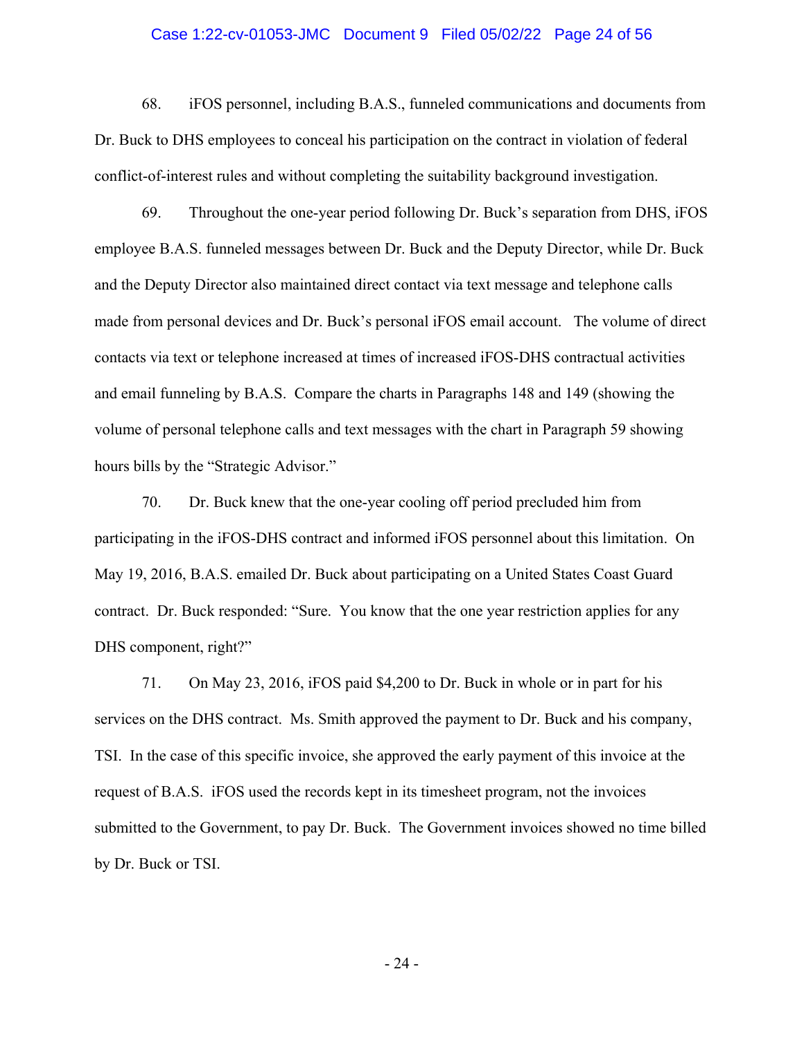68. iFOS personnel, including B.A.S., funneled communications and documents from Dr. Buck to DHS employees to conceal his participation on the contract in violation of federal conflict-of-interest rules and without completing the suitability background investigation.

69. Throughout the one-year period following Dr. Buck's separation from DHS, iFOS employee B.A.S. funneled messages between Dr. Buck and the Deputy Director, while Dr. Buck and the Deputy Director also maintained direct contact via text message and telephone calls made from personal devices and Dr. Buck's personal iFOS email account. The volume of direct contacts via text or telephone increased at times of increased iFOS-DHS contractual activities and email funneling by B.A.S. Compare the charts in Paragraphs 148 and 149 (showing the volume of personal telephone calls and text messages with the chart in Paragraph 59 showing hours bills by the "Strategic Advisor."

70. Dr. Buck knew that the one-year cooling off period precluded him from participating in the iFOS-DHS contract and informed iFOS personnel about this limitation. On May 19, 2016, B.A.S. emailed Dr. Buck about participating on a United States Coast Guard contract. Dr. Buck responded: "Sure. You know that the one year restriction applies for any DHS component, right?"

71. On May 23, 2016, iFOS paid $4,200 to Dr. Buck in whole or in part for his services on the DHS contract. Ms. Smith approved the payment to Dr. Buck and his company, TSI. In the case of this specific invoice, she approved the early payment of this invoice at the request of B.A.S. iFOS used the records kept in its timesheet program, not the invoices submitted to the Government, to pay Dr. Buck. The Government invoices showed no time billed by Dr. Buck or TSI.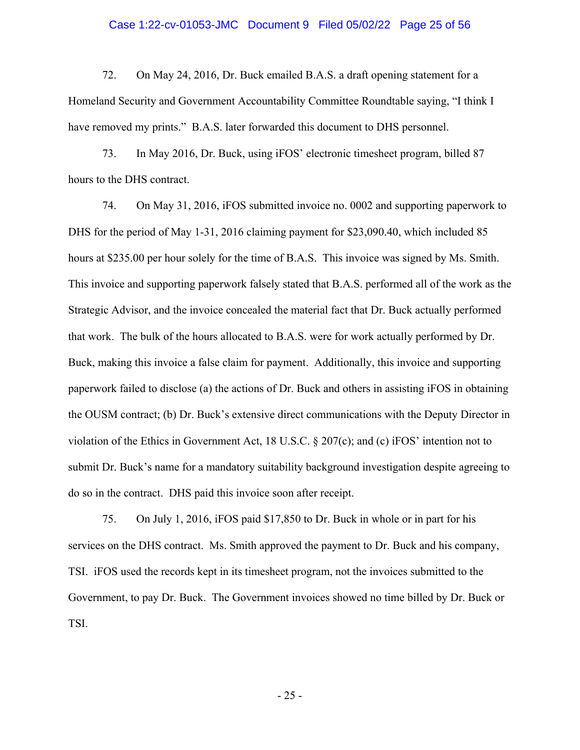72. On May 24, 2016, Dr. Buck emailed B.A.S. a draft opening statement for a Homeland Security and Government Accountability Committee Roundtable saying, "I think I have removed my prints." B.A.S. later forwarded this document to DHS personnel.

73. In May 2016, Dr. Buck, using iFOS' electronic timesheet program, billed 87 hours to the DHS contract.

74. On May 31, 2016, iFOS submitted invoice no. 0002 and supporting paperwork to DHS for the period of May 1-31, 2016 claiming payment for $23,090.40, which included 85 hours at $235.00 per hour solely for the time of B.A.S. This invoice was signed by Ms. Smith. This invoice and supporting paperwork falsely stated that B.A.S. performed all of the work as the Strategic Advisor, and the invoice concealed the material fact that Dr. Buck actually performed that work. The bulk of the hours allocated to B.A.S. were for work actually performed by Dr. Buck, making this invoice a false claim for payment. Additionally, this invoice and supporting paperwork failed to disclose (a) the actions of Dr. Buck and others in assisting iFOS in obtaining the OUSM contract; (b) Dr. Buck's extensive direct communications with the Deputy Director in violation of the Ethics in Government Act, 18 U.S.C. § 207(c); and (c) iFOS' intention not to submit Dr. Buck's name for a mandatory suitability background investigation despite agreeing to do so in the contract. DHS paid this invoice soon after receipt.

75. On July 1, 2016, iFOS paid $17,850 to Dr. Buck in whole or in part for his services on the DHS contract. Ms. Smith approved the payment to Dr. Buck and his company, TSI. iFOS used the records kept in its timesheet program, not the invoices submitted to the Government, to pay Dr. Buck. The Government invoices showed no time billed by Dr. Buck or TSI.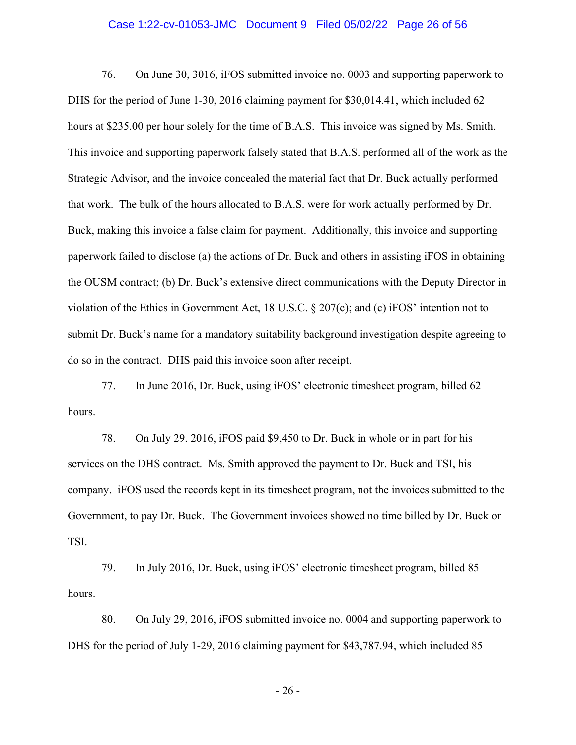76. On June 30, 3016, iFOS submitted invoice no. 0003 and supporting paperwork to DHS for the period of June 1-30, 2016 claiming payment for $30,014.41, which included 62 hours at $235.00 per hour solely for the time of B.A.S. This invoice was signed by Ms. Smith. This invoice and supporting paperwork falsely stated that B.A.S. performed all of the work as the Strategic Advisor, and the invoice concealed the material fact that Dr. Buck actually performed that work. The bulk of the hours allocated to B.A.S. were for work actually performed by Dr. Buck, making this invoice a false claim for payment. Additionally, this invoice and supporting paperwork failed to disclose (a) the actions of Dr. Buck and others in assisting iFOS in obtaining the OUSM contract; (b) Dr. Buck's extensive direct communications with the Deputy Director in violation of the Ethics in Government Act, 18 U.S.C. § 207(c); and (c) iFOS' intention not to submit Dr. Buck's name for a mandatory suitability background investigation despite agreeing to do so in the contract. DHS paid this invoice soon after receipt.

77. In June 2016, Dr. Buck, using iFOS' electronic timesheet program, billed 62 hours.

78. On July 29. 2016, iFOS paid $9,450 to Dr. Buck in whole or in part for his services on the DHS contract. Ms. Smith approved the payment to Dr. Buck and TSI, his company. iFOS used the records kept in its timesheet program, not the invoices submitted to the Government, to pay Dr. Buck. The Government invoices showed no time billed by Dr. Buck or TSI.

79. In July 2016, Dr. Buck, using iFOS' electronic timesheet program, billed 85 hours.

80. On July 29, 2016, iFOS submitted invoice no. 0004 and supporting paperwork to DHS for the period of July 1-29, 2016 claiming payment for $43,787.94, which included 85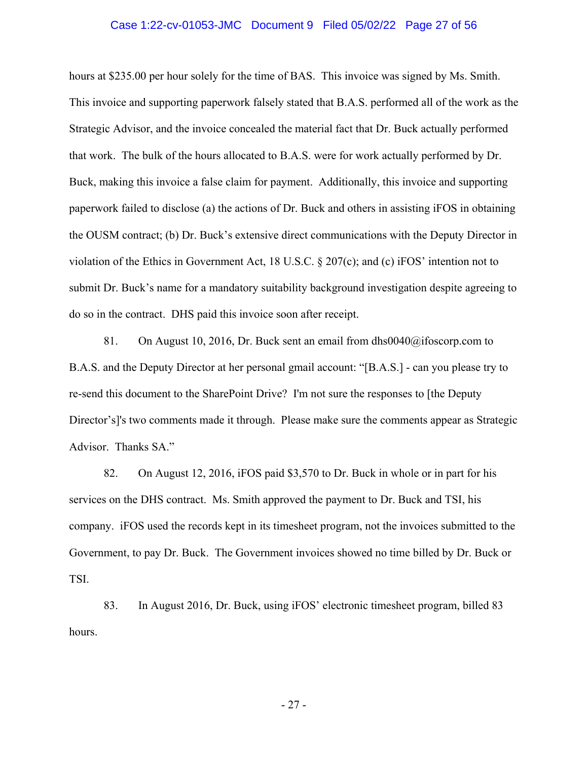hours at $235.00 per hour solely for the time of BAS. This invoice was signed by Ms. Smith. This invoice and supporting paperwork falsely stated that B.A.S. performed all of the work as the Strategic Advisor, and the invoice concealed the material fact that Dr. Buck actually performed that work. The bulk of the hours allocated to B.A.S. were for work actually performed by Dr. Buck, making this invoice a false claim for payment. Additionally, this invoice and supporting paperwork failed to disclose (a) the actions of Dr. Buck and others in assisting iFOS in obtaining the OUSM contract; (b) Dr. Buck's extensive direct communications with the Deputy Director in violation of the Ethics in Government Act, 18 U.S.C. § 207(c); and (c) iFOS' intention not to submit Dr. Buck's name for a mandatory suitability background investigation despite agreeing to do so in the contract. DHS paid this invoice soon after receipt.

81. On August 10, 2016, Dr. Buck sent an email from dhs0040@ifoscorp.com to B.A.S. and the Deputy Director at her personal gmail account: "[B.A.S.] - can you please try to re-send this document to the SharePoint Drive? I'm not sure the responses to [the Deputy Director's]'s two comments made it through. Please make sure the comments appear as Strategic Advisor. Thanks SA."

82. On August 12, 2016, iFOS paid $3,570 to Dr. Buck in whole or in part for his services on the DHS contract. Ms. Smith approved the payment to Dr. Buck and TSI, his company. iFOS used the records kept in its timesheet program, not the invoices submitted to the Government, to pay Dr. Buck. The Government invoices showed no time billed by Dr. Buck or TSI.

83. In August 2016, Dr. Buck, using iFOS' electronic timesheet program, billed 83 hours.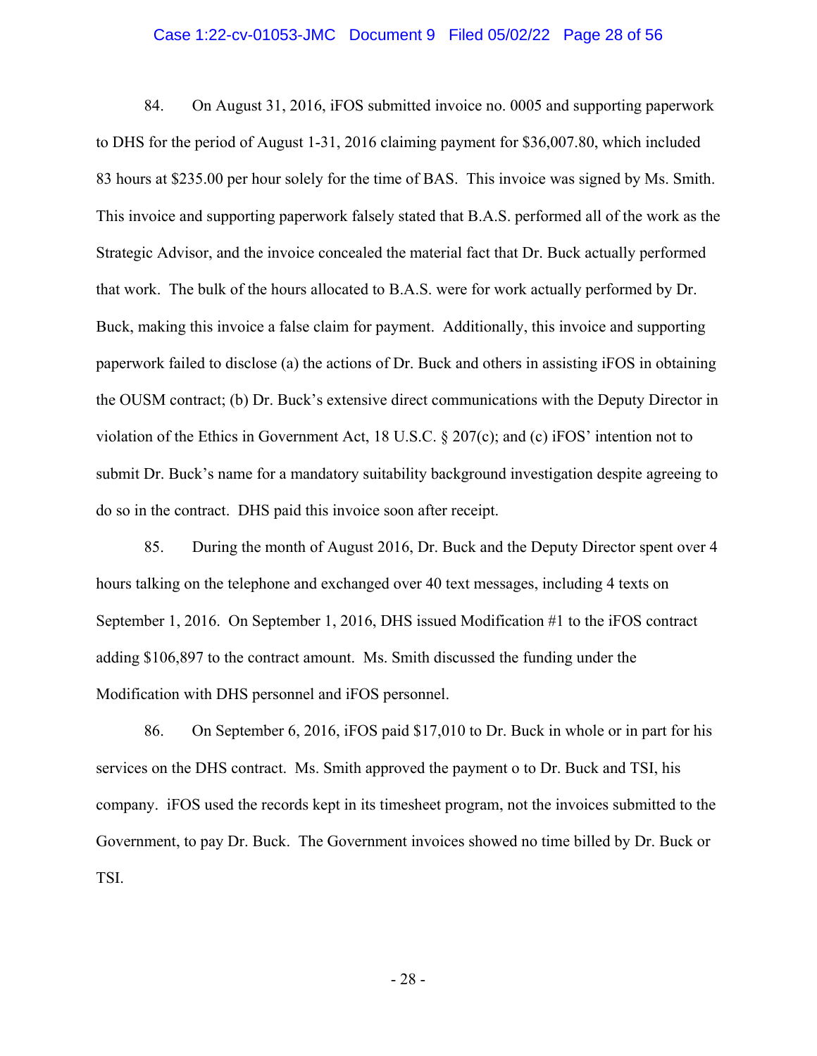84. On August 31, 2016, iFOS submitted invoice no. 0005 and supporting paperwork to DHS for the period of August 1-31, 2016 claiming payment for $36,007.80, which included 83 hours at $235.00 per hour solely for the time of BAS. This invoice was signed by Ms. Smith. This invoice and supporting paperwork falsely stated that B.A.S. performed all of the work as the Strategic Advisor, and the invoice concealed the material fact that Dr. Buck actually performed that work. The bulk of the hours allocated to B.A.S. were for work actually performed by Dr. Buck, making this invoice a false claim for payment. Additionally, this invoice and supporting paperwork failed to disclose (a) the actions of Dr. Buck and others in assisting iFOS in obtaining the OUSM contract; (b) Dr. Buck's extensive direct communications with the Deputy Director in violation of the Ethics in Government Act, 18 U.S.C. § 207(c); and (c) iFOS' intention not to submit Dr. Buck's name for a mandatory suitability background investigation despite agreeing to do so in the contract. DHS paid this invoice soon after receipt.

85. During the month of August 2016, Dr. Buck and the Deputy Director spent over 4 hours talking on the telephone and exchanged over 40 text messages, including 4 texts on September 1, 2016. On September 1, 2016, DHS issued Modification #1 to the iFOS contract adding $106,897 to the contract amount. Ms. Smith discussed the funding under the Modification with DHS personnel and iFOS personnel.

86. On September 6, 2016, iFOS paid $17,010 to Dr. Buck in whole or in part for his services on the DHS contract. Ms. Smith approved the payment o to Dr. Buck and TSI, his company. iFOS used the records kept in its timesheet program, not the invoices submitted to the Government, to pay Dr. Buck. The Government invoices showed no time billed by Dr. Buck or TSI.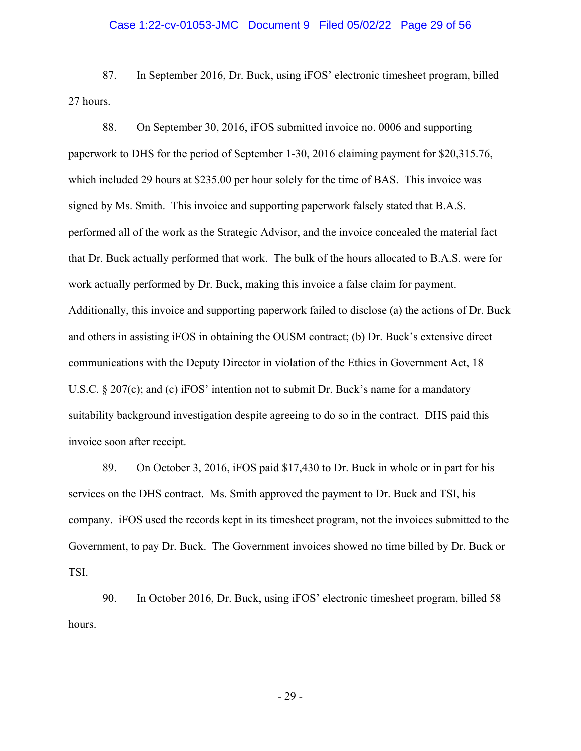87. In September 2016, Dr. Buck, using iFOS' electronic timesheet program, billed 27 hours.

88. On September 30, 2016, iFOS submitted invoice no. 0006 and supporting paperwork to DHS for the period of September 1-30, 2016 claiming payment for $20,315.76, which included 29 hours at $235.00 per hour solely for the time of BAS. This invoice was signed by Ms. Smith. This invoice and supporting paperwork falsely stated that B.A.S. performed all of the work as the Strategic Advisor, and the invoice concealed the material fact that Dr. Buck actually performed that work. The bulk of the hours allocated to B.A.S. were for work actually performed by Dr. Buck, making this invoice a false claim for payment. Additionally, this invoice and supporting paperwork failed to disclose (a) the actions of Dr. Buck and others in assisting iFOS in obtaining the OUSM contract; (b) Dr. Buck's extensive direct communications with the Deputy Director in violation of the Ethics in Government Act, 18 U.S.C. § 207(c); and (c) iFOS' intention not to submit Dr. Buck's name for a mandatory suitability background investigation despite agreeing to do so in the contract. DHS paid this invoice soon after receipt.

89. On October 3, 2016, iFOS paid $17,430 to Dr. Buck in whole or in part for his services on the DHS contract. Ms. Smith approved the payment to Dr. Buck and TSI, his company. iFOS used the records kept in its timesheet program, not the invoices submitted to the Government, to pay Dr. Buck. The Government invoices showed no time billed by Dr. Buck or TSI.

90. In October 2016, Dr. Buck, using iFOS' electronic timesheet program, billed 58 hours.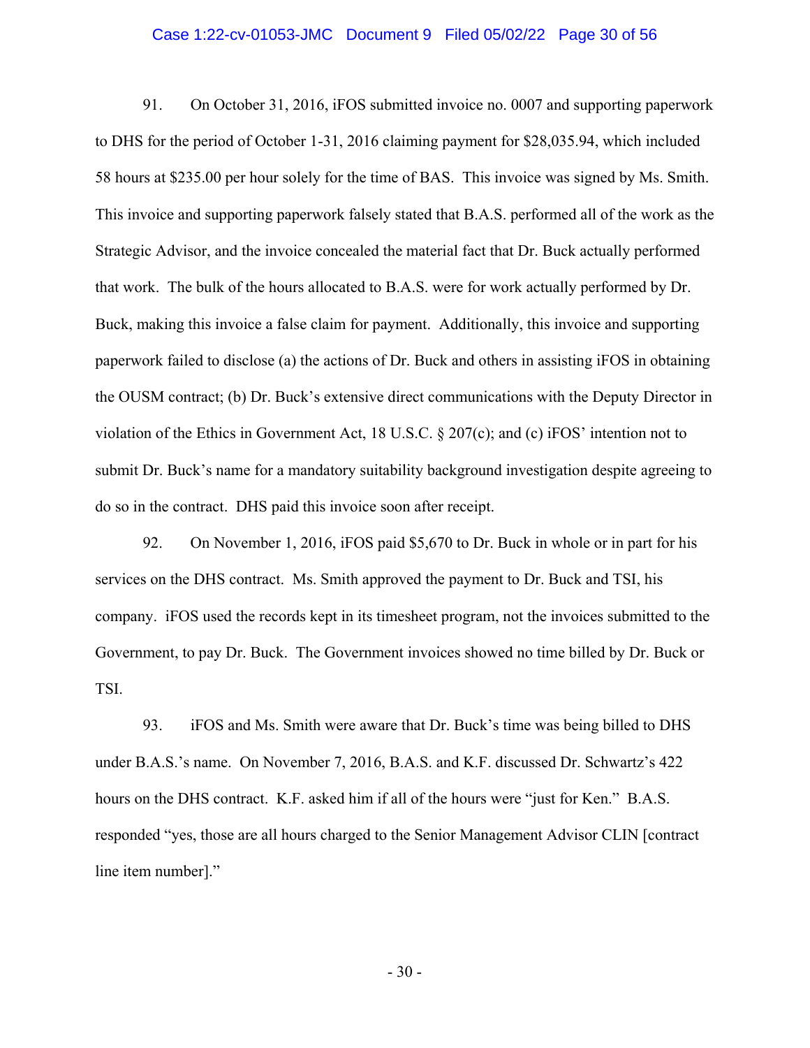91. On October 31, 2016, iFOS submitted invoice no. 0007 and supporting paperwork to DHS for the period of October 1-31, 2016 claiming payment for $28,035.94, which included 58 hours at $235.00 per hour solely for the time of BAS. This invoice was signed by Ms. Smith. This invoice and supporting paperwork falsely stated that B.A.S. performed all of the work as the Strategic Advisor, and the invoice concealed the material fact that Dr. Buck actually performed that work. The bulk of the hours allocated to B.A.S. were for work actually performed by Dr. Buck, making this invoice a false claim for payment. Additionally, this invoice and supporting paperwork failed to disclose (a) the actions of Dr. Buck and others in assisting iFOS in obtaining the OUSM contract; (b) Dr. Buck's extensive direct communications with the Deputy Director in violation of the Ethics in Government Act, 18 U.S.C. § 207(c); and (c) iFOS' intention not to submit Dr. Buck's name for a mandatory suitability background investigation despite agreeing to do so in the contract. DHS paid this invoice soon after receipt.

92. On November 1, 2016, iFOS paid $5,670 to Dr. Buck in whole or in part for his services on the DHS contract. Ms. Smith approved the payment to Dr. Buck and TSI, his company. iFOS used the records kept in its timesheet program, not the invoices submitted to the Government, to pay Dr. Buck. The Government invoices showed no time billed by Dr. Buck or TSI.

93. iFOS and Ms. Smith were aware that Dr. Buck's time was being billed to DHS under B.A.S.'s name. On November 7, 2016, B.A.S. and K.F. discussed Dr. Schwartz's 422 hours on the DHS contract. K.F. asked him if all of the hours were "just for Ken." B.A.S. responded "yes, those are all hours charged to the Senior Management Advisor CLIN [contract line item number]."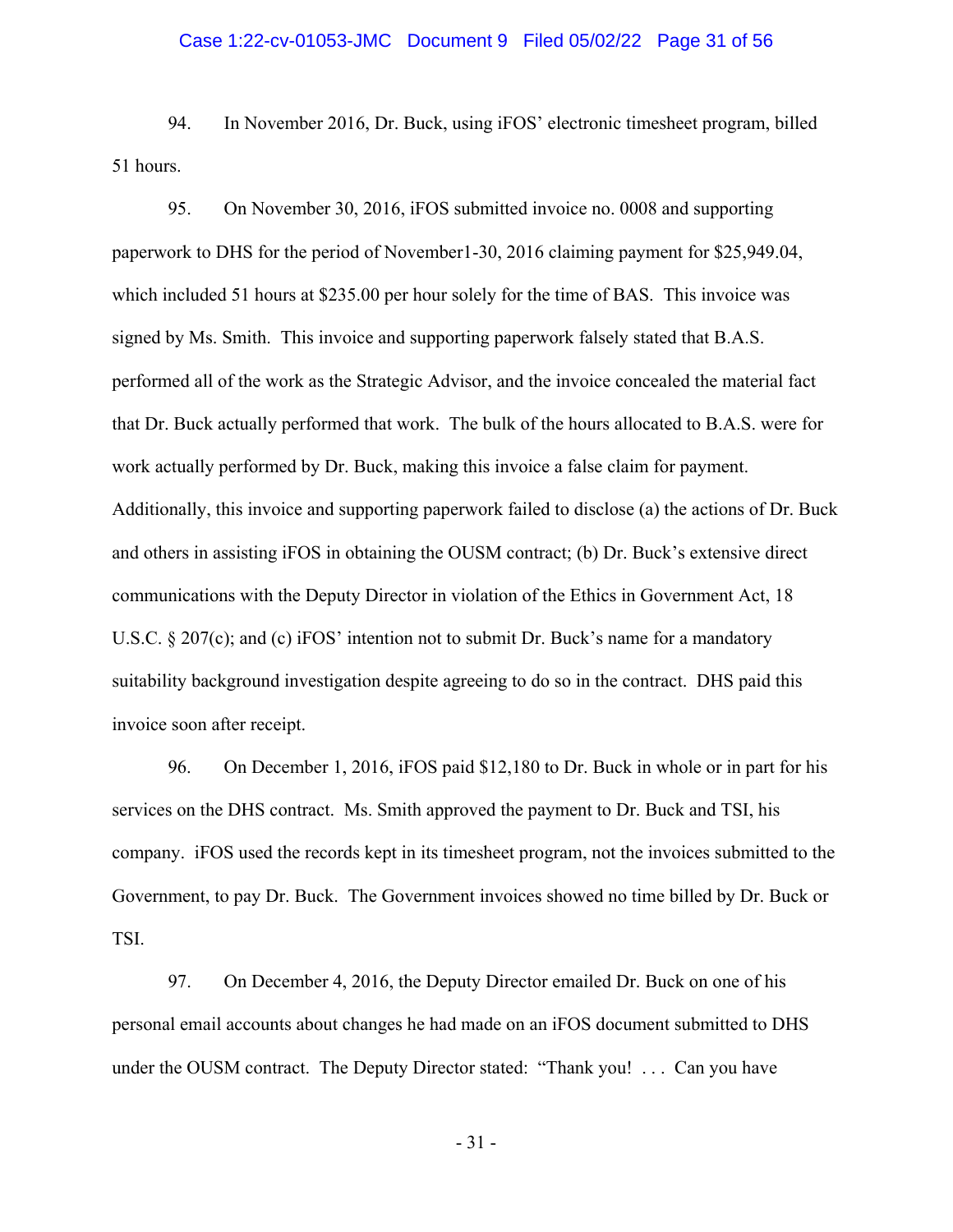94. In November 2016, Dr. Buck, using iFOS' electronic timesheet program, billed 51 hours.

95. On November 30, 2016, iFOS submitted invoice no. 0008 and supporting paperwork to DHS for the period of November1-30, 2016 claiming payment for $25,949.04, which included 51 hours at $235.00 per hour solely for the time of BAS. This invoice was signed by Ms. Smith. This invoice and supporting paperwork falsely stated that B.A.S. performed all of the work as the Strategic Advisor, and the invoice concealed the material fact that Dr. Buck actually performed that work. The bulk of the hours allocated to B.A.S. were for work actually performed by Dr. Buck, making this invoice a false claim for payment. Additionally, this invoice and supporting paperwork failed to disclose (a) the actions of Dr. Buck and others in assisting iFOS in obtaining the OUSM contract; (b) Dr. Buck's extensive direct communications with the Deputy Director in violation of the Ethics in Government Act, 18 U.S.C. § 207(c); and (c) iFOS' intention not to submit Dr. Buck's name for a mandatory suitability background investigation despite agreeing to do so in the contract. DHS paid this invoice soon after receipt.

96. On December 1, 2016, iFOS paid $12,180 to Dr. Buck in whole or in part for his services on the DHS contract. Ms. Smith approved the payment to Dr. Buck and TSI, his company. iFOS used the records kept in its timesheet program, not the invoices submitted to the Government, to pay Dr. Buck. The Government invoices showed no time billed by Dr. Buck or TSI.

97. On December 4, 2016, the Deputy Director emailed Dr. Buck on one of his personal email accounts about changes he had made on an iFOS document submitted to DHS under the OUSM contract. The Deputy Director stated: "Thank you! . . . Can you have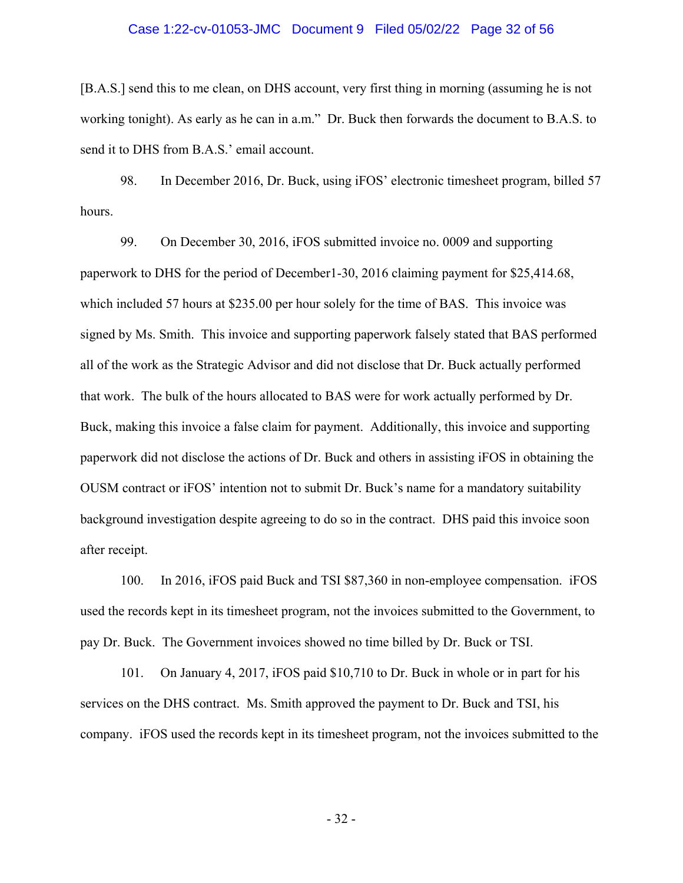[B.A.S.] send this to me clean, on DHS account, very first thing in morning (assuming he is not working tonight). As early as he can in a.m." Dr. Buck then forwards the document to B.A.S. to send it to DHS from B.A.S.' email account.

98. In December 2016, Dr. Buck, using iFOS' electronic timesheet program, billed 57 hours.

99. On December 30, 2016, iFOS submitted invoice no. 0009 and supporting paperwork to DHS for the period of December1-30, 2016 claiming payment for $25,414.68, which included 57 hours at $235.00 per hour solely for the time of BAS. This invoice was signed by Ms. Smith. This invoice and supporting paperwork falsely stated that BAS performed all of the work as the Strategic Advisor and did not disclose that Dr. Buck actually performed that work. The bulk of the hours allocated to BAS were for work actually performed by Dr. Buck, making this invoice a false claim for payment. Additionally, this invoice and supporting paperwork did not disclose the actions of Dr. Buck and others in assisting iFOS in obtaining the OUSM contract or iFOS' intention not to submit Dr. Buck's name for a mandatory suitability background investigation despite agreeing to do so in the contract. DHS paid this invoice soon after receipt.

100. In 2016, iFOS paid Buck and TSI $87,360 in non-employee compensation. iFOS used the records kept in its timesheet program, not the invoices submitted to the Government, to pay Dr. Buck. The Government invoices showed no time billed by Dr. Buck or TSI.

101. On January 4, 2017, iFOS paid $10,710 to Dr. Buck in whole or in part for his services on the DHS contract. Ms. Smith approved the payment to Dr. Buck and TSI, his company. iFOS used the records kept in its timesheet program, not the invoices submitted to the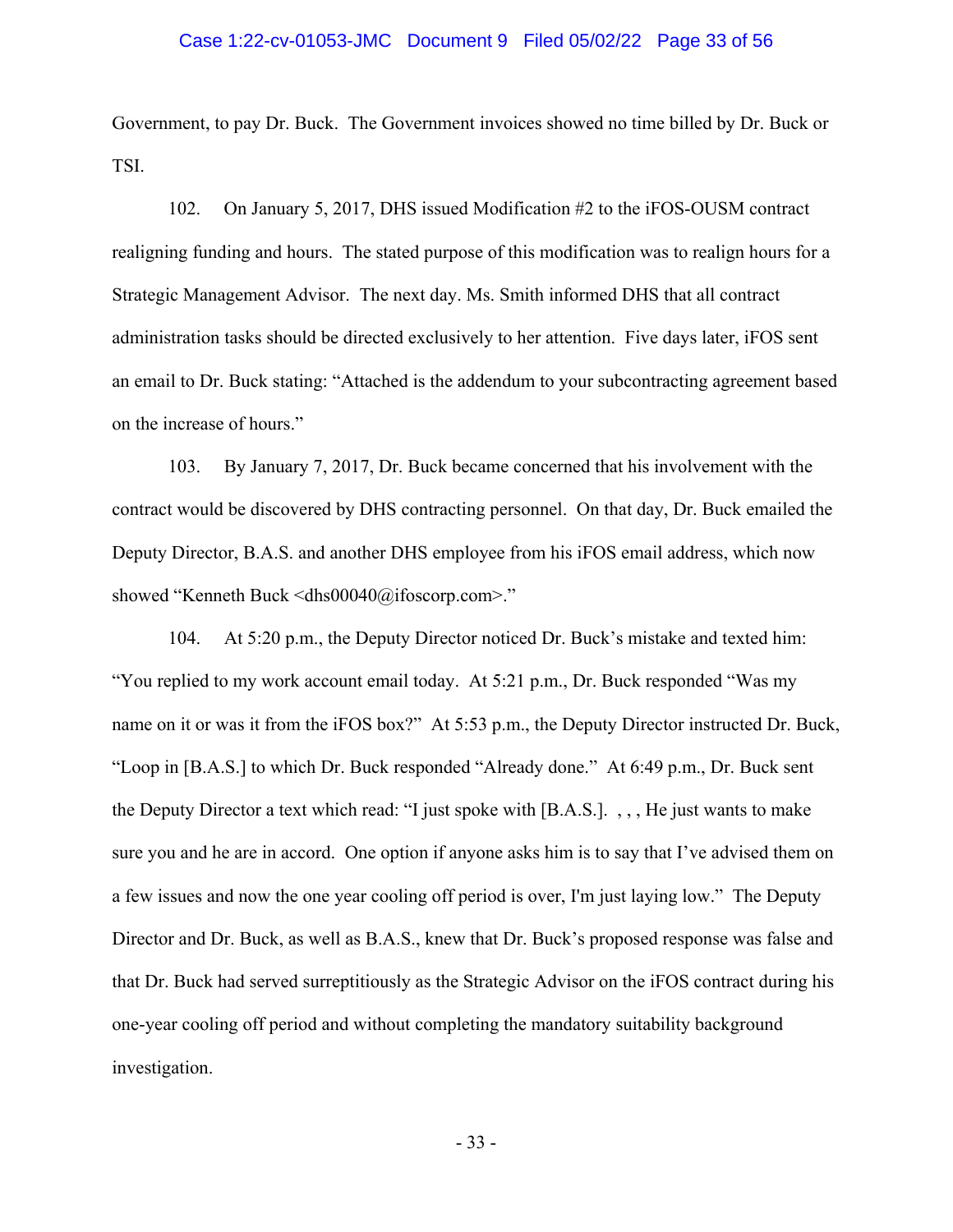Government, to pay Dr. Buck. The Government invoices showed no time billed by Dr. Buck or TSI.

102. On January 5, 2017, DHS issued Modification #2 to the iFOS-OUSM contract realigning funding and hours. The stated purpose of this modification was to realign hours for a Strategic Management Advisor. The next day. Ms. Smith informed DHS that all contract administration tasks should be directed exclusively to her attention. Five days later, iFOS sent an email to Dr. Buck stating: "Attached is the addendum to your subcontracting agreement based on the increase of hours."

103. By January 7, 2017, Dr. Buck became concerned that his involvement with the contract would be discovered by DHS contracting personnel. On that day, Dr. Buck emailed the Deputy Director, B.A.S. and another DHS employee from his iFOS email address, which now showed "Kenneth Buck <dhs00040@ifoscorp.com>."

104. At 5:20 p.m., the Deputy Director noticed Dr. Buck's mistake and texted him: "You replied to my work account email today. At 5:21 p.m., Dr. Buck responded "Was my name on it or was it from the iFOS box?" At 5:53 p.m., the Deputy Director instructed Dr. Buck, "Loop in [B.A.S.] to which Dr. Buck responded "Already done." At 6:49 p.m., Dr. Buck sent the Deputy Director a text which read: "I just spoke with [B.A.S.]. , , , He just wants to make sure you and he are in accord. One option if anyone asks him is to say that I've advised them on a few issues and now the one year cooling off period is over, I'm just laying low." The Deputy Director and Dr. Buck, as well as B.A.S., knew that Dr. Buck's proposed response was false and that Dr. Buck had served surreptitiously as the Strategic Advisor on the iFOS contract during his one-year cooling off period and without completing the mandatory suitability background investigation.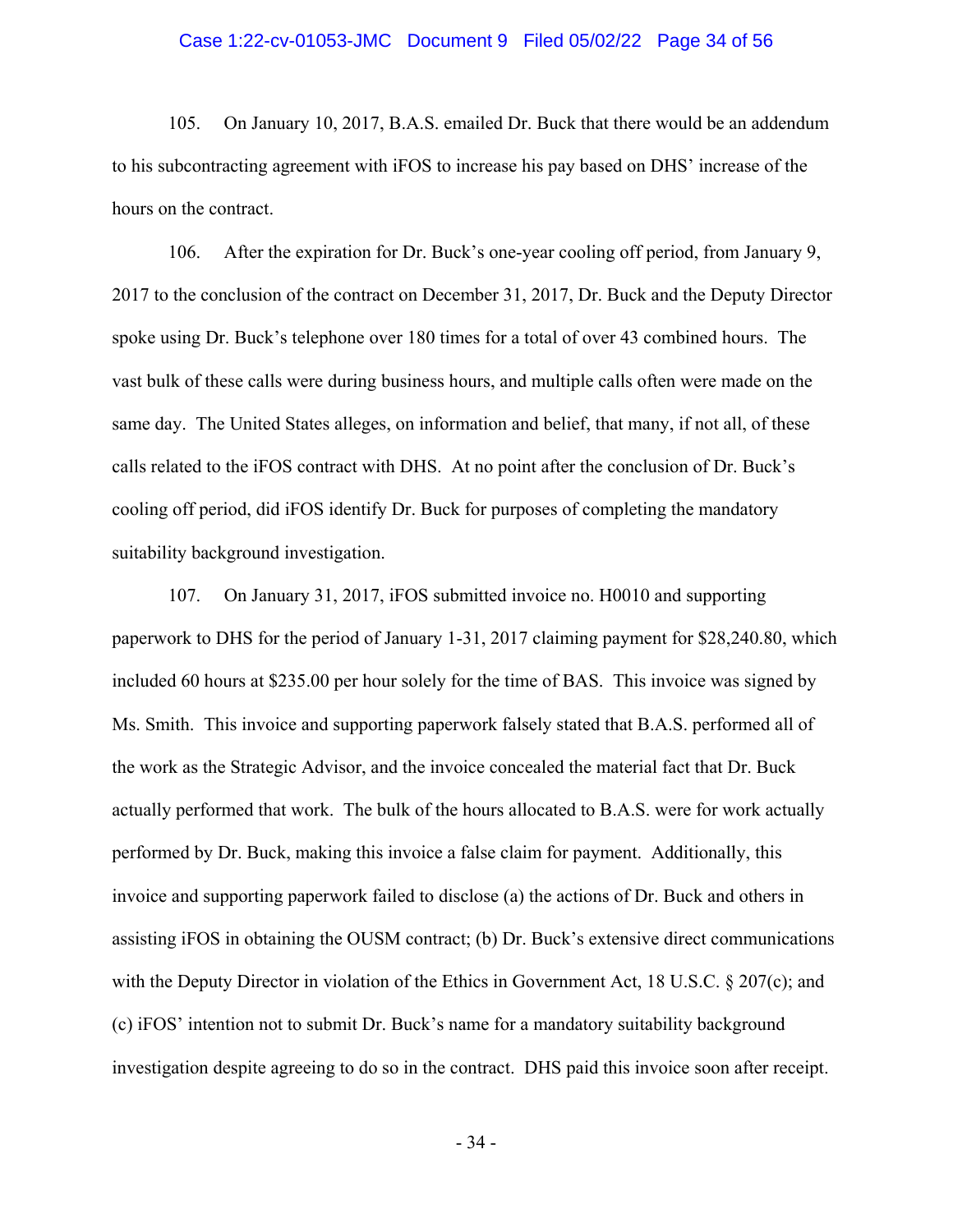105. On January 10, 2017, B.A.S. emailed Dr. Buck that there would be an addendum to his subcontracting agreement with iFOS to increase his pay based on DHS' increase of the hours on the contract.

106. After the expiration for Dr. Buck's one-year cooling off period, from January 9, 2017 to the conclusion of the contract on December 31, 2017, Dr. Buck and the Deputy Director spoke using Dr. Buck's telephone over 180 times for a total of over 43 combined hours. The vast bulk of these calls were during business hours, and multiple calls often were made on the same day. The United States alleges, on information and belief, that many, if not all, of these calls related to the iFOS contract with DHS. At no point after the conclusion of Dr. Buck's cooling off period, did iFOS identify Dr. Buck for purposes of completing the mandatory suitability background investigation.

107. On January 31, 2017, iFOS submitted invoice no. H0010 and supporting paperwork to DHS for the period of January 1-31, 2017 claiming payment for $28,240.80, which included 60 hours at $235.00 per hour solely for the time of BAS. This invoice was signed by Ms. Smith. This invoice and supporting paperwork falsely stated that B.A.S. performed all of the work as the Strategic Advisor, and the invoice concealed the material fact that Dr. Buck actually performed that work. The bulk of the hours allocated to B.A.S. were for work actually performed by Dr. Buck, making this invoice a false claim for payment. Additionally, this invoice and supporting paperwork failed to disclose (a) the actions of Dr. Buck and others in assisting iFOS in obtaining the OUSM contract; (b) Dr. Buck's extensive direct communications with the Deputy Director in violation of the Ethics in Government Act, 18 U.S.C. § 207(c); and (c) iFOS' intention not to submit Dr. Buck's name for a mandatory suitability background investigation despite agreeing to do so in the contract. DHS paid this invoice soon after receipt.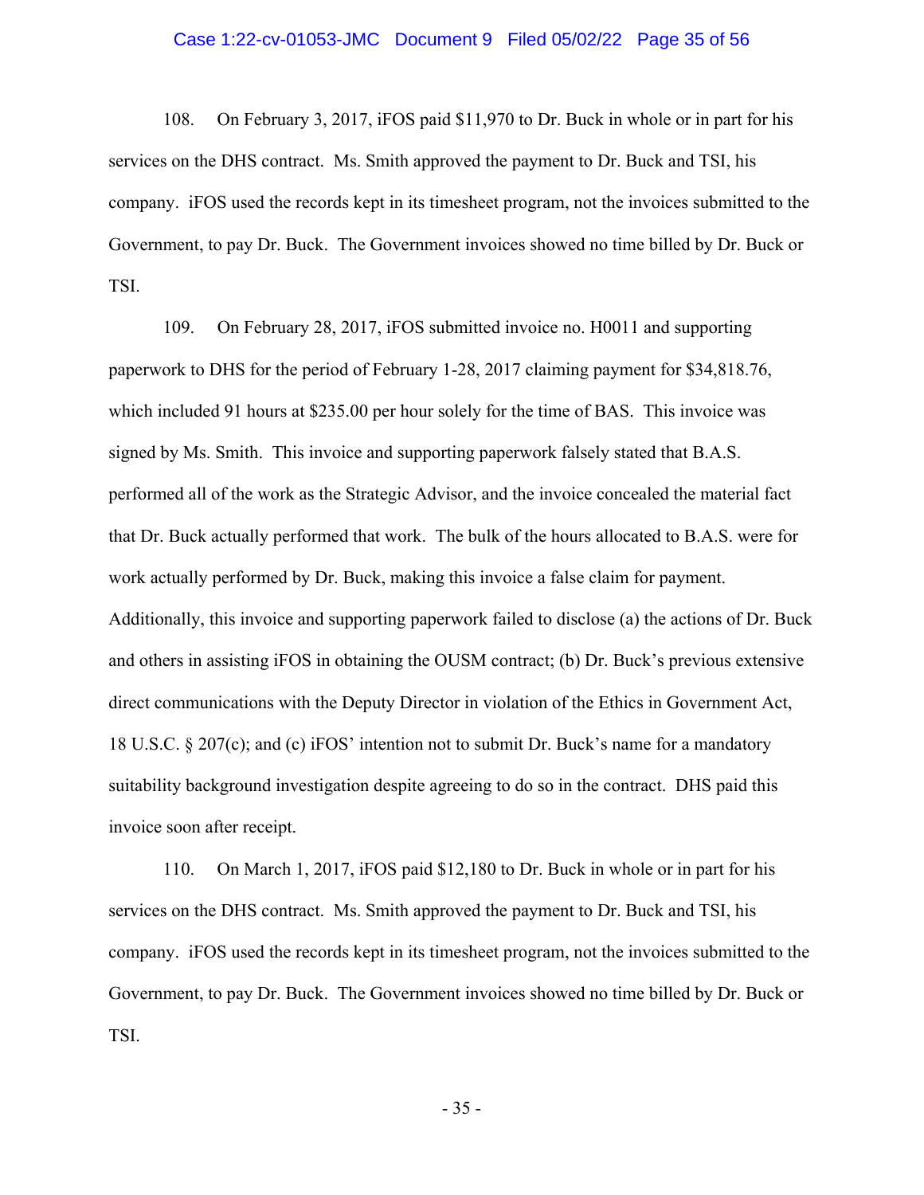108. On February 3, 2017, iFOS paid $11,970 to Dr. Buck in whole or in part for his services on the DHS contract. Ms. Smith approved the payment to Dr. Buck and TSI, his company. iFOS used the records kept in its timesheet program, not the invoices submitted to the Government, to pay Dr. Buck. The Government invoices showed no time billed by Dr. Buck or TSI.

109. On February 28, 2017, iFOS submitted invoice no. H0011 and supporting paperwork to DHS for the period of February 1-28, 2017 claiming payment for $34,818.76, which included 91 hours at $235.00 per hour solely for the time of BAS. This invoice was signed by Ms. Smith. This invoice and supporting paperwork falsely stated that B.A.S. performed all of the work as the Strategic Advisor, and the invoice concealed the material fact that Dr. Buck actually performed that work. The bulk of the hours allocated to B.A.S. were for work actually performed by Dr. Buck, making this invoice a false claim for payment. Additionally, this invoice and supporting paperwork failed to disclose (a) the actions of Dr. Buck and others in assisting iFOS in obtaining the OUSM contract; (b) Dr. Buck's previous extensive direct communications with the Deputy Director in violation of the Ethics in Government Act, 18 U.S.C. § 207(c); and (c) iFOS' intention not to submit Dr. Buck's name for a mandatory suitability background investigation despite agreeing to do so in the contract. DHS paid this invoice soon after receipt.

110. On March 1, 2017, iFOS paid $12,180 to Dr. Buck in whole or in part for his services on the DHS contract. Ms. Smith approved the payment to Dr. Buck and TSI, his company. iFOS used the records kept in its timesheet program, not the invoices submitted to the Government, to pay Dr. Buck. The Government invoices showed no time billed by Dr. Buck or TSI.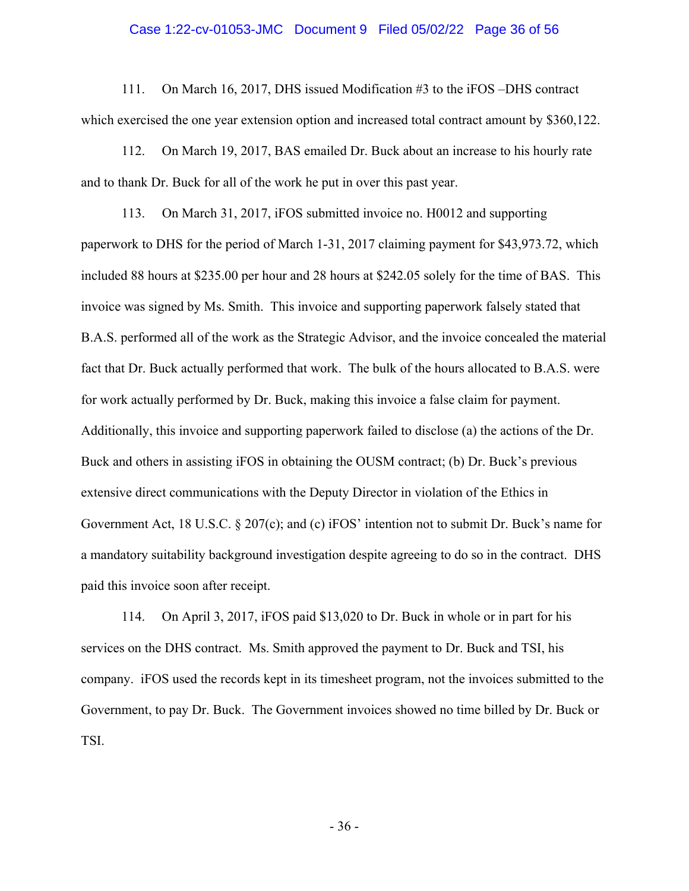111. On March 16, 2017, DHS issued Modification #3 to the iFOS –DHS contract which exercised the one year extension option and increased total contract amount by $360,122.

112. On March 19, 2017, BAS emailed Dr. Buck about an increase to his hourly rate and to thank Dr. Buck for all of the work he put in over this past year.

113. On March 31, 2017, iFOS submitted invoice no. H0012 and supporting paperwork to DHS for the period of March 1-31, 2017 claiming payment for $43,973.72, which included 88 hours at $235.00 per hour and 28 hours at $242.05 solely for the time of BAS. This invoice was signed by Ms. Smith. This invoice and supporting paperwork falsely stated that B.A.S. performed all of the work as the Strategic Advisor, and the invoice concealed the material fact that Dr. Buck actually performed that work. The bulk of the hours allocated to B.A.S. were for work actually performed by Dr. Buck, making this invoice a false claim for payment. Additionally, this invoice and supporting paperwork failed to disclose (a) the actions of the Dr. Buck and others in assisting iFOS in obtaining the OUSM contract; (b) Dr. Buck's previous extensive direct communications with the Deputy Director in violation of the Ethics in Government Act, 18 U.S.C. § 207(c); and (c) iFOS' intention not to submit Dr. Buck's name for a mandatory suitability background investigation despite agreeing to do so in the contract. DHS paid this invoice soon after receipt.

114. On April 3, 2017, iFOS paid $13,020 to Dr. Buck in whole or in part for his services on the DHS contract. Ms. Smith approved the payment to Dr. Buck and TSI, his company. iFOS used the records kept in its timesheet program, not the invoices submitted to the Government, to pay Dr. Buck. The Government invoices showed no time billed by Dr. Buck or TSI.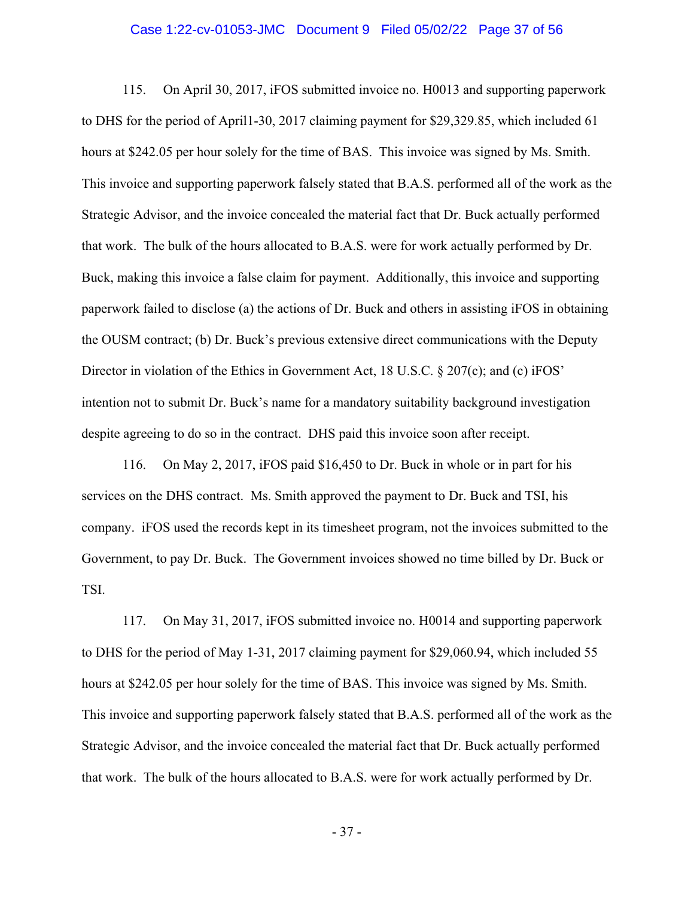115. On April 30, 2017, iFOS submitted invoice no. H0013 and supporting paperwork to DHS for the period of April1-30, 2017 claiming payment for $29,329.85, which included 61 hours at $242.05 per hour solely for the time of BAS. This invoice was signed by Ms. Smith. This invoice and supporting paperwork falsely stated that B.A.S. performed all of the work as the Strategic Advisor, and the invoice concealed the material fact that Dr. Buck actually performed that work. The bulk of the hours allocated to B.A.S. were for work actually performed by Dr. Buck, making this invoice a false claim for payment. Additionally, this invoice and supporting paperwork failed to disclose (a) the actions of Dr. Buck and others in assisting iFOS in obtaining the OUSM contract; (b) Dr. Buck's previous extensive direct communications with the Deputy Director in violation of the Ethics in Government Act, 18 U.S.C. § 207(c); and (c) iFOS' intention not to submit Dr. Buck's name for a mandatory suitability background investigation despite agreeing to do so in the contract. DHS paid this invoice soon after receipt.

116. On May 2, 2017, iFOS paid $16,450 to Dr. Buck in whole or in part for his services on the DHS contract. Ms. Smith approved the payment to Dr. Buck and TSI, his company. iFOS used the records kept in its timesheet program, not the invoices submitted to the Government, to pay Dr. Buck. The Government invoices showed no time billed by Dr. Buck or TSI.

117. On May 31, 2017, iFOS submitted invoice no. H0014 and supporting paperwork to DHS for the period of May 1-31, 2017 claiming payment for $29,060.94, which included 55 hours at $242.05 per hour solely for the time of BAS. This invoice was signed by Ms. Smith. This invoice and supporting paperwork falsely stated that B.A.S. performed all of the work as the Strategic Advisor, and the invoice concealed the material fact that Dr. Buck actually performed that work. The bulk of the hours allocated to B.A.S. were for work actually performed by Dr.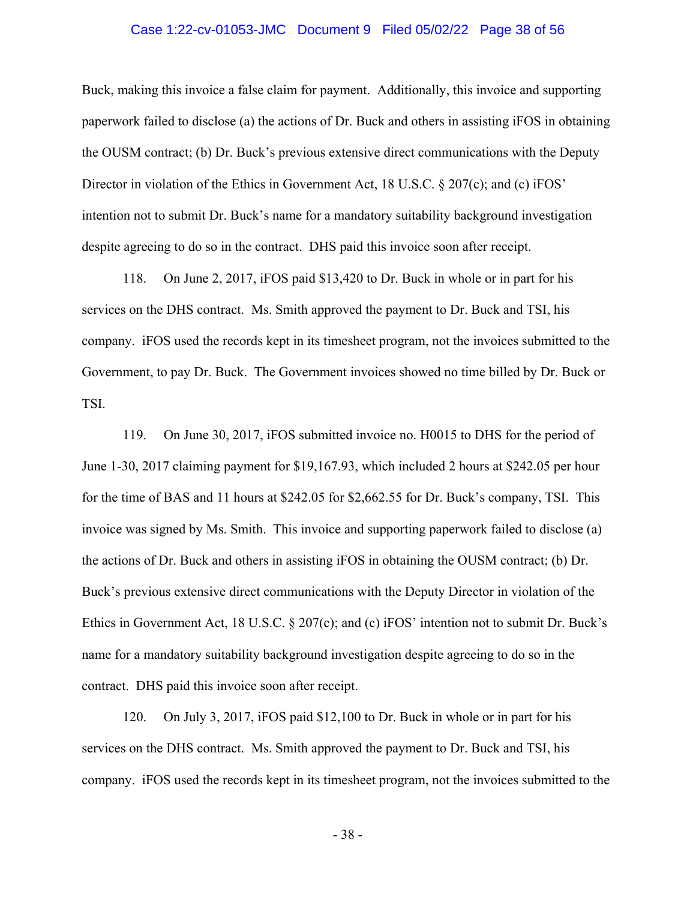Buck, making this invoice a false claim for payment. Additionally, this invoice and supporting paperwork failed to disclose (a) the actions of Dr. Buck and others in assisting iFOS in obtaining the OUSM contract; (b) Dr. Buck's previous extensive direct communications with the Deputy Director in violation of the Ethics in Government Act, 18 U.S.C. § 207(c); and (c) iFOS' intention not to submit Dr. Buck's name for a mandatory suitability background investigation despite agreeing to do so in the contract. DHS paid this invoice soon after receipt.

118. On June 2, 2017, iFOS paid $13,420 to Dr. Buck in whole or in part for his services on the DHS contract. Ms. Smith approved the payment to Dr. Buck and TSI, his company. iFOS used the records kept in its timesheet program, not the invoices submitted to the Government, to pay Dr. Buck. The Government invoices showed no time billed by Dr. Buck or TSI.

119. On June 30, 2017, iFOS submitted invoice no. H0015 to DHS for the period of June 1-30, 2017 claiming payment for $19,167.93, which included 2 hours at $242.05 per hour for the time of BAS and 11 hours at $242.05 for $2,662.55 for Dr. Buck's company, TSI. This invoice was signed by Ms. Smith. This invoice and supporting paperwork failed to disclose (a) the actions of Dr. Buck and others in assisting iFOS in obtaining the OUSM contract; (b) Dr. Buck's previous extensive direct communications with the Deputy Director in violation of the Ethics in Government Act, 18 U.S.C. § 207(c); and (c) iFOS' intention not to submit Dr. Buck's name for a mandatory suitability background investigation despite agreeing to do so in the contract. DHS paid this invoice soon after receipt.

120. On July 3, 2017, iFOS paid $12,100 to Dr. Buck in whole or in part for his services on the DHS contract. Ms. Smith approved the payment to Dr. Buck and TSI, his company. iFOS used the records kept in its timesheet program, not the invoices submitted to the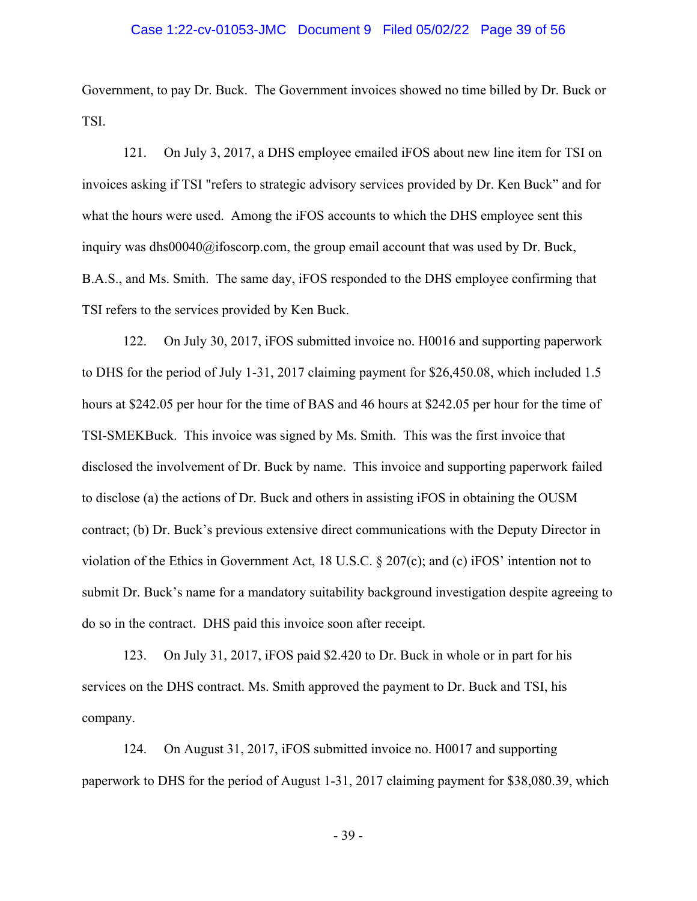Government, to pay Dr. Buck. The Government invoices showed no time billed by Dr. Buck or TSI.

121. On July 3, 2017, a DHS employee emailed iFOS about new line item for TSI on invoices asking if TSI "refers to strategic advisory services provided by Dr. Ken Buck" and for what the hours were used. Among the iFOS accounts to which the DHS employee sent this inquiry was dhs00040@ifoscorp.com, the group email account that was used by Dr. Buck, B.A.S., and Ms. Smith. The same day, iFOS responded to the DHS employee confirming that TSI refers to the services provided by Ken Buck.

122. On July 30, 2017, iFOS submitted invoice no. H0016 and supporting paperwork to DHS for the period of July 1-31, 2017 claiming payment for $26,450.08, which included 1.5 hours at $242.05 per hour for the time of BAS and 46 hours at $242.05 per hour for the time of TSI-SMEKBuck. This invoice was signed by Ms. Smith. This was the first invoice that disclosed the involvement of Dr. Buck by name. This invoice and supporting paperwork failed to disclose (a) the actions of Dr. Buck and others in assisting iFOS in obtaining the OUSM contract; (b) Dr. Buck's previous extensive direct communications with the Deputy Director in violation of the Ethics in Government Act, 18 U.S.C. § 207(c); and (c) iFOS' intention not to submit Dr. Buck's name for a mandatory suitability background investigation despite agreeing to do so in the contract. DHS paid this invoice soon after receipt.

123. On July 31, 2017, iFOS paid $2.420 to Dr. Buck in whole or in part for his services on the DHS contract. Ms. Smith approved the payment to Dr. Buck and TSI, his company.

124. On August 31, 2017, iFOS submitted invoice no. H0017 and supporting paperwork to DHS for the period of August 1-31, 2017 claiming payment for $38,080.39, which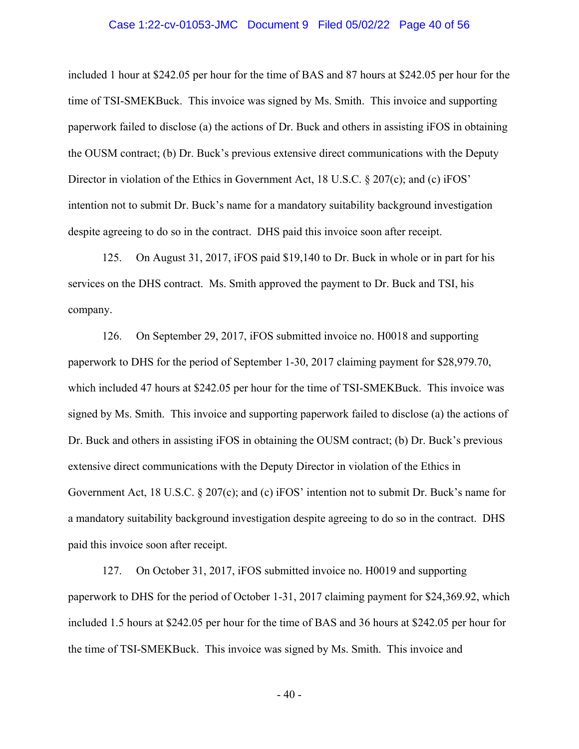included 1 hour at $242.05 per hour for the time of BAS and 87 hours at $242.05 per hour for the time of TSI-SMEKBuck. This invoice was signed by Ms. Smith. This invoice and supporting paperwork failed to disclose (a) the actions of Dr. Buck and others in assisting iFOS in obtaining the OUSM contract; (b) Dr. Buck's previous extensive direct communications with the Deputy Director in violation of the Ethics in Government Act, 18 U.S.C. § 207(c); and (c) iFOS' intention not to submit Dr. Buck's name for a mandatory suitability background investigation despite agreeing to do so in the contract. DHS paid this invoice soon after receipt.

125. On August 31, 2017, iFOS paid $19,140 to Dr. Buck in whole or in part for his services on the DHS contract. Ms. Smith approved the payment to Dr. Buck and TSI, his company.

126. On September 29, 2017, iFOS submitted invoice no. H0018 and supporting paperwork to DHS for the period of September 1-30, 2017 claiming payment for $28,979.70, which included 47 hours at $242.05 per hour for the time of TSI-SMEKBuck. This invoice was signed by Ms. Smith. This invoice and supporting paperwork failed to disclose (a) the actions of Dr. Buck and others in assisting iFOS in obtaining the OUSM contract; (b) Dr. Buck's previous extensive direct communications with the Deputy Director in violation of the Ethics in Government Act, 18 U.S.C. § 207(c); and (c) iFOS' intention not to submit Dr. Buck's name for a mandatory suitability background investigation despite agreeing to do so in the contract. DHS paid this invoice soon after receipt.

127. On October 31, 2017, iFOS submitted invoice no. H0019 and supporting paperwork to DHS for the period of October 1-31, 2017 claiming payment for $24,369.92, which included 1.5 hours at $242.05 per hour for the time of BAS and 36 hours at $242.05 per hour for the time of TSI-SMEKBuck. This invoice was signed by Ms. Smith. This invoice and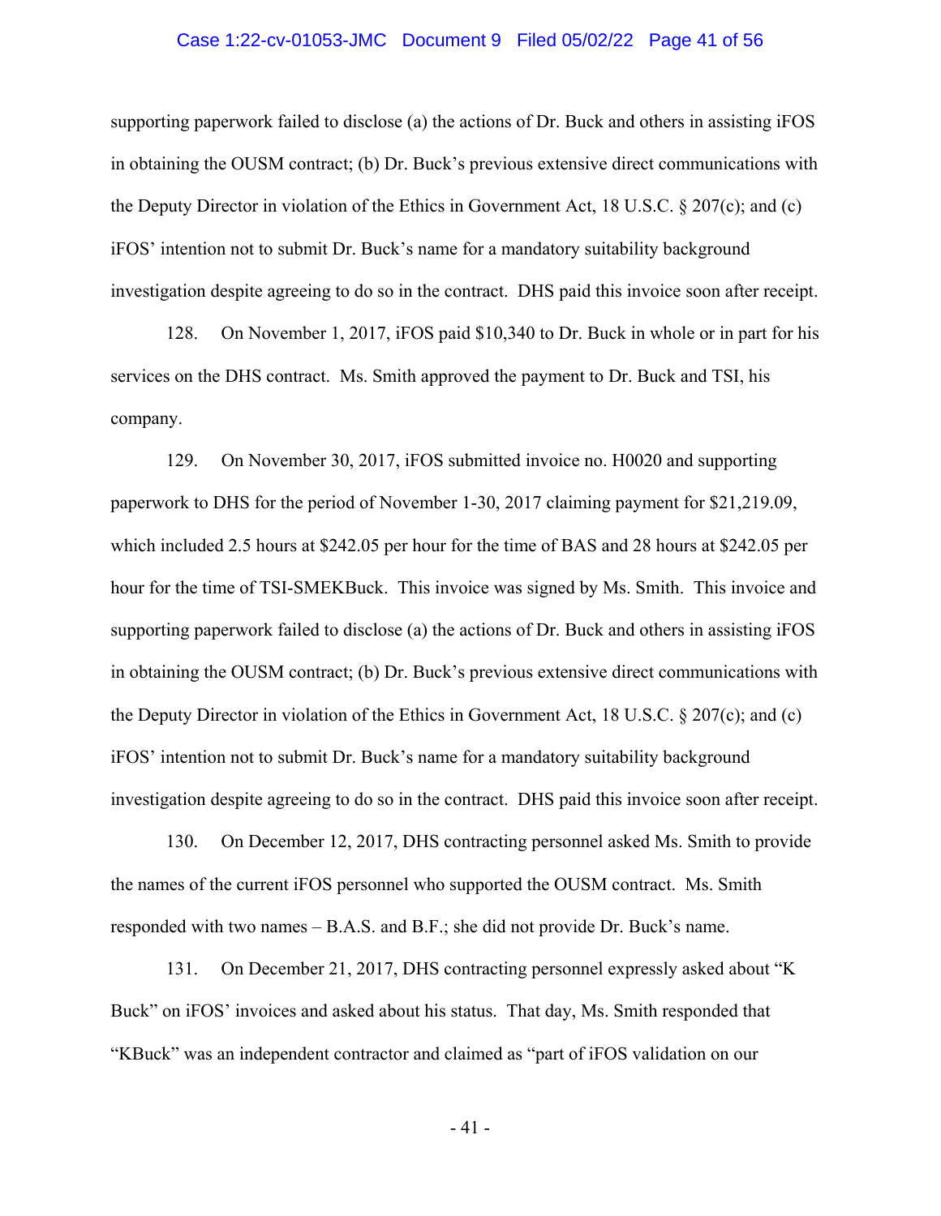supporting paperwork failed to disclose (a) the actions of Dr. Buck and others in assisting iFOS in obtaining the OUSM contract; (b) Dr. Buck's previous extensive direct communications with the Deputy Director in violation of the Ethics in Government Act, 18 U.S.C. § 207(c); and (c) iFOS' intention not to submit Dr. Buck's name for a mandatory suitability background investigation despite agreeing to do so in the contract. DHS paid this invoice soon after receipt.

128. On November 1, 2017, iFOS paid $10,340 to Dr. Buck in whole or in part for his services on the DHS contract. Ms. Smith approved the payment to Dr. Buck and TSI, his company.

129. On November 30, 2017, iFOS submitted invoice no. H0020 and supporting paperwork to DHS for the period of November 1-30, 2017 claiming payment for $21,219.09, which included 2.5 hours at $242.05 per hour for the time of BAS and 28 hours at $242.05 per hour for the time of TSI-SMEKBuck. This invoice was signed by Ms. Smith. This invoice and supporting paperwork failed to disclose (a) the actions of Dr. Buck and others in assisting iFOS in obtaining the OUSM contract; (b) Dr. Buck's previous extensive direct communications with the Deputy Director in violation of the Ethics in Government Act, 18 U.S.C. § 207(c); and (c) iFOS' intention not to submit Dr. Buck's name for a mandatory suitability background investigation despite agreeing to do so in the contract. DHS paid this invoice soon after receipt.

130. On December 12, 2017, DHS contracting personnel asked Ms. Smith to provide the names of the current iFOS personnel who supported the OUSM contract. Ms. Smith responded with two names – B.A.S. and B.F.; she did not provide Dr. Buck's name.

131. On December 21, 2017, DHS contracting personnel expressly asked about "K Buck" on iFOS' invoices and asked about his status. That day, Ms. Smith responded that "KBuck" was an independent contractor and claimed as "part of iFOS validation on our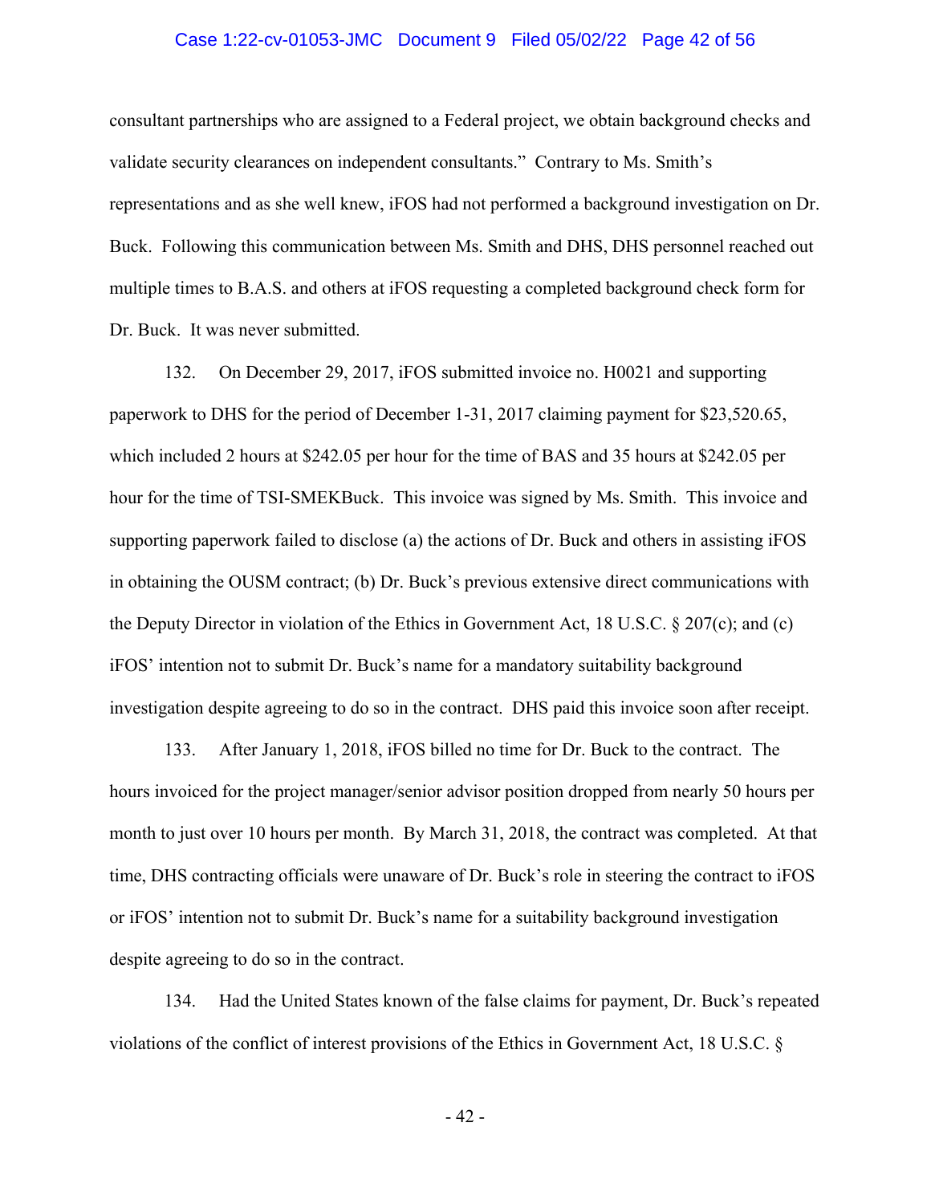consultant partnerships who are assigned to a Federal project, we obtain background checks and validate security clearances on independent consultants." Contrary to Ms. Smith's representations and as she well knew, iFOS had not performed a background investigation on Dr. Buck. Following this communication between Ms. Smith and DHS, DHS personnel reached out multiple times to B.A.S. and others at iFOS requesting a completed background check form for Dr. Buck. It was never submitted.

132. On December 29, 2017, iFOS submitted invoice no. H0021 and supporting paperwork to DHS for the period of December 1-31, 2017 claiming payment for $23,520.65, which included 2 hours at $242.05 per hour for the time of BAS and 35 hours at $242.05 per hour for the time of TSI-SMEKBuck. This invoice was signed by Ms. Smith. This invoice and supporting paperwork failed to disclose (a) the actions of Dr. Buck and others in assisting iFOS in obtaining the OUSM contract; (b) Dr. Buck's previous extensive direct communications with the Deputy Director in violation of the Ethics in Government Act, 18 U.S.C. § 207(c); and (c) iFOS' intention not to submit Dr. Buck's name for a mandatory suitability background investigation despite agreeing to do so in the contract. DHS paid this invoice soon after receipt.

133. After January 1, 2018, iFOS billed no time for Dr. Buck to the contract. The hours invoiced for the project manager/senior advisor position dropped from nearly 50 hours per month to just over 10 hours per month. By March 31, 2018, the contract was completed. At that time, DHS contracting officials were unaware of Dr. Buck's role in steering the contract to iFOS or iFOS' intention not to submit Dr. Buck's name for a suitability background investigation despite agreeing to do so in the contract.

134. Had the United States known of the false claims for payment, Dr. Buck's repeated violations of the conflict of interest provisions of the Ethics in Government Act, 18 U.S.C. §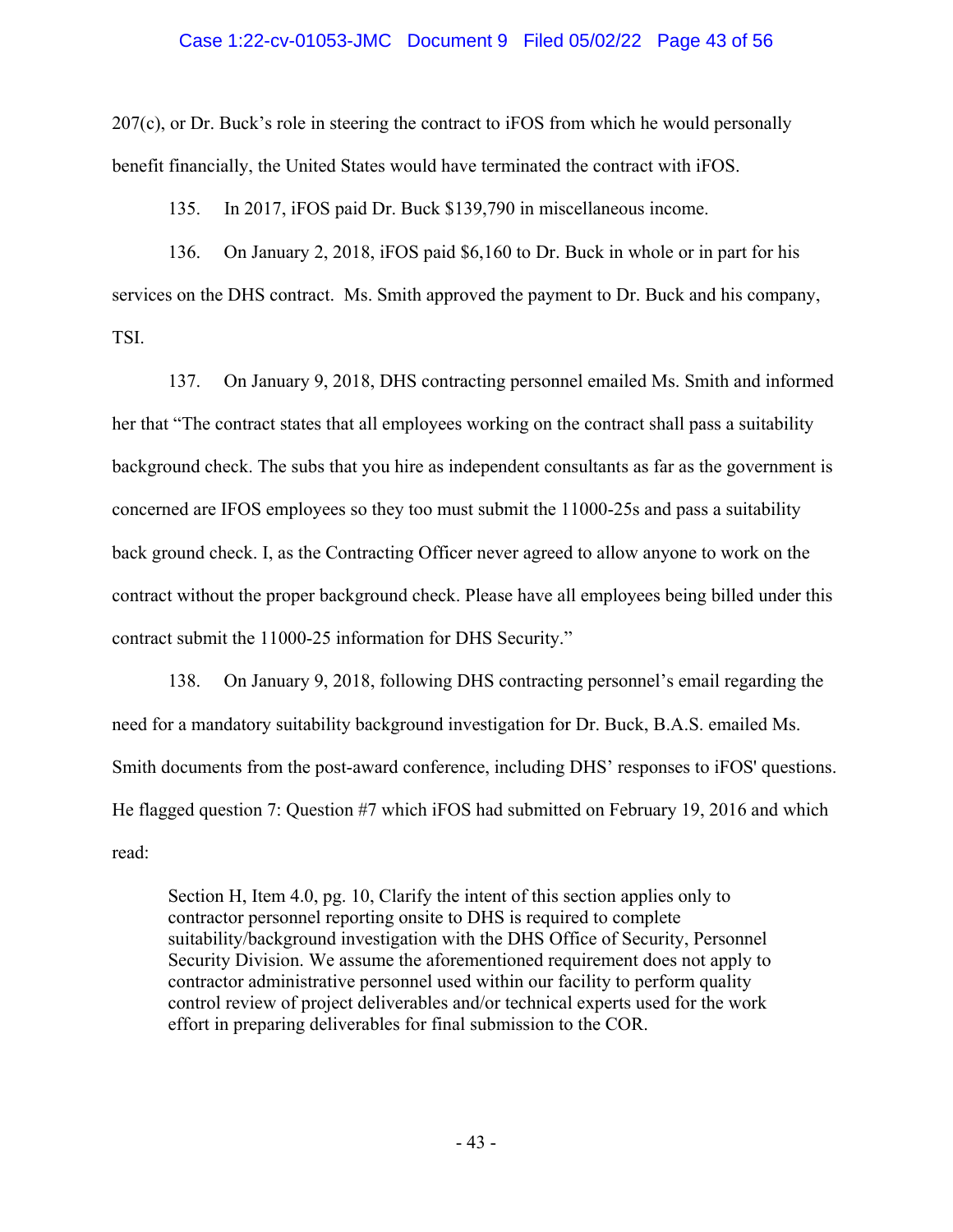207(c), or Dr. Buck's role in steering the contract to iFOS from which he would personally benefit financially, the United States would have terminated the contract with iFOS.

135. In 2017, iFOS paid Dr. Buck $139,790 in miscellaneous income.

136. On January 2, 2018, iFOS paid $6,160 to Dr. Buck in whole or in part for his services on the DHS contract. Ms. Smith approved the payment to Dr. Buck and his company, TSI.

137. On January 9, 2018, DHS contracting personnel emailed Ms. Smith and informed her that "The contract states that all employees working on the contract shall pass a suitability background check. The subs that you hire as independent consultants as far as the government is concerned are IFOS employees so they too must submit the 11000-25s and pass a suitability back ground check. I, as the Contracting Officer never agreed to allow anyone to work on the contract without the proper background check. Please have all employees being billed under this contract submit the 11000-25 information for DHS Security."

138. On January 9, 2018, following DHS contracting personnel's email regarding the need for a mandatory suitability background investigation for Dr. Buck, B.A.S. emailed Ms. Smith documents from the post-award conference, including DHS' responses to iFOS' questions. He flagged question 7: Question #7 which iFOS had submitted on February 19, 2016 and which read:

> Section H, Item 4.0, pg. 10, Clarify the intent of this section applies only to contractor personnel reporting onsite to DHS is required to complete suitability/background investigation with the DHS Office of Security, Personnel Security Division. We assume the aforementioned requirement does not apply to contractor administrative personnel used within our facility to perform quality control review of project deliverables and/or technical experts used for the work effort in preparing deliverables for final submission to the COR.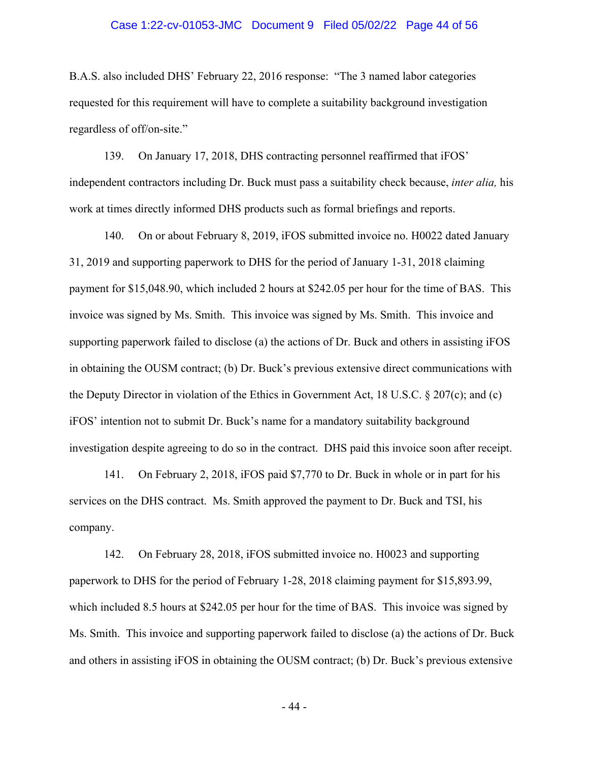B.A.S. also included DHS' February 22, 2016 response: "The 3 named labor categories requested for this requirement will have to complete a suitability background investigation regardless of off/on-site."

139. On January 17, 2018, DHS contracting personnel reaffirmed that iFOS' independent contractors including Dr. Buck must pass a suitability check because, *inter alia,* his work at times directly informed DHS products such as formal briefings and reports.

140. On or about February 8, 2019, iFOS submitted invoice no. H0022 dated January 31, 2019 and supporting paperwork to DHS for the period of January 1-31, 2018 claiming payment for $15,048.90, which included 2 hours at $242.05 per hour for the time of BAS. This invoice was signed by Ms. Smith. This invoice was signed by Ms. Smith. This invoice and supporting paperwork failed to disclose (a) the actions of Dr. Buck and others in assisting iFOS in obtaining the OUSM contract; (b) Dr. Buck's previous extensive direct communications with the Deputy Director in violation of the Ethics in Government Act, 18 U.S.C. § 207(c); and (c) iFOS' intention not to submit Dr. Buck's name for a mandatory suitability background investigation despite agreeing to do so in the contract. DHS paid this invoice soon after receipt.

141. On February 2, 2018, iFOS paid $7,770 to Dr. Buck in whole or in part for his services on the DHS contract. Ms. Smith approved the payment to Dr. Buck and TSI, his company.

142. On February 28, 2018, iFOS submitted invoice no. H0023 and supporting paperwork to DHS for the period of February 1-28, 2018 claiming payment for $15,893.99, which included 8.5 hours at $242.05 per hour for the time of BAS. This invoice was signed by Ms. Smith. This invoice and supporting paperwork failed to disclose (a) the actions of Dr. Buck and others in assisting iFOS in obtaining the OUSM contract; (b) Dr. Buck's previous extensive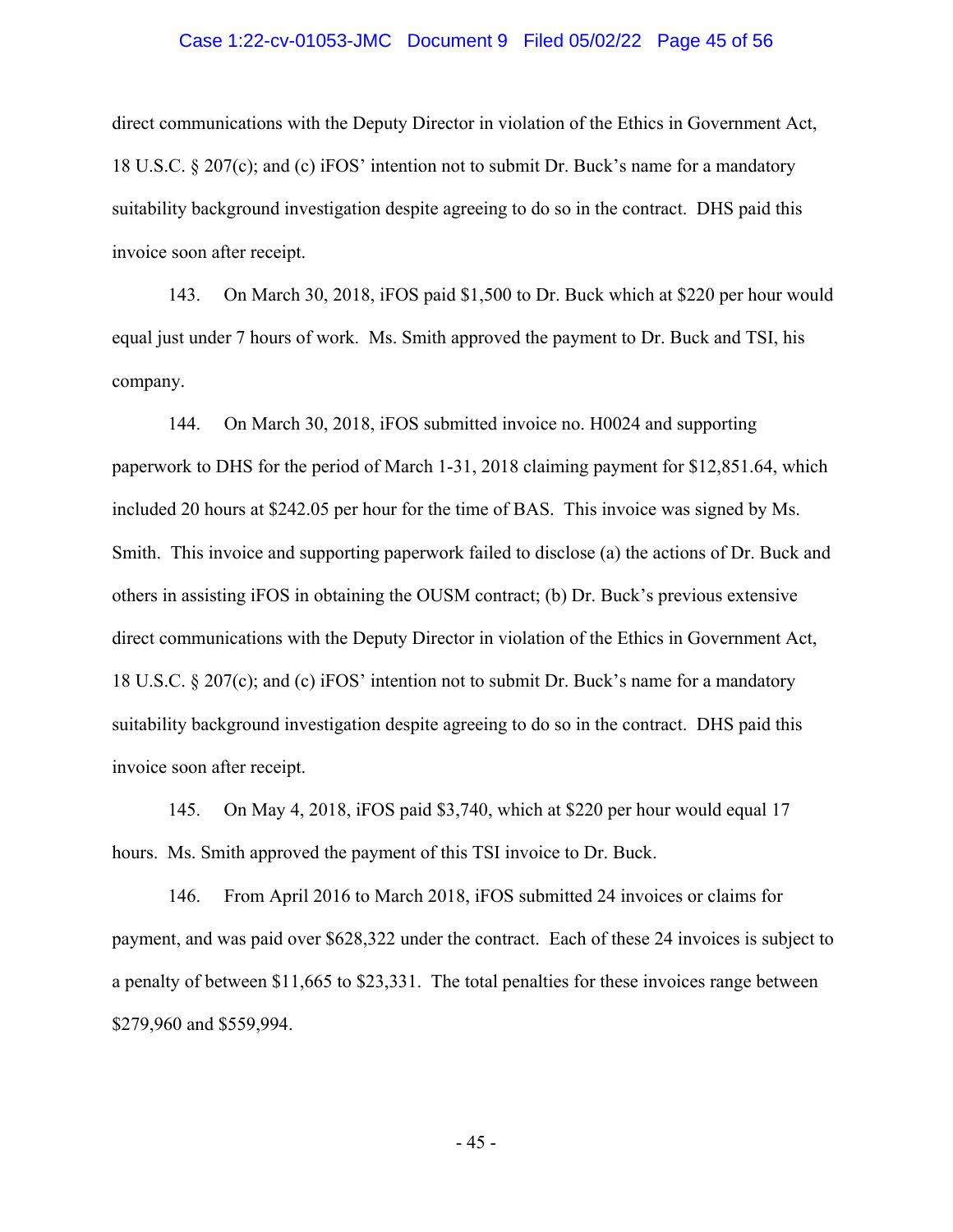direct communications with the Deputy Director in violation of the Ethics in Government Act, 18 U.S.C. § 207(c); and (c) iFOS' intention not to submit Dr. Buck's name for a mandatory suitability background investigation despite agreeing to do so in the contract. DHS paid this invoice soon after receipt.

143. On March 30, 2018, iFOS paid $1,500 to Dr. Buck which at $220 per hour would equal just under 7 hours of work. Ms. Smith approved the payment to Dr. Buck and TSI, his company.

144. On March 30, 2018, iFOS submitted invoice no. H0024 and supporting paperwork to DHS for the period of March 1-31, 2018 claiming payment for $12,851.64, which included 20 hours at $242.05 per hour for the time of BAS. This invoice was signed by Ms. Smith. This invoice and supporting paperwork failed to disclose (a) the actions of Dr. Buck and others in assisting iFOS in obtaining the OUSM contract; (b) Dr. Buck's previous extensive direct communications with the Deputy Director in violation of the Ethics in Government Act, 18 U.S.C. § 207(c); and (c) iFOS' intention not to submit Dr. Buck's name for a mandatory suitability background investigation despite agreeing to do so in the contract. DHS paid this invoice soon after receipt.

145. On May 4, 2018, iFOS paid $3,740, which at $220 per hour would equal 17 hours. Ms. Smith approved the payment of this TSI invoice to Dr. Buck.

146. From April 2016 to March 2018, iFOS submitted 24 invoices or claims for payment, and was paid over $628,322 under the contract. Each of these 24 invoices is subject to a penalty of between $11,665 to $23,331. The total penalties for these invoices range between $279,960 and $559,994.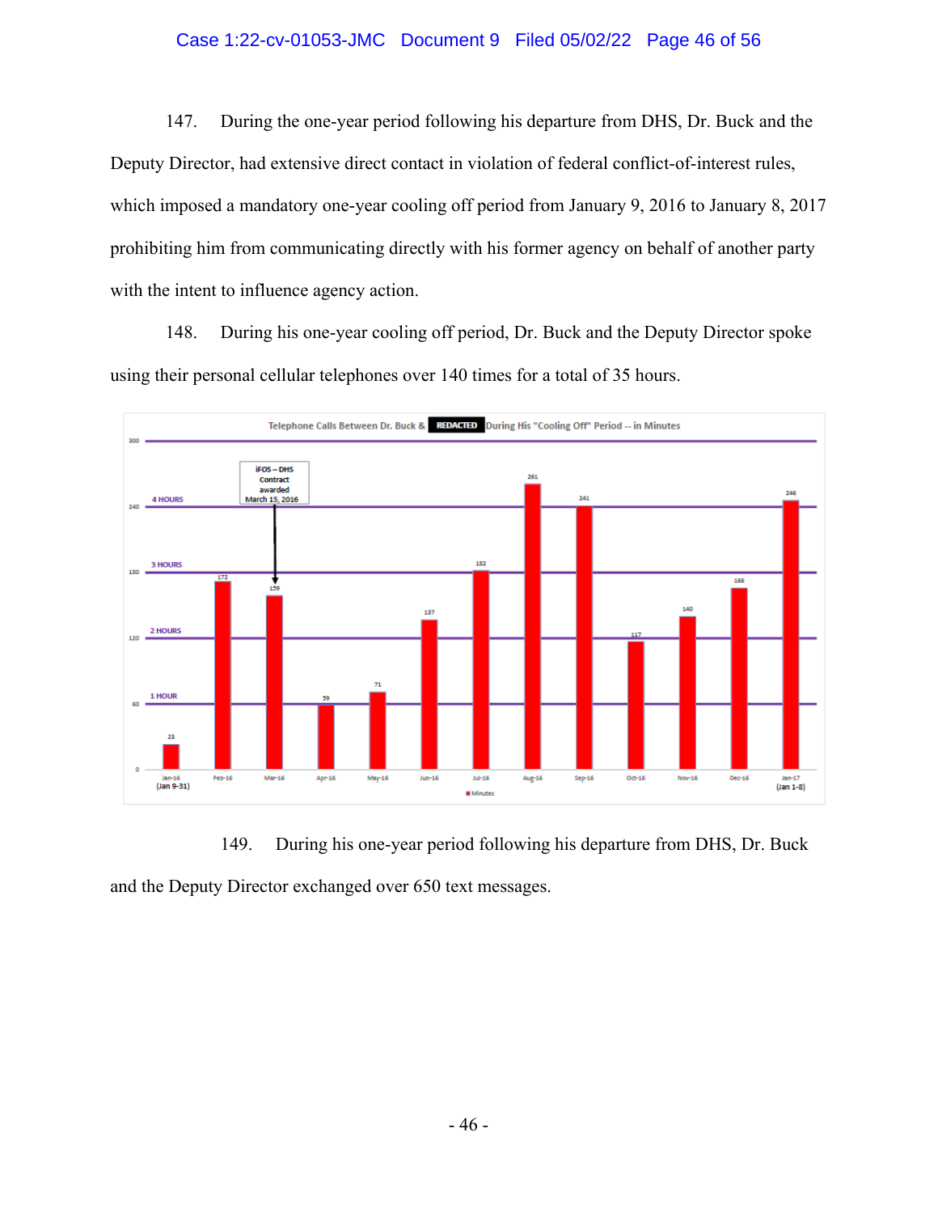147. During the one-year period following his departure from DHS, Dr. Buck and the Deputy Director, had extensive direct contact in violation of federal conflict-of-interest rules, which imposed a mandatory one-year cooling off period from January 9, 2016 to January 8, 2017 prohibiting him from communicating directly with his former agency on behalf of another party with the intent to influence agency action.

148. During his one-year cooling off period, Dr. Buck and the Deputy Director spoke using their personal cellular telephones over 140 times for a total of 35 hours.

**Telephone Calls Between Dr. Buck & REDACTED During His "Cooling Off" Period -- in Minutes**

| Month | Minutes |
| --- | --- |
| Jan-16 (Jan 9-31) | 23 |
| Feb-16 | 172 |
| Mar-16 | 159 |
| Apr-16 | 59 |
| May-16 | 71 |
| Jun-16 | 137 |
| Jul-16 | 182 |
| Aug-16 | 261 |
| Sep-16 | 241 |
| Oct-16 | 117 |
| Nov-16 | 140 |
| Dec-16 | 166 |
| Jan-17 (Jan 1-8) | 246 |

iFOS – DHS Contract awarded March 15, 2016

149. During his one-year period following his departure from DHS, Dr. Buck and the Deputy Director exchanged over 650 text messages.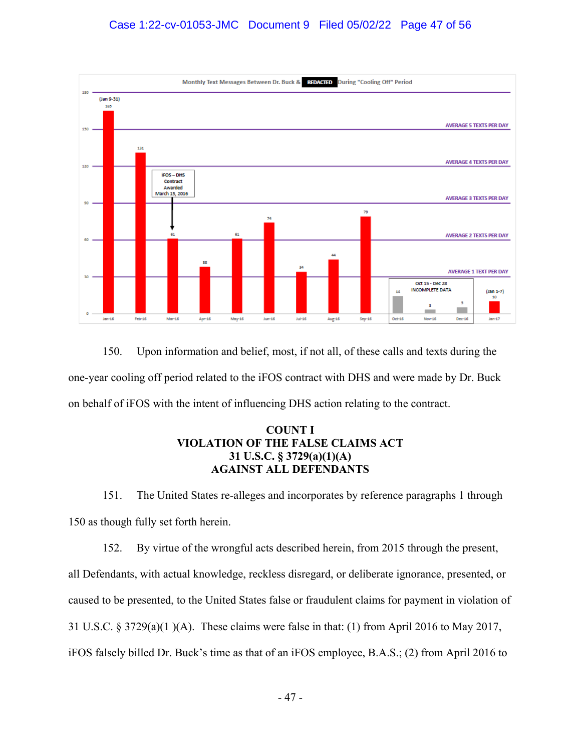Monthly Text Messages Between Dr. Buck & REDACTED During "Cooling Off" Period

| Month | Text Messages |
|---|---|
| Jan-16 (Jan 9-31) | 165 |
| Feb-16 | 131 |
| Mar-16 | 61 |
| Apr-16 | 38 |
| May-16 | 61 |
| Jun-16 | 74 |
| Jul-16 | 34 |
| Aug-16 | 44 |
| Sep-16 | 79 |
| Oct-16 | 14 |
| Nov-16 | 3 |
| Dec-16 | 5 |
| Jan-17 (Jan 1-7) | 10 |

iFOS – DHS Contract Awarded March 15, 2016

Oct 15 - Dec 28 INCOMPLETE DATA

AVERAGE 5 TEXTS PER DAY; AVERAGE 4 TEXTS PER DAY; AVERAGE 3 TEXTS PER DAY; AVERAGE 2 TEXTS PER DAY; AVERAGE 1 TEXT PER DAY

150. Upon information and belief, most, if not all, of these calls and texts during the one-year cooling off period related to the iFOS contract with DHS and were made by Dr. Buck on behalf of iFOS with the intent of influencing DHS action relating to the contract.

## COUNT I
## VIOLATION OF THE FALSE CLAIMS ACT
## 31 U.S.C. § 3729(a)(1)(A)
## AGAINST ALL DEFENDANTS

151. The United States re-alleges and incorporates by reference paragraphs 1 through 150 as though fully set forth herein.

152. By virtue of the wrongful acts described herein, from 2015 through the present, all Defendants, with actual knowledge, reckless disregard, or deliberate ignorance, presented, or caused to be presented, to the United States false or fraudulent claims for payment in violation of 31 U.S.C. § 3729(a)(1 )(A). These claims were false in that: (1) from April 2016 to May 2017, iFOS falsely billed Dr. Buck's time as that of an iFOS employee, B.A.S.; (2) from April 2016 to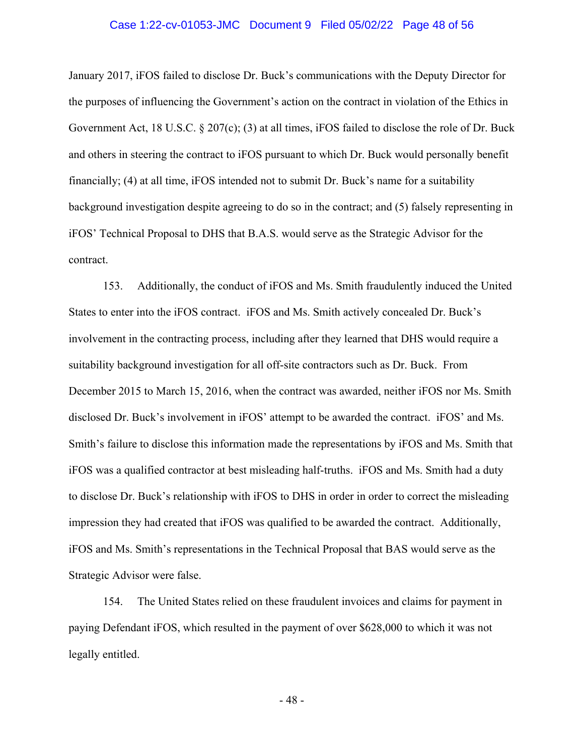January 2017, iFOS failed to disclose Dr. Buck's communications with the Deputy Director for the purposes of influencing the Government's action on the contract in violation of the Ethics in Government Act, 18 U.S.C. § 207(c); (3) at all times, iFOS failed to disclose the role of Dr. Buck and others in steering the contract to iFOS pursuant to which Dr. Buck would personally benefit financially; (4) at all time, iFOS intended not to submit Dr. Buck's name for a suitability background investigation despite agreeing to do so in the contract; and (5) falsely representing in iFOS' Technical Proposal to DHS that B.A.S. would serve as the Strategic Advisor for the contract.

153. Additionally, the conduct of iFOS and Ms. Smith fraudulently induced the United States to enter into the iFOS contract. iFOS and Ms. Smith actively concealed Dr. Buck's involvement in the contracting process, including after they learned that DHS would require a suitability background investigation for all off-site contractors such as Dr. Buck. From December 2015 to March 15, 2016, when the contract was awarded, neither iFOS nor Ms. Smith disclosed Dr. Buck's involvement in iFOS' attempt to be awarded the contract. iFOS' and Ms. Smith's failure to disclose this information made the representations by iFOS and Ms. Smith that iFOS was a qualified contractor at best misleading half-truths. iFOS and Ms. Smith had a duty to disclose Dr. Buck's relationship with iFOS to DHS in order in order to correct the misleading impression they had created that iFOS was qualified to be awarded the contract. Additionally, iFOS and Ms. Smith's representations in the Technical Proposal that BAS would serve as the Strategic Advisor were false.

154. The United States relied on these fraudulent invoices and claims for payment in paying Defendant iFOS, which resulted in the payment of over $628,000 to which it was not legally entitled.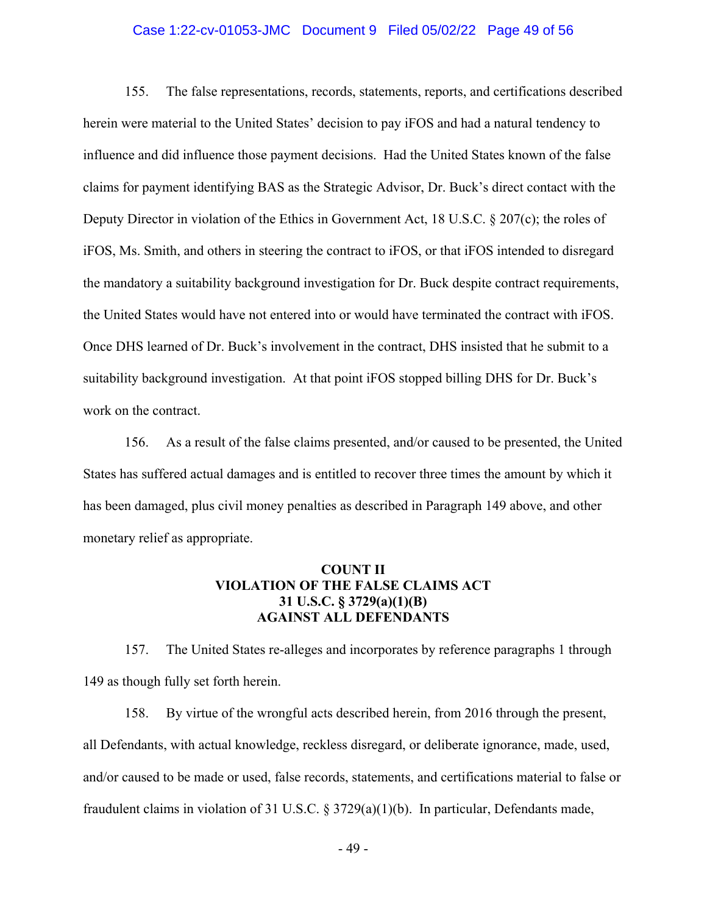155. The false representations, records, statements, reports, and certifications described herein were material to the United States' decision to pay iFOS and had a natural tendency to influence and did influence those payment decisions. Had the United States known of the false claims for payment identifying BAS as the Strategic Advisor, Dr. Buck's direct contact with the Deputy Director in violation of the Ethics in Government Act, 18 U.S.C. § 207(c); the roles of iFOS, Ms. Smith, and others in steering the contract to iFOS, or that iFOS intended to disregard the mandatory a suitability background investigation for Dr. Buck despite contract requirements, the United States would have not entered into or would have terminated the contract with iFOS. Once DHS learned of Dr. Buck's involvement in the contract, DHS insisted that he submit to a suitability background investigation. At that point iFOS stopped billing DHS for Dr. Buck's work on the contract.

156. As a result of the false claims presented, and/or caused to be presented, the United States has suffered actual damages and is entitled to recover three times the amount by which it has been damaged, plus civil money penalties as described in Paragraph 149 above, and other monetary relief as appropriate.

**COUNT II**
**VIOLATION OF THE FALSE CLAIMS ACT**
**31 U.S.C. § 3729(a)(1)(B)**
**AGAINST ALL DEFENDANTS**

157. The United States re-alleges and incorporates by reference paragraphs 1 through 149 as though fully set forth herein.

158. By virtue of the wrongful acts described herein, from 2016 through the present, all Defendants, with actual knowledge, reckless disregard, or deliberate ignorance, made, used, and/or caused to be made or used, false records, statements, and certifications material to false or fraudulent claims in violation of 31 U.S.C. § 3729(a)(1)(b). In particular, Defendants made,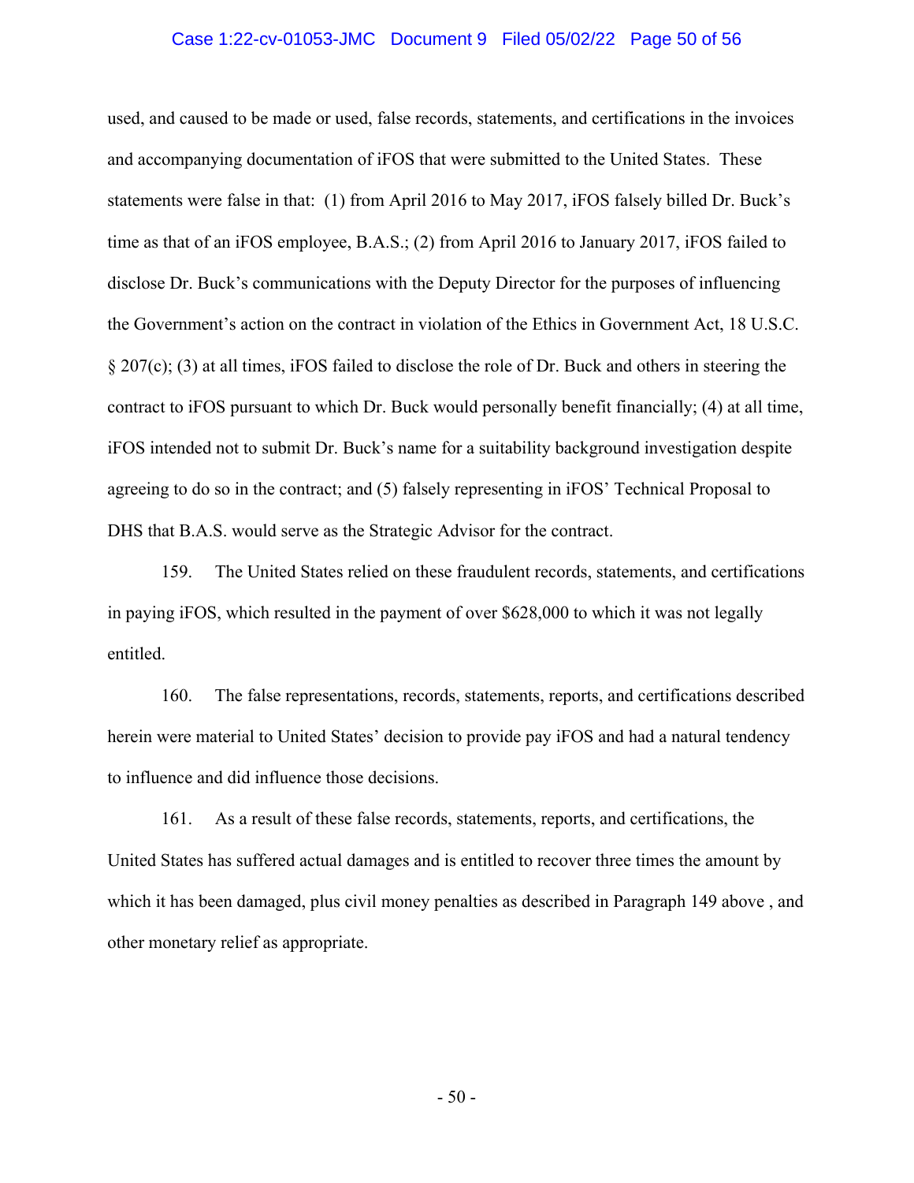used, and caused to be made or used, false records, statements, and certifications in the invoices and accompanying documentation of iFOS that were submitted to the United States. These statements were false in that: (1) from April 2016 to May 2017, iFOS falsely billed Dr. Buck's time as that of an iFOS employee, B.A.S.; (2) from April 2016 to January 2017, iFOS failed to disclose Dr. Buck's communications with the Deputy Director for the purposes of influencing the Government's action on the contract in violation of the Ethics in Government Act, 18 U.S.C. § 207(c); (3) at all times, iFOS failed to disclose the role of Dr. Buck and others in steering the contract to iFOS pursuant to which Dr. Buck would personally benefit financially; (4) at all time, iFOS intended not to submit Dr. Buck's name for a suitability background investigation despite agreeing to do so in the contract; and (5) falsely representing in iFOS' Technical Proposal to DHS that B.A.S. would serve as the Strategic Advisor for the contract.

159. The United States relied on these fraudulent records, statements, and certifications in paying iFOS, which resulted in the payment of over $628,000 to which it was not legally entitled.

160. The false representations, records, statements, reports, and certifications described herein were material to United States' decision to provide pay iFOS and had a natural tendency to influence and did influence those decisions.

161. As a result of these false records, statements, reports, and certifications, the United States has suffered actual damages and is entitled to recover three times the amount by which it has been damaged, plus civil money penalties as described in Paragraph 149 above , and other monetary relief as appropriate.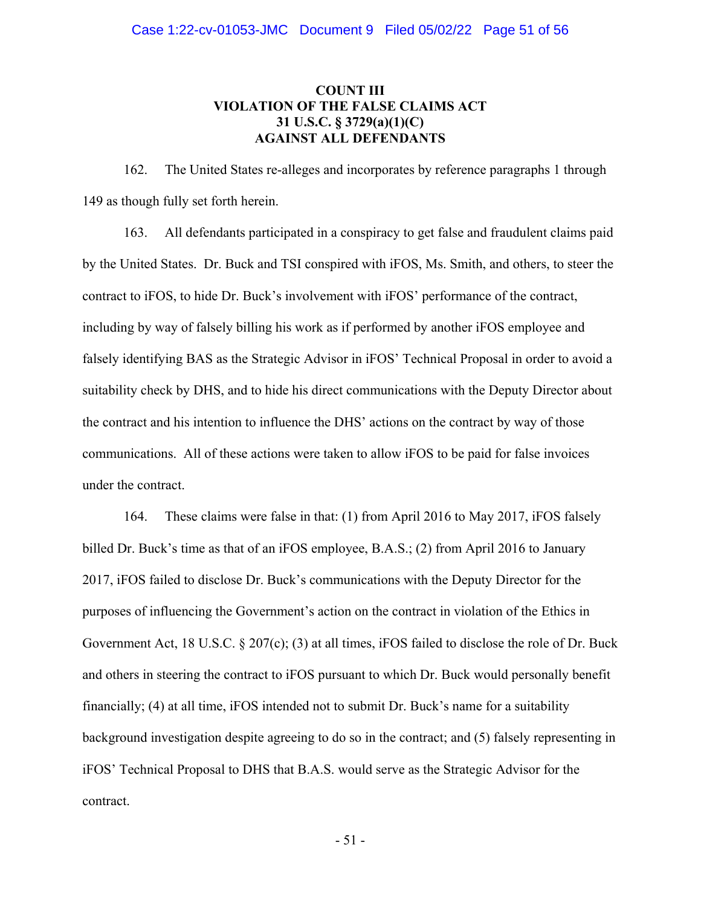## COUNT III
## VIOLATION OF THE FALSE CLAIMS ACT
## 31 U.S.C. § 3729(a)(1)(C)
## AGAINST ALL DEFENDANTS

162. The United States re-alleges and incorporates by reference paragraphs 1 through 149 as though fully set forth herein.

163. All defendants participated in a conspiracy to get false and fraudulent claims paid by the United States. Dr. Buck and TSI conspired with iFOS, Ms. Smith, and others, to steer the contract to iFOS, to hide Dr. Buck's involvement with iFOS' performance of the contract, including by way of falsely billing his work as if performed by another iFOS employee and falsely identifying BAS as the Strategic Advisor in iFOS' Technical Proposal in order to avoid a suitability check by DHS, and to hide his direct communications with the Deputy Director about the contract and his intention to influence the DHS' actions on the contract by way of those communications. All of these actions were taken to allow iFOS to be paid for false invoices under the contract.

164. These claims were false in that: (1) from April 2016 to May 2017, iFOS falsely billed Dr. Buck's time as that of an iFOS employee, B.A.S.; (2) from April 2016 to January 2017, iFOS failed to disclose Dr. Buck's communications with the Deputy Director for the purposes of influencing the Government's action on the contract in violation of the Ethics in Government Act, 18 U.S.C. § 207(c); (3) at all times, iFOS failed to disclose the role of Dr. Buck and others in steering the contract to iFOS pursuant to which Dr. Buck would personally benefit financially; (4) at all time, iFOS intended not to submit Dr. Buck's name for a suitability background investigation despite agreeing to do so in the contract; and (5) falsely representing in iFOS' Technical Proposal to DHS that B.A.S. would serve as the Strategic Advisor for the contract.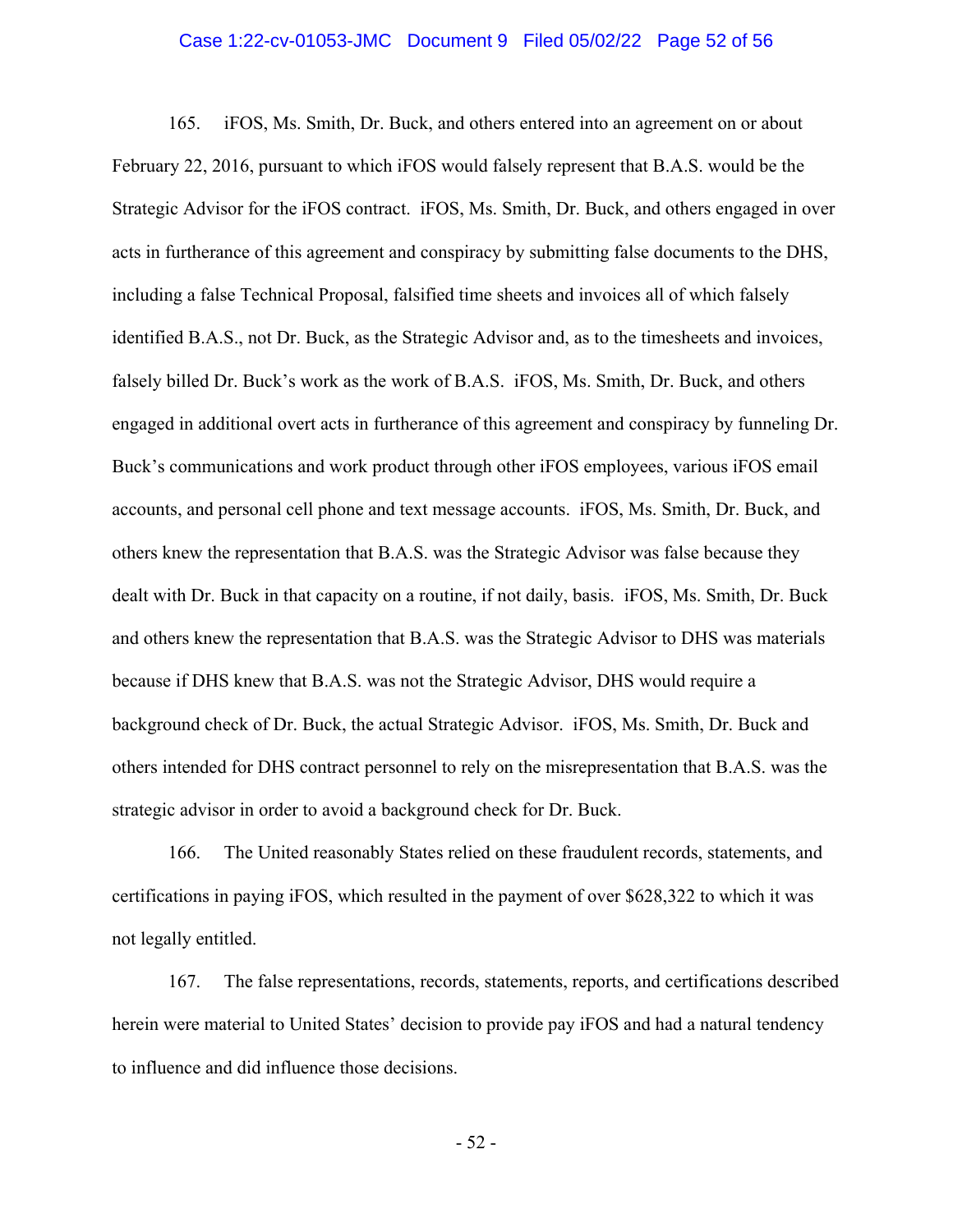165. iFOS, Ms. Smith, Dr. Buck, and others entered into an agreement on or about February 22, 2016, pursuant to which iFOS would falsely represent that B.A.S. would be the Strategic Advisor for the iFOS contract. iFOS, Ms. Smith, Dr. Buck, and others engaged in over acts in furtherance of this agreement and conspiracy by submitting false documents to the DHS, including a false Technical Proposal, falsified time sheets and invoices all of which falsely identified B.A.S., not Dr. Buck, as the Strategic Advisor and, as to the timesheets and invoices, falsely billed Dr. Buck's work as the work of B.A.S. iFOS, Ms. Smith, Dr. Buck, and others engaged in additional overt acts in furtherance of this agreement and conspiracy by funneling Dr. Buck's communications and work product through other iFOS employees, various iFOS email accounts, and personal cell phone and text message accounts. iFOS, Ms. Smith, Dr. Buck, and others knew the representation that B.A.S. was the Strategic Advisor was false because they dealt with Dr. Buck in that capacity on a routine, if not daily, basis. iFOS, Ms. Smith, Dr. Buck and others knew the representation that B.A.S. was the Strategic Advisor to DHS was materials because if DHS knew that B.A.S. was not the Strategic Advisor, DHS would require a background check of Dr. Buck, the actual Strategic Advisor. iFOS, Ms. Smith, Dr. Buck and others intended for DHS contract personnel to rely on the misrepresentation that B.A.S. was the strategic advisor in order to avoid a background check for Dr. Buck.

166. The United reasonably States relied on these fraudulent records, statements, and certifications in paying iFOS, which resulted in the payment of over $628,322 to which it was not legally entitled.

167. The false representations, records, statements, reports, and certifications described herein were material to United States' decision to provide pay iFOS and had a natural tendency to influence and did influence those decisions.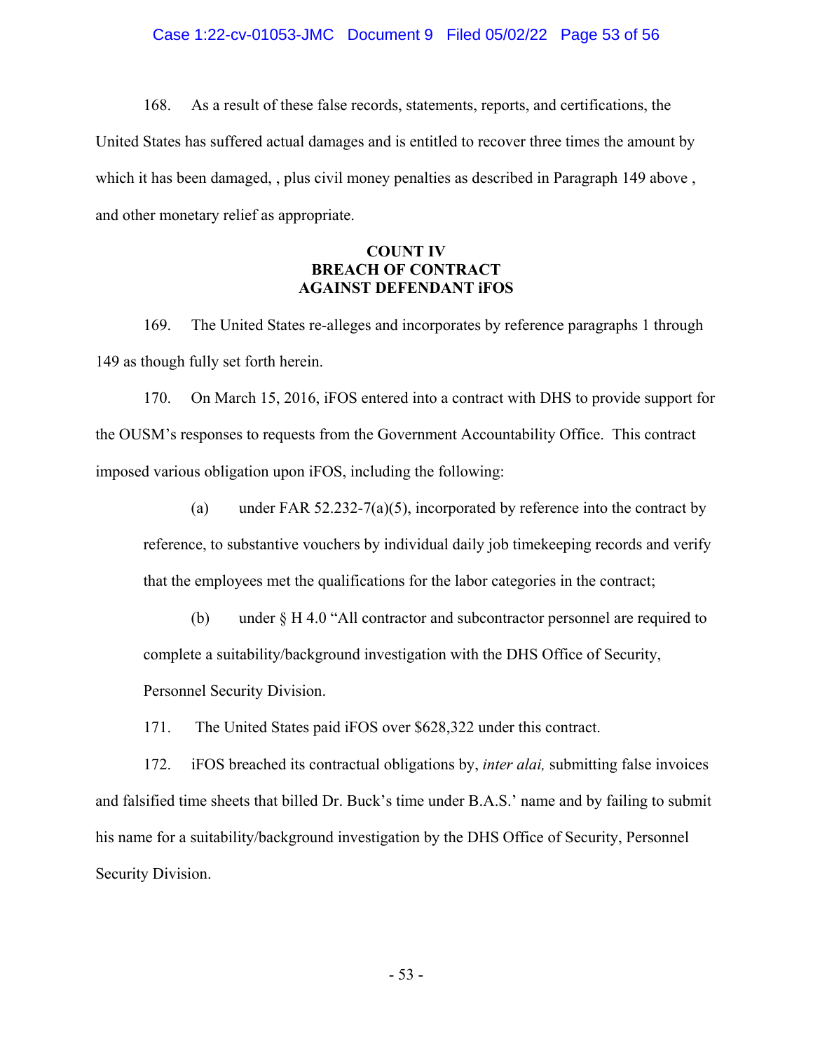168. As a result of these false records, statements, reports, and certifications, the United States has suffered actual damages and is entitled to recover three times the amount by which it has been damaged, , plus civil money penalties as described in Paragraph 149 above , and other monetary relief as appropriate.

**COUNT IV**
**BREACH OF CONTRACT**
**AGAINST DEFENDANT iFOS**

169. The United States re-alleges and incorporates by reference paragraphs 1 through 149 as though fully set forth herein.

170. On March 15, 2016, iFOS entered into a contract with DHS to provide support for the OUSM's responses to requests from the Government Accountability Office. This contract imposed various obligation upon iFOS, including the following:

> (a) under FAR 52.232-7(a)(5), incorporated by reference into the contract by reference, to substantive vouchers by individual daily job timekeeping records and verify that the employees met the qualifications for the labor categories in the contract;
>
> (b) under § H 4.0 "All contractor and subcontractor personnel are required to complete a suitability/background investigation with the DHS Office of Security, Personnel Security Division.

171. The United States paid iFOS over $628,322 under this contract.

172. iFOS breached its contractual obligations by, *inter alai,* submitting false invoices and falsified time sheets that billed Dr. Buck's time under B.A.S.' name and by failing to submit his name for a suitability/background investigation by the DHS Office of Security, Personnel Security Division.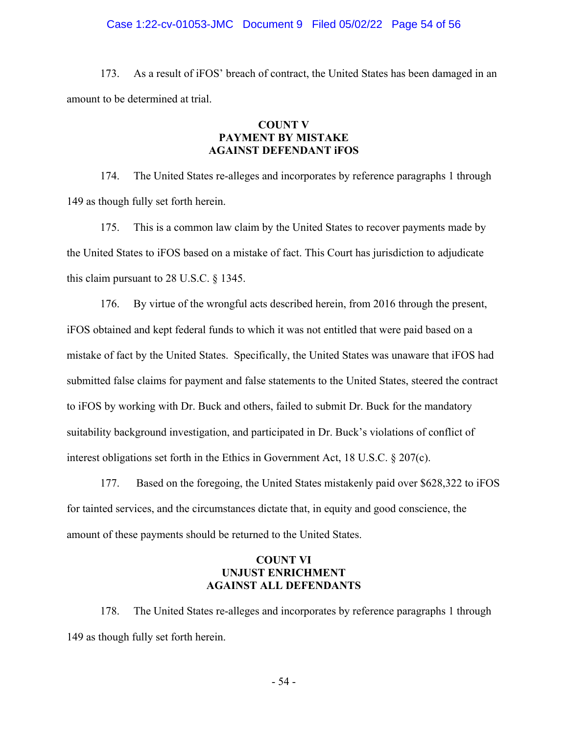173. As a result of iFOS' breach of contract, the United States has been damaged in an amount to be determined at trial.

**COUNT V**
**PAYMENT BY MISTAKE**
**AGAINST DEFENDANT iFOS**

174. The United States re-alleges and incorporates by reference paragraphs 1 through 149 as though fully set forth herein.

175. This is a common law claim by the United States to recover payments made by the United States to iFOS based on a mistake of fact. This Court has jurisdiction to adjudicate this claim pursuant to 28 U.S.C. § 1345.

176. By virtue of the wrongful acts described herein, from 2016 through the present, iFOS obtained and kept federal funds to which it was not entitled that were paid based on a mistake of fact by the United States. Specifically, the United States was unaware that iFOS had submitted false claims for payment and false statements to the United States, steered the contract to iFOS by working with Dr. Buck and others, failed to submit Dr. Buck for the mandatory suitability background investigation, and participated in Dr. Buck's violations of conflict of interest obligations set forth in the Ethics in Government Act, 18 U.S.C. § 207(c).

177. Based on the foregoing, the United States mistakenly paid over $628,322 to iFOS for tainted services, and the circumstances dictate that, in equity and good conscience, the amount of these payments should be returned to the United States.

**COUNT VI**
**UNJUST ENRICHMENT**
**AGAINST ALL DEFENDANTS**

178. The United States re-alleges and incorporates by reference paragraphs 1 through 149 as though fully set forth herein.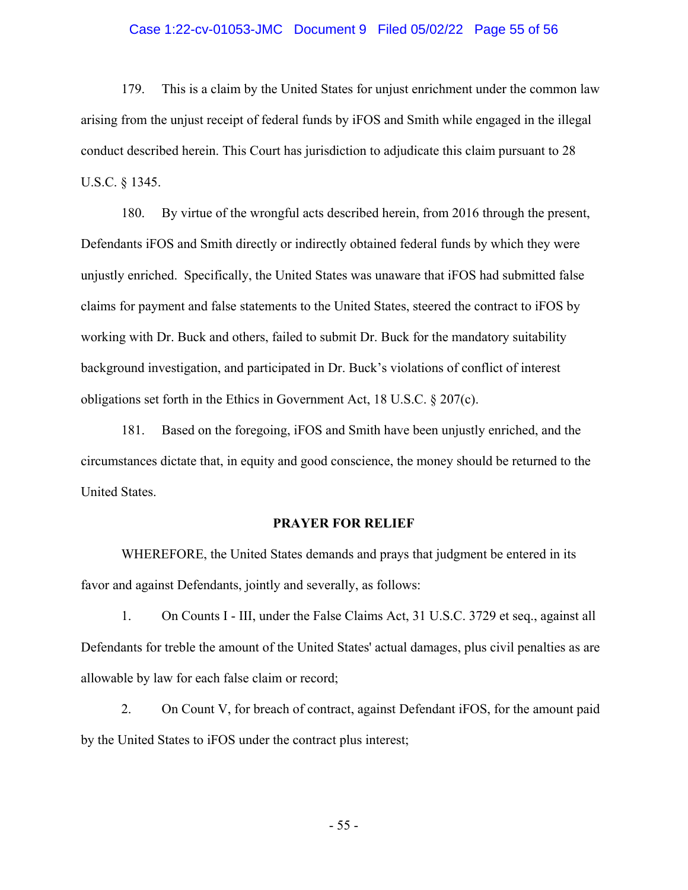179. This is a claim by the United States for unjust enrichment under the common law arising from the unjust receipt of federal funds by iFOS and Smith while engaged in the illegal conduct described herein. This Court has jurisdiction to adjudicate this claim pursuant to 28 U.S.C. § 1345.

180. By virtue of the wrongful acts described herein, from 2016 through the present, Defendants iFOS and Smith directly or indirectly obtained federal funds by which they were unjustly enriched. Specifically, the United States was unaware that iFOS had submitted false claims for payment and false statements to the United States, steered the contract to iFOS by working with Dr. Buck and others, failed to submit Dr. Buck for the mandatory suitability background investigation, and participated in Dr. Buck's violations of conflict of interest obligations set forth in the Ethics in Government Act, 18 U.S.C. § 207(c).

181. Based on the foregoing, iFOS and Smith have been unjustly enriched, and the circumstances dictate that, in equity and good conscience, the money should be returned to the United States.

**PRAYER FOR RELIEF**

WHEREFORE, the United States demands and prays that judgment be entered in its favor and against Defendants, jointly and severally, as follows:

1. On Counts I - III, under the False Claims Act, 31 U.S.C. 3729 et seq., against all Defendants for treble the amount of the United States' actual damages, plus civil penalties as are allowable by law for each false claim or record;

2. On Count V, for breach of contract, against Defendant iFOS, for the amount paid by the United States to iFOS under the contract plus interest;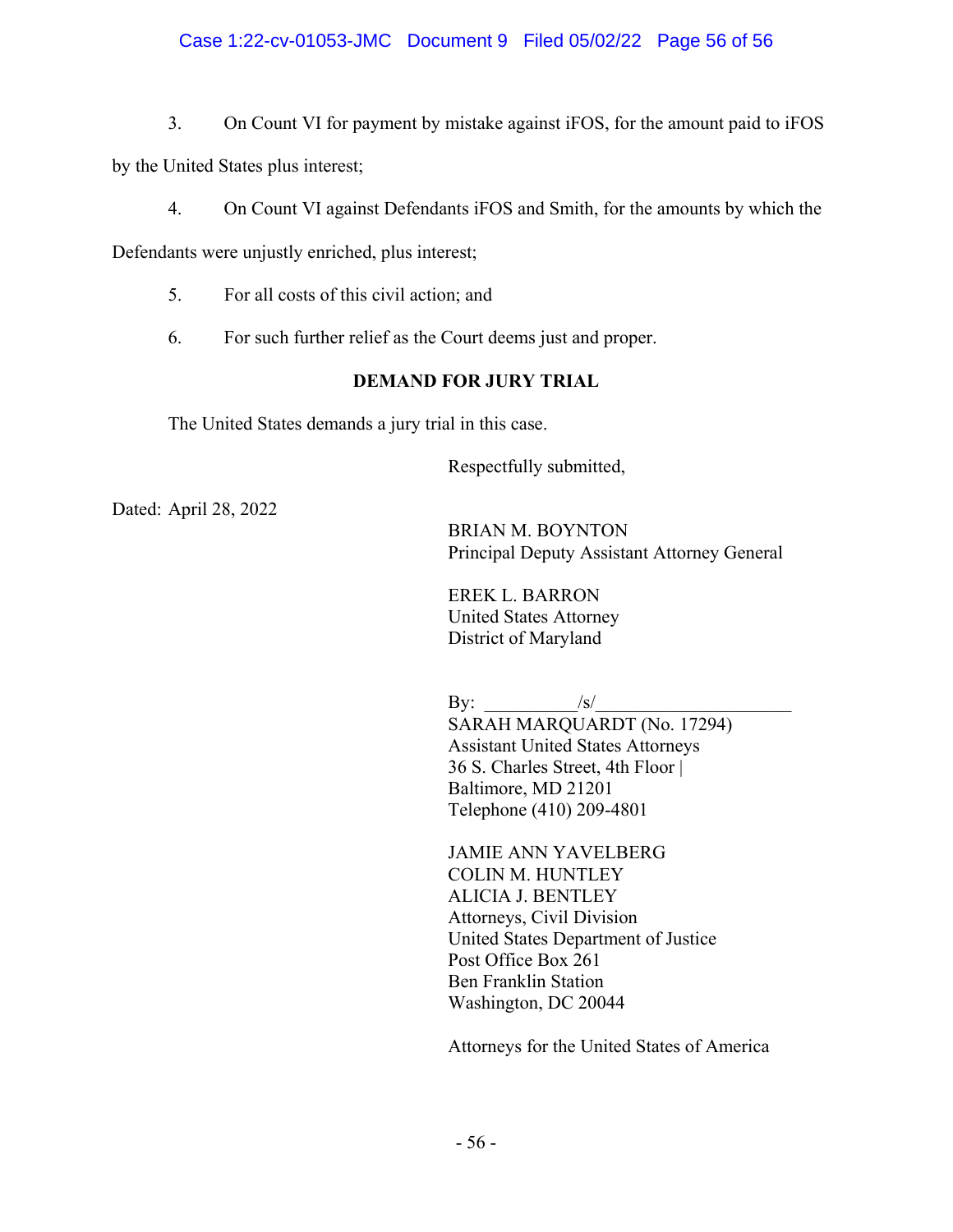3. On Count VI for payment by mistake against iFOS, for the amount paid to iFOS by the United States plus interest;

4. On Count VI against Defendants iFOS and Smith, for the amounts by which the Defendants were unjustly enriched, plus interest;

5. For all costs of this civil action; and

6. For such further relief as the Court deems just and proper.

**DEMAND FOR JURY TRIAL**

The United States demands a jury trial in this case.

Respectfully submitted,

Dated: April 28, 2022

BRIAN M. BOYNTON
Principal Deputy Assistant Attorney General

EREK L. BARRON
United States Attorney
District of Maryland

By: __________/s/_____________________
SARAH MARQUARDT (No. 17294)
Assistant United States Attorneys
36 S. Charles Street, 4th Floor |
Baltimore, MD 21201
Telephone (410) 209-4801

JAMIE ANN YAVELBERG
COLIN M. HUNTLEY
ALICIA J. BENTLEY
Attorneys, Civil Division
United States Department of Justice
Post Office Box 261
Ben Franklin Station
Washington, DC 20044

Attorneys for the United States of America